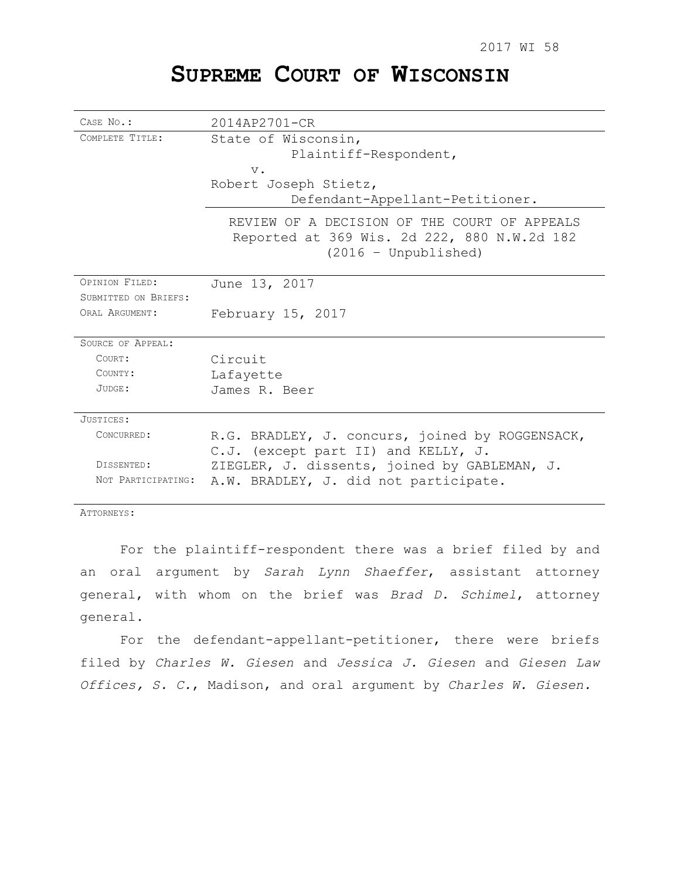2017 WI 58

# SUPREME COURT OF WISCONSIN

| | |
|---|---|
| CASE NO.: | 2014AP2701-CR |
| COMPLETE TITLE: | State of Wisconsin,<br>Plaintiff-Respondent,<br>v.<br>Robert Joseph Stietz,<br>Defendant-Appellant-Petitioner. |
| | REVIEW OF A DECISION OF THE COURT OF APPEALS<br>Reported at 369 Wis. 2d 222, 880 N.W.2d 182<br>(2016 – Unpublished) |
| OPINION FILED: | June 13, 2017 |
| SUBMITTED ON BRIEFS: | |
| ORAL ARGUMENT: | February 15, 2017 |
| SOURCE OF APPEAL: | |
| COURT: | Circuit |
| COUNTY: | Lafayette |
| JUDGE: | James R. Beer |
| JUSTICES: | |
| CONCURRED: | R.G. BRADLEY, J. concurs, joined by ROGGENSACK, C.J. (except part II) and KELLY, J. |
| DISSENTED: | ZIEGLER, J. dissents, joined by GABLEMAN, J. |
| NOT PARTICIPATING: | A.W. BRADLEY, J. did not participate. |

ATTORNEYS:

For the plaintiff-respondent there was a brief filed by and an oral argument by *Sarah Lynn Shaeffer*, assistant attorney general, with whom on the brief was *Brad D. Schimel*, attorney general.

For the defendant-appellant-petitioner, there were briefs filed by *Charles W. Giesen* and *Jessica J. Giesen* and *Giesen Law Offices, S. C.*, Madison, and oral argument by *Charles W. Giesen.*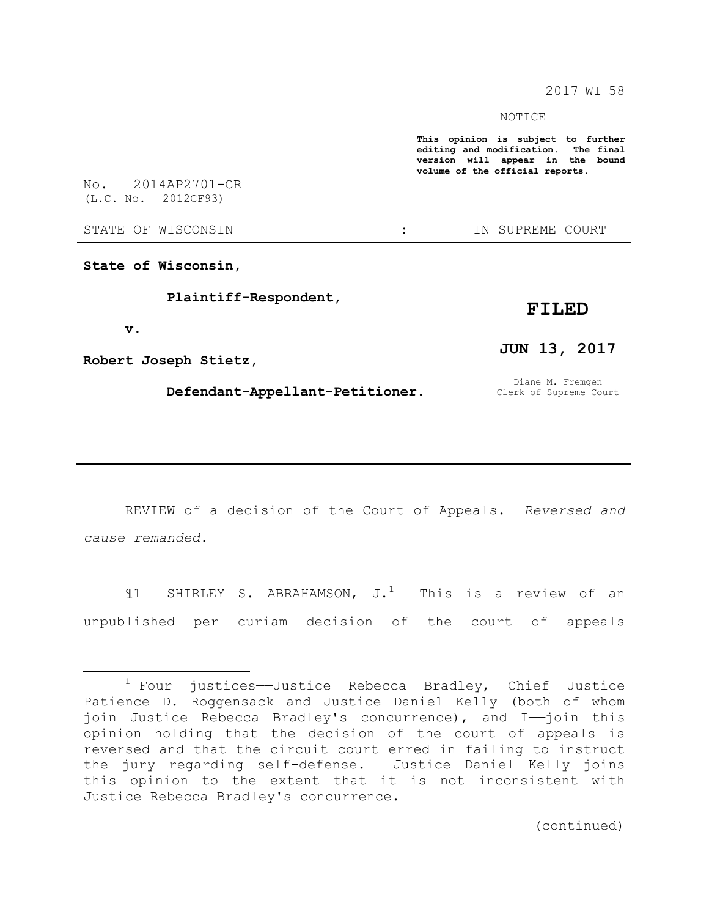2017 WI 58

NOTICE

**This opinion is subject to further editing and modification. The final version will appear in the bound volume of the official reports.**

No. 2014AP2701-CR
(L.C. No. 2012CF93)

STATE OF WISCONSIN : IN SUPREME COURT

---

**State of Wisconsin,**

**Plaintiff-Respondent,**

**v.**

**Robert Joseph Stietz,**

**Defendant-Appellant-Petitioner.**

**FILED**

**JUN 13, 2017**

Diane M. Fremgen
Clerk of Supreme Court

---

REVIEW of a decision of the Court of Appeals. *Reversed and cause remanded.*

¶1 SHIRLEY S. ABRAHAMSON, J.[1] This is a review of an unpublished per curiam decision of the court of appeals

---

[1] Four justices——Justice Rebecca Bradley, Chief Justice Patience D. Roggensack and Justice Daniel Kelly (both of whom join Justice Rebecca Bradley's concurrence), and I——join this opinion holding that the decision of the court of appeals is reversed and that the circuit court erred in failing to instruct the jury regarding self-defense. Justice Daniel Kelly joins this opinion to the extent that it is not inconsistent with Justice Rebecca Bradley's concurrence.

(continued)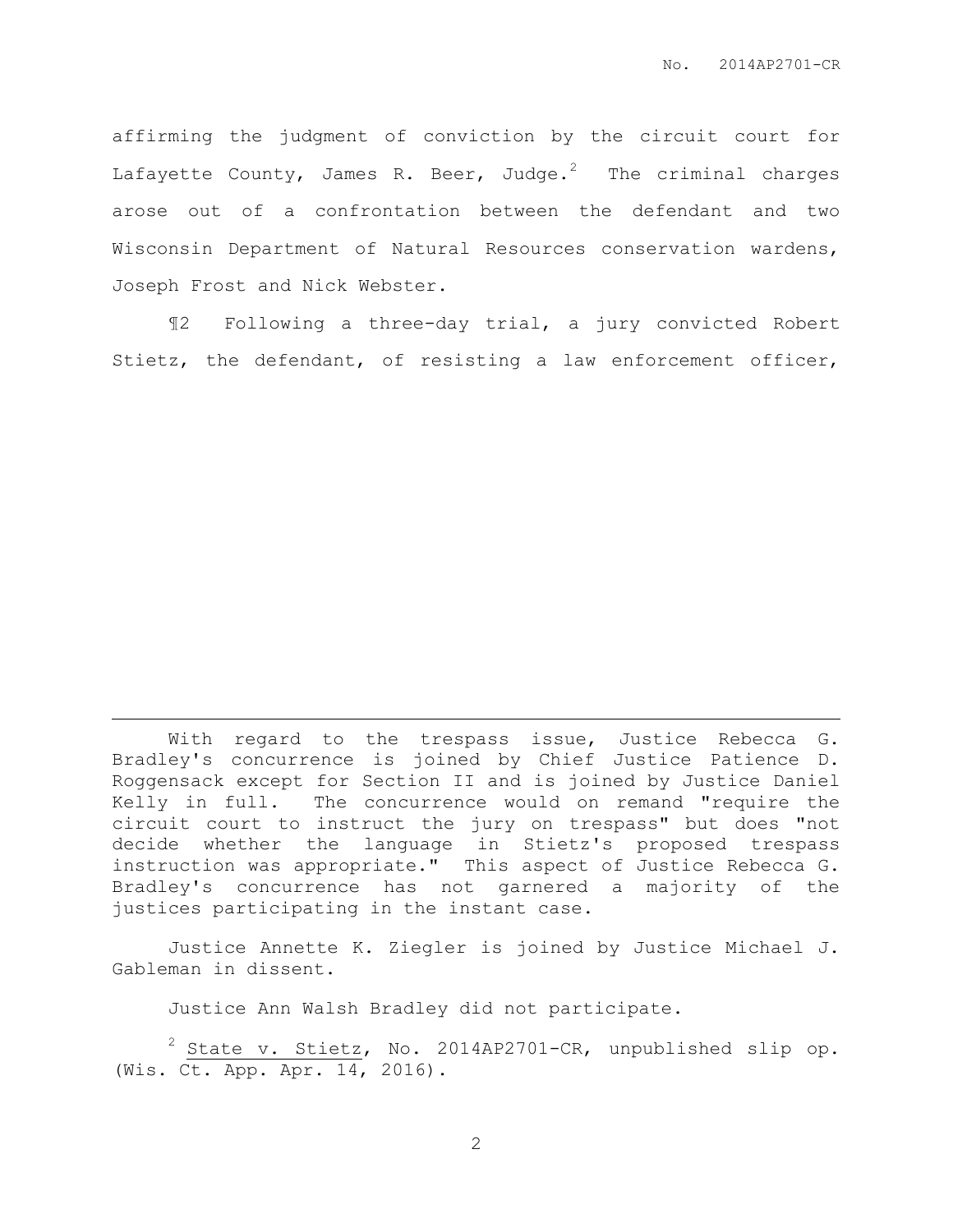affirming the judgment of conviction by the circuit court for Lafayette County, James R. Beer, Judge.[2] The criminal charges arose out of a confrontation between the defendant and two Wisconsin Department of Natural Resources conservation wardens, Joseph Frost and Nick Webster.

¶2 Following a three-day trial, a jury convicted Robert Stietz, the defendant, of resisting a law enforcement officer,

---

With regard to the trespass issue, Justice Rebecca G. Bradley's concurrence is joined by Chief Justice Patience D. Roggensack except for Section II and is joined by Justice Daniel Kelly in full. The concurrence would on remand "require the circuit court to instruct the jury on trespass" but does "not decide whether the language in Stietz's proposed trespass instruction was appropriate." This aspect of Justice Rebecca G. Bradley's concurrence has not garnered a majority of the justices participating in the instant case.

Justice Annette K. Ziegler is joined by Justice Michael J. Gableman in dissent.

Justice Ann Walsh Bradley did not participate.

[2] State v. Stietz, No. 2014AP2701-CR, unpublished slip op. (Wis. Ct. App. Apr. 14, 2016).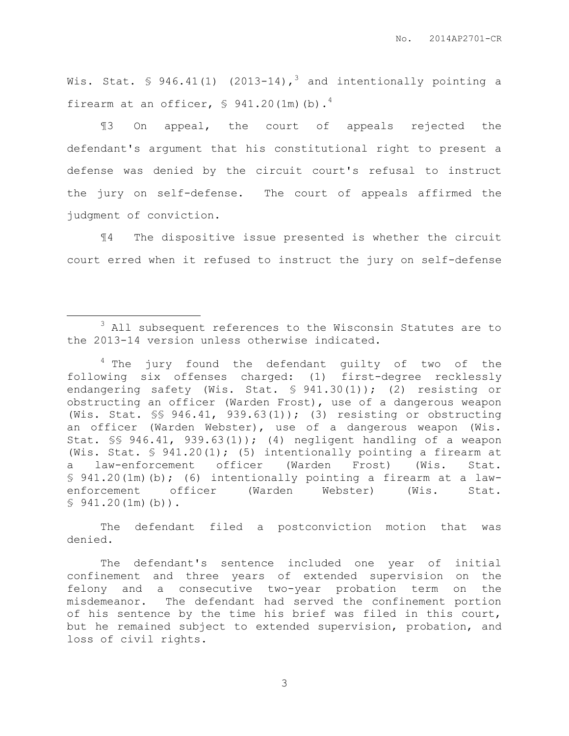Wis. Stat. § 946.41(1) (2013-14),[3] and intentionally pointing a firearm at an officer, § 941.20(1m)(b).[4]

¶3 On appeal, the court of appeals rejected the defendant's argument that his constitutional right to present a defense was denied by the circuit court's refusal to instruct the jury on self-defense. The court of appeals affirmed the judgment of conviction.

¶4 The dispositive issue presented is whether the circuit court erred when it refused to instruct the jury on self-defense

---

[3] All subsequent references to the Wisconsin Statutes are to the 2013-14 version unless otherwise indicated.

[4] The jury found the defendant guilty of two of the following six offenses charged: (1) first-degree recklessly endangering safety (Wis. Stat. § 941.30(1)); (2) resisting or obstructing an officer (Warden Frost), use of a dangerous weapon (Wis. Stat. §§ 946.41, 939.63(1)); (3) resisting or obstructing an officer (Warden Webster), use of a dangerous weapon (Wis. Stat. §§ 946.41, 939.63(1)); (4) negligent handling of a weapon (Wis. Stat. § 941.20(1); (5) intentionally pointing a firearm at a law-enforcement officer (Warden Frost) (Wis. Stat. § 941.20(1m)(b); (6) intentionally pointing a firearm at a law-enforcement officer (Warden Webster) (Wis. Stat. § 941.20(1m)(b)).

The defendant filed a postconviction motion that was denied.

The defendant's sentence included one year of initial confinement and three years of extended supervision on the felony and a consecutive two-year probation term on the misdemeanor. The defendant had served the confinement portion of his sentence by the time his brief was filed in this court, but he remained subject to extended supervision, probation, and loss of civil rights.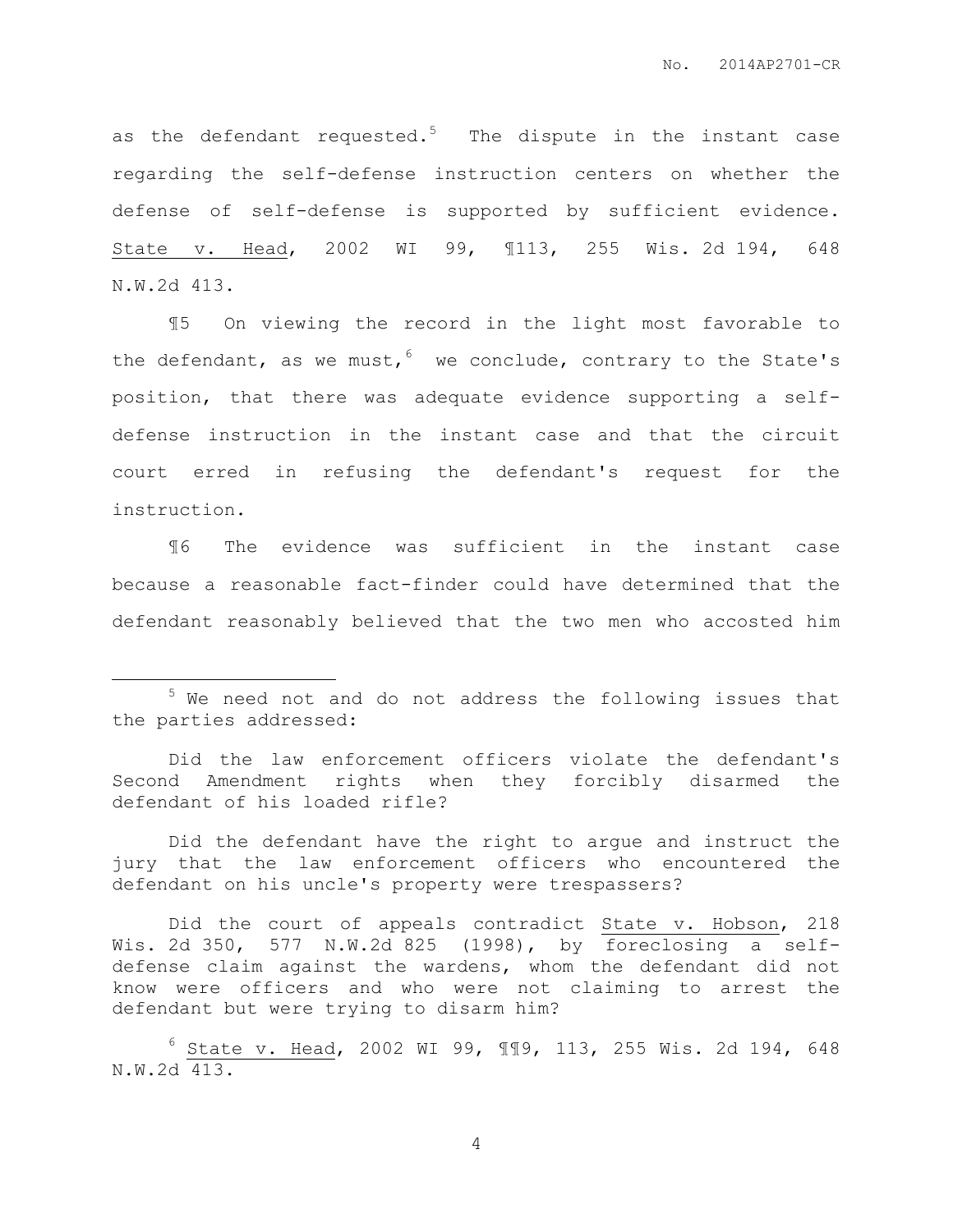as the defendant requested.[5] The dispute in the instant case regarding the self-defense instruction centers on whether the defense of self-defense is supported by sufficient evidence. State v. Head, 2002 WI 99, ¶113, 255 Wis. 2d 194, 648 N.W.2d 413.

¶5 On viewing the record in the light most favorable to the defendant, as we must,[6] we conclude, contrary to the State's position, that there was adequate evidence supporting a self-defense instruction in the instant case and that the circuit court erred in refusing the defendant's request for the instruction.

¶6 The evidence was sufficient in the instant case because a reasonable fact-finder could have determined that the defendant reasonably believed that the two men who accosted him

---

[5] We need not and do not address the following issues that the parties addressed:

Did the law enforcement officers violate the defendant's Second Amendment rights when they forcibly disarmed the defendant of his loaded rifle?

Did the defendant have the right to argue and instruct the jury that the law enforcement officers who encountered the defendant on his uncle's property were trespassers?

Did the court of appeals contradict State v. Hobson, 218 Wis. 2d 350, 577 N.W.2d 825 (1998), by foreclosing a self-defense claim against the wardens, whom the defendant did not know were officers and who were not claiming to arrest the defendant but were trying to disarm him?

[6] State v. Head, 2002 WI 99, ¶¶9, 113, 255 Wis. 2d 194, 648 N.W.2d 413.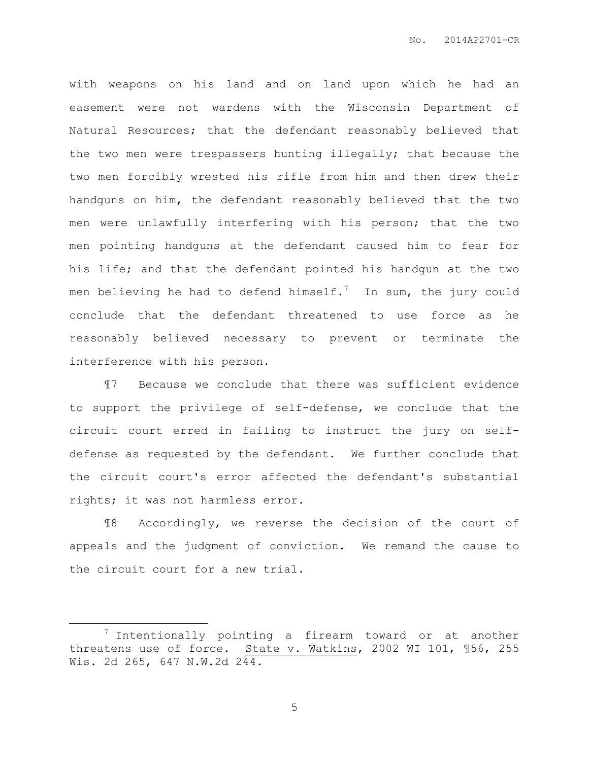with weapons on his land and on land upon which he had an easement were not wardens with the Wisconsin Department of Natural Resources; that the defendant reasonably believed that the two men were trespassers hunting illegally; that because the two men forcibly wrested his rifle from him and then drew their handguns on him, the defendant reasonably believed that the two men were unlawfully interfering with his person; that the two men pointing handguns at the defendant caused him to fear for his life; and that the defendant pointed his handgun at the two men believing he had to defend himself.[7] In sum, the jury could conclude that the defendant threatened to use force as he reasonably believed necessary to prevent or terminate the interference with his person.

¶7 Because we conclude that there was sufficient evidence to support the privilege of self-defense, we conclude that the circuit court erred in failing to instruct the jury on self-defense as requested by the defendant. We further conclude that the circuit court's error affected the defendant's substantial rights; it was not harmless error.

¶8 Accordingly, we reverse the decision of the court of appeals and the judgment of conviction. We remand the cause to the circuit court for a new trial.

---

[7] Intentionally pointing a firearm toward or at another threatens use of force. State v. Watkins, 2002 WI 101, ¶56, 255 Wis. 2d 265, 647 N.W.2d 244.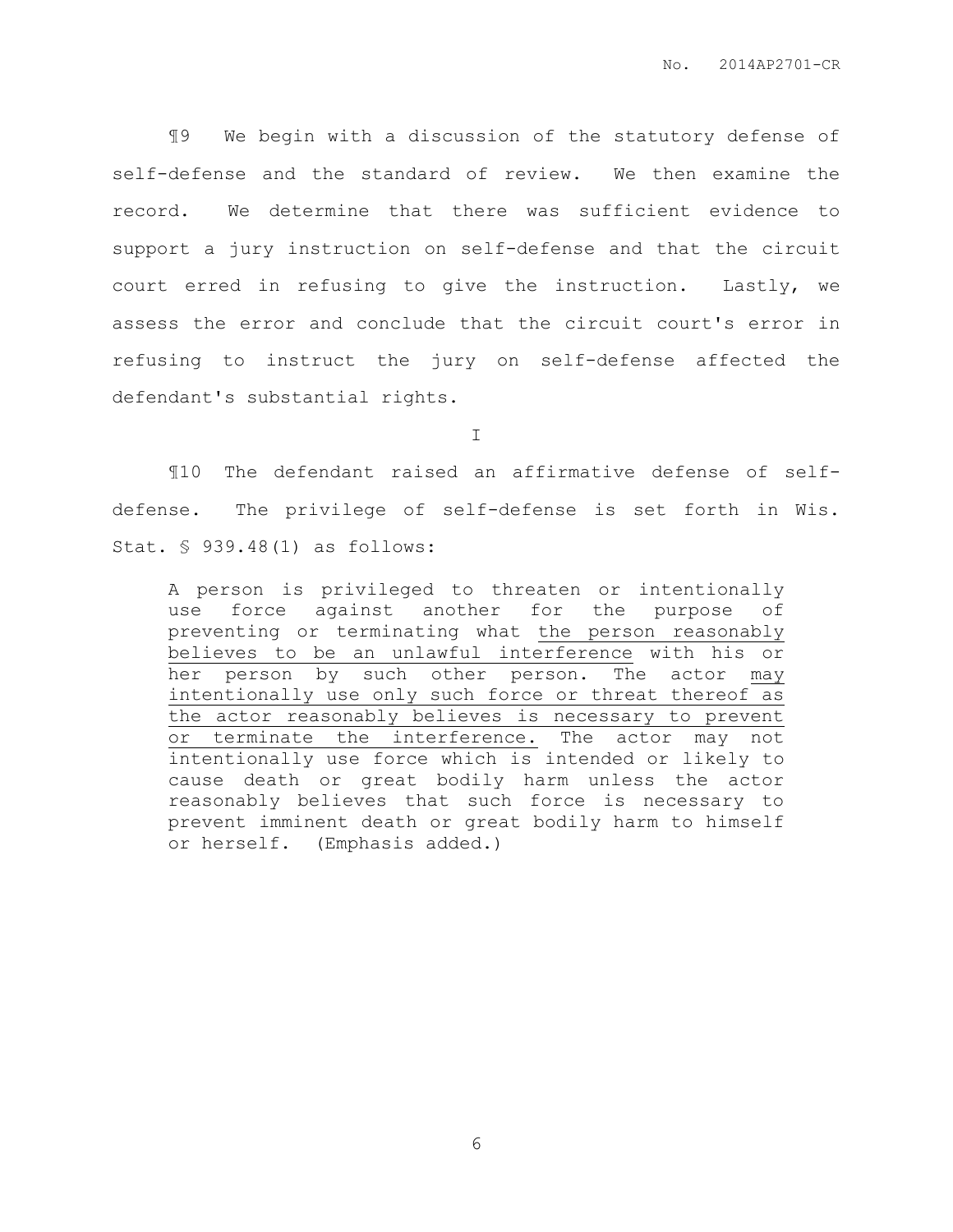¶9 We begin with a discussion of the statutory defense of self-defense and the standard of review. We then examine the record. We determine that there was sufficient evidence to support a jury instruction on self-defense and that the circuit court erred in refusing to give the instruction. Lastly, we assess the error and conclude that the circuit court's error in refusing to instruct the jury on self-defense affected the defendant's substantial rights.

I

¶10 The defendant raised an affirmative defense of self-defense. The privilege of self-defense is set forth in Wis. Stat. § 939.48(1) as follows:

> A person is privileged to threaten or intentionally use force against another for the purpose of preventing or terminating what <u>the person reasonably believes to be an unlawful interference</u> with his or her person by such other person. The actor <u>may intentionally use only such force or threat thereof as the actor reasonably believes is necessary to prevent or terminate the interference.</u> The actor may not intentionally use force which is intended or likely to cause death or great bodily harm unless the actor reasonably believes that such force is necessary to prevent imminent death or great bodily harm to himself or herself. (Emphasis added.)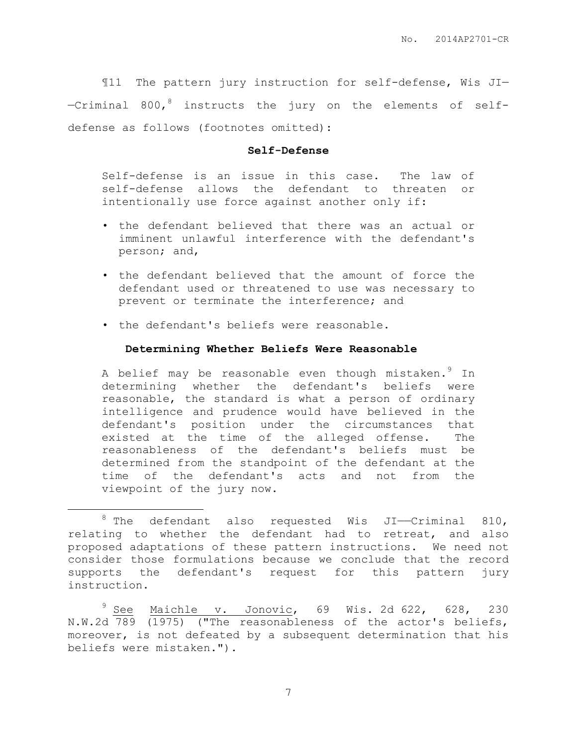¶11 The pattern jury instruction for self-defense, Wis JI——Criminal 800,[8] instructs the jury on the elements of self-defense as follows (footnotes omitted):

> **Self-Defense**
>
> Self-defense is an issue in this case. The law of self-defense allows the defendant to threaten or intentionally use force against another only if:
>
> - the defendant believed that there was an actual or imminent unlawful interference with the defendant's person; and,
> - the defendant believed that the amount of force the defendant used or threatened to use was necessary to prevent or terminate the interference; and
> - the defendant's beliefs were reasonable.
>
> **Determining Whether Beliefs Were Reasonable**
>
> A belief may be reasonable even though mistaken.[9] In determining whether the defendant's beliefs were reasonable, the standard is what a person of ordinary intelligence and prudence would have believed in the defendant's position under the circumstances that existed at the time of the alleged offense. The reasonableness of the defendant's beliefs must be determined from the standpoint of the defendant at the time of the defendant's acts and not from the viewpoint of the jury now.

---

[8] The defendant also requested Wis JI——Criminal 810, relating to whether the defendant had to retreat, and also proposed adaptations of these pattern instructions. We need not consider those formulations because we conclude that the record supports the defendant's request for this pattern jury instruction.

[9] See Maichle v. Jonovic, 69 Wis. 2d 622, 628, 230 N.W.2d 789 (1975) ("The reasonableness of the actor's beliefs, moreover, is not defeated by a subsequent determination that his beliefs were mistaken.").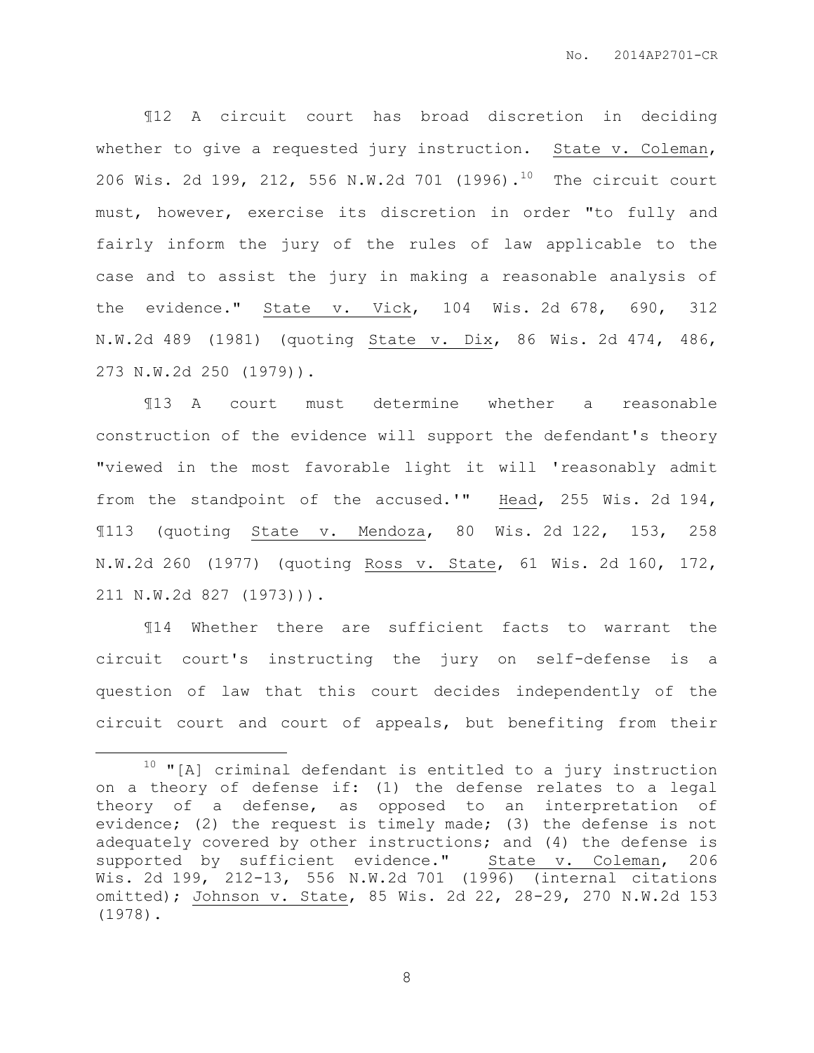¶12 A circuit court has broad discretion in deciding whether to give a requested jury instruction. State v. Coleman, 206 Wis. 2d 199, 212, 556 N.W.2d 701 (1996).[10] The circuit court must, however, exercise its discretion in order "to fully and fairly inform the jury of the rules of law applicable to the case and to assist the jury in making a reasonable analysis of the evidence." State v. Vick, 104 Wis. 2d 678, 690, 312 N.W.2d 489 (1981) (quoting State v. Dix, 86 Wis. 2d 474, 486, 273 N.W.2d 250 (1979)).

¶13 A court must determine whether a reasonable construction of the evidence will support the defendant's theory "viewed in the most favorable light it will 'reasonably admit from the standpoint of the accused.'" Head, 255 Wis. 2d 194, ¶113 (quoting State v. Mendoza, 80 Wis. 2d 122, 153, 258 N.W.2d 260 (1977) (quoting Ross v. State, 61 Wis. 2d 160, 172, 211 N.W.2d 827 (1973))).

¶14 Whether there are sufficient facts to warrant the circuit court's instructing the jury on self-defense is a question of law that this court decides independently of the circuit court and court of appeals, but benefiting from their

---

[10] "[A] criminal defendant is entitled to a jury instruction on a theory of defense if: (1) the defense relates to a legal theory of a defense, as opposed to an interpretation of evidence; (2) the request is timely made; (3) the defense is not adequately covered by other instructions; and (4) the defense is supported by sufficient evidence." State v. Coleman, 206 Wis. 2d 199, 212-13, 556 N.W.2d 701 (1996) (internal citations omitted); Johnson v. State, 85 Wis. 2d 22, 28-29, 270 N.W.2d 153 (1978).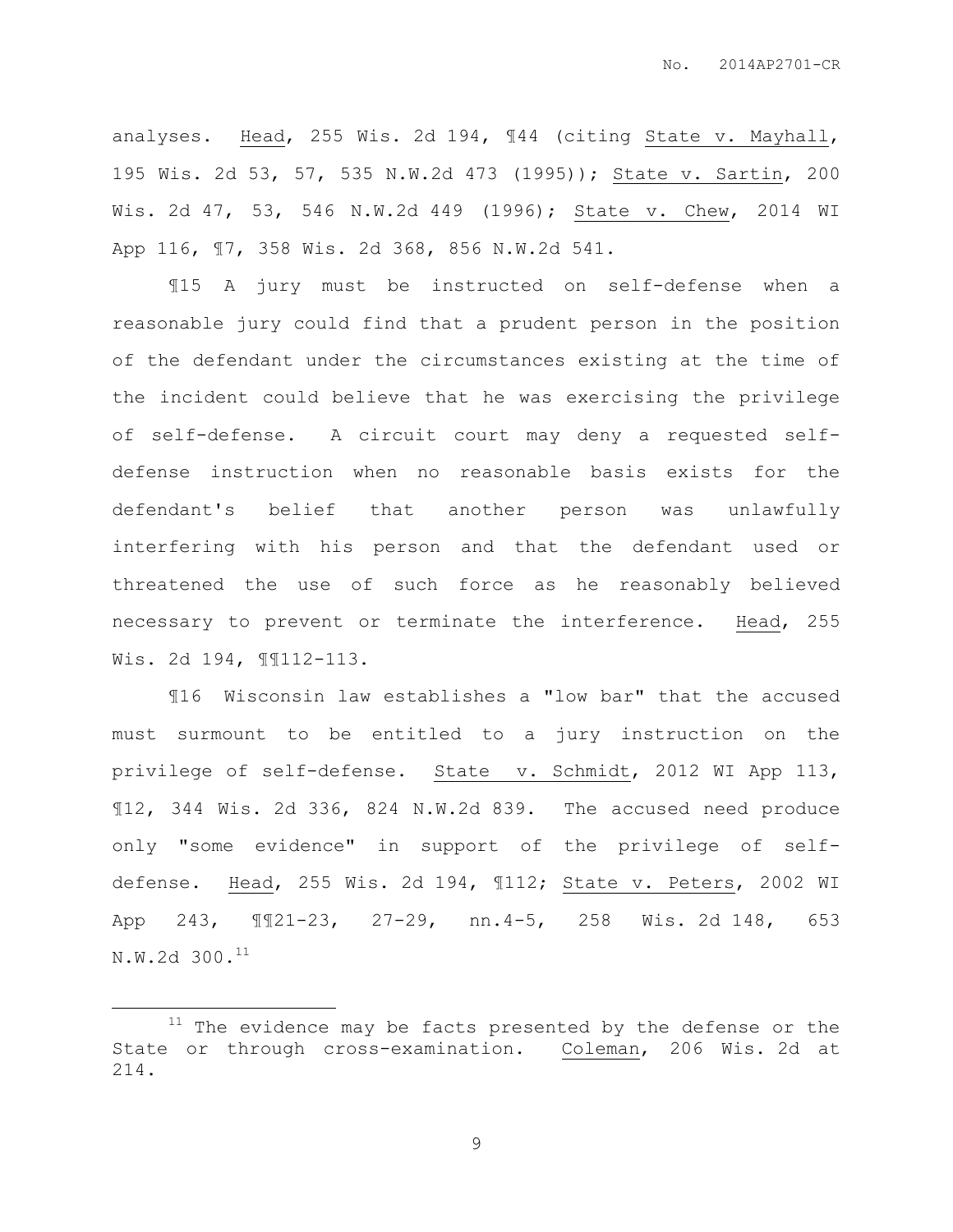analyses. Head, 255 Wis. 2d 194, ¶44 (citing State v. Mayhall, 195 Wis. 2d 53, 57, 535 N.W.2d 473 (1995)); State v. Sartin, 200 Wis. 2d 47, 53, 546 N.W.2d 449 (1996); State v. Chew, 2014 WI App 116, ¶7, 358 Wis. 2d 368, 856 N.W.2d 541.

¶15 A jury must be instructed on self-defense when a reasonable jury could find that a prudent person in the position of the defendant under the circumstances existing at the time of the incident could believe that he was exercising the privilege of self-defense. A circuit court may deny a requested self-defense instruction when no reasonable basis exists for the defendant's belief that another person was unlawfully interfering with his person and that the defendant used or threatened the use of such force as he reasonably believed necessary to prevent or terminate the interference. Head, 255 Wis. 2d 194, ¶¶112-113.

¶16 Wisconsin law establishes a "low bar" that the accused must surmount to be entitled to a jury instruction on the privilege of self-defense. State v. Schmidt, 2012 WI App 113, ¶12, 344 Wis. 2d 336, 824 N.W.2d 839. The accused need produce only "some evidence" in support of the privilege of self-defense. Head, 255 Wis. 2d 194, ¶112; State v. Peters, 2002 WI App 243, ¶¶21-23, 27-29, nn.4-5, 258 Wis. 2d 148, 653 N.W.2d 300.[11]

---

[11] The evidence may be facts presented by the defense or the State or through cross-examination. Coleman, 206 Wis. 2d at 214.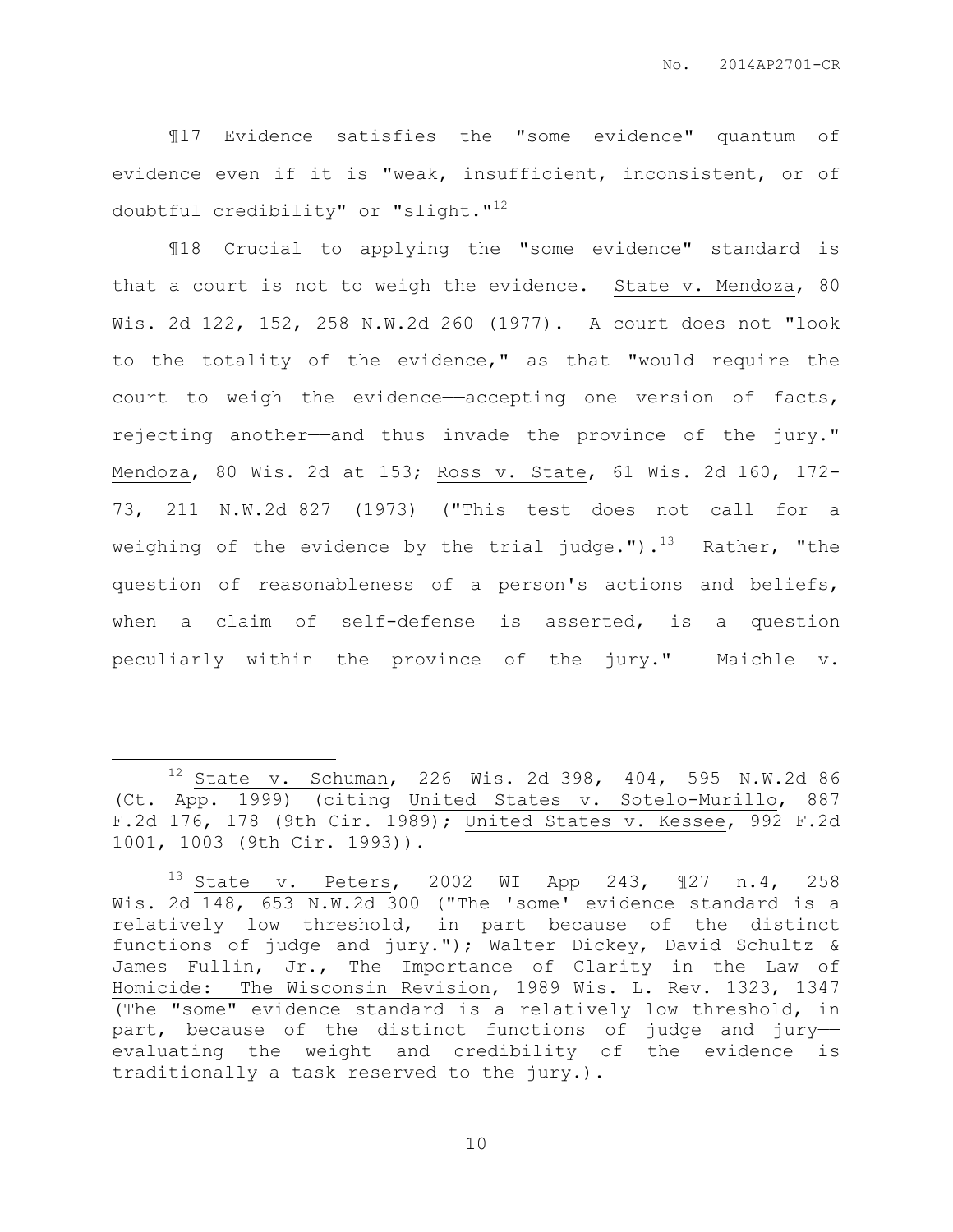¶17 Evidence satisfies the "some evidence" quantum of evidence even if it is "weak, insufficient, inconsistent, or of doubtful credibility" or "slight."[12]

¶18 Crucial to applying the "some evidence" standard is that a court is not to weigh the evidence. State v. Mendoza, 80 Wis. 2d 122, 152, 258 N.W.2d 260 (1977). A court does not "look to the totality of the evidence," as that "would require the court to weigh the evidence——accepting one version of facts, rejecting another——and thus invade the province of the jury." Mendoza, 80 Wis. 2d at 153; Ross v. State, 61 Wis. 2d 160, 172-73, 211 N.W.2d 827 (1973) ("This test does not call for a weighing of the evidence by the trial judge.").[13] Rather, "the question of reasonableness of a person's actions and beliefs, when a claim of self-defense is asserted, is a question peculiarly within the province of the jury." Maichle v.

---

[12] State v. Schuman, 226 Wis. 2d 398, 404, 595 N.W.2d 86 (Ct. App. 1999) (citing United States v. Sotelo-Murillo, 887 F.2d 176, 178 (9th Cir. 1989); United States v. Kessee, 992 F.2d 1001, 1003 (9th Cir. 1993)).

[13] State v. Peters, 2002 WI App 243, ¶27 n.4, 258 Wis. 2d 148, 653 N.W.2d 300 ("The 'some' evidence standard is a relatively low threshold, in part because of the distinct functions of judge and jury."); Walter Dickey, David Schultz & James Fullin, Jr., The Importance of Clarity in the Law of Homicide: The Wisconsin Revision, 1989 Wis. L. Rev. 1323, 1347 (The "some" evidence standard is a relatively low threshold, in part, because of the distinct functions of judge and jury——evaluating the weight and credibility of the evidence is traditionally a task reserved to the jury.).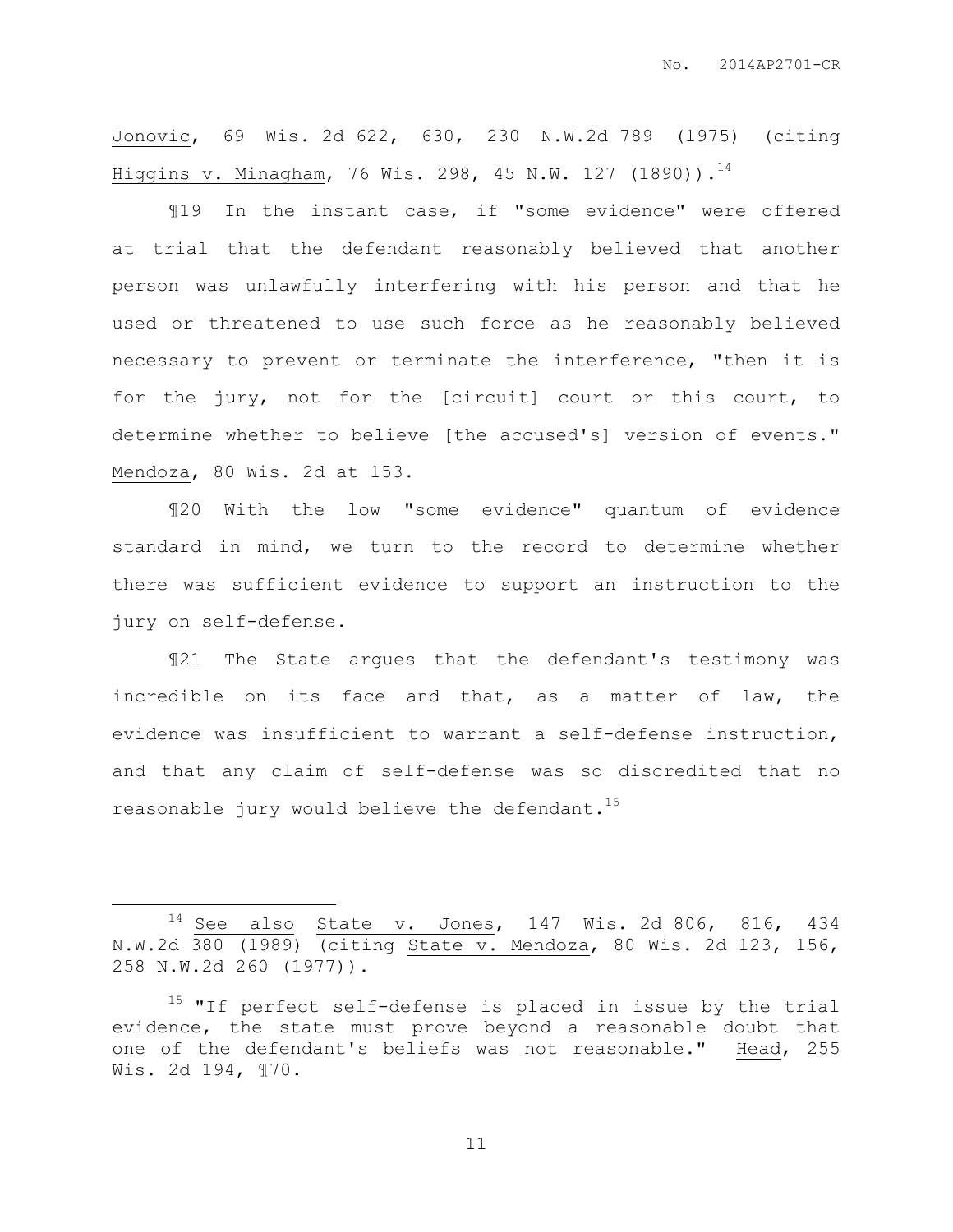Jonovic, 69 Wis. 2d 622, 630, 230 N.W.2d 789 (1975) (citing Higgins v. Minagham, 76 Wis. 298, 45 N.W. 127 (1890)).[14]

¶19 In the instant case, if "some evidence" were offered at trial that the defendant reasonably believed that another person was unlawfully interfering with his person and that he used or threatened to use such force as he reasonably believed necessary to prevent or terminate the interference, "then it is for the jury, not for the [circuit] court or this court, to determine whether to believe [the accused's] version of events." Mendoza, 80 Wis. 2d at 153.

¶20 With the low "some evidence" quantum of evidence standard in mind, we turn to the record to determine whether there was sufficient evidence to support an instruction to the jury on self-defense.

¶21 The State argues that the defendant's testimony was incredible on its face and that, as a matter of law, the evidence was insufficient to warrant a self-defense instruction, and that any claim of self-defense was so discredited that no reasonable jury would believe the defendant.[15]

---

[14] See also State v. Jones, 147 Wis. 2d 806, 816, 434 N.W.2d 380 (1989) (citing State v. Mendoza, 80 Wis. 2d 123, 156, 258 N.W.2d 260 (1977)).

[15] "If perfect self-defense is placed in issue by the trial evidence, the state must prove beyond a reasonable doubt that one of the defendant's beliefs was not reasonable." Head, 255 Wis. 2d 194, ¶70.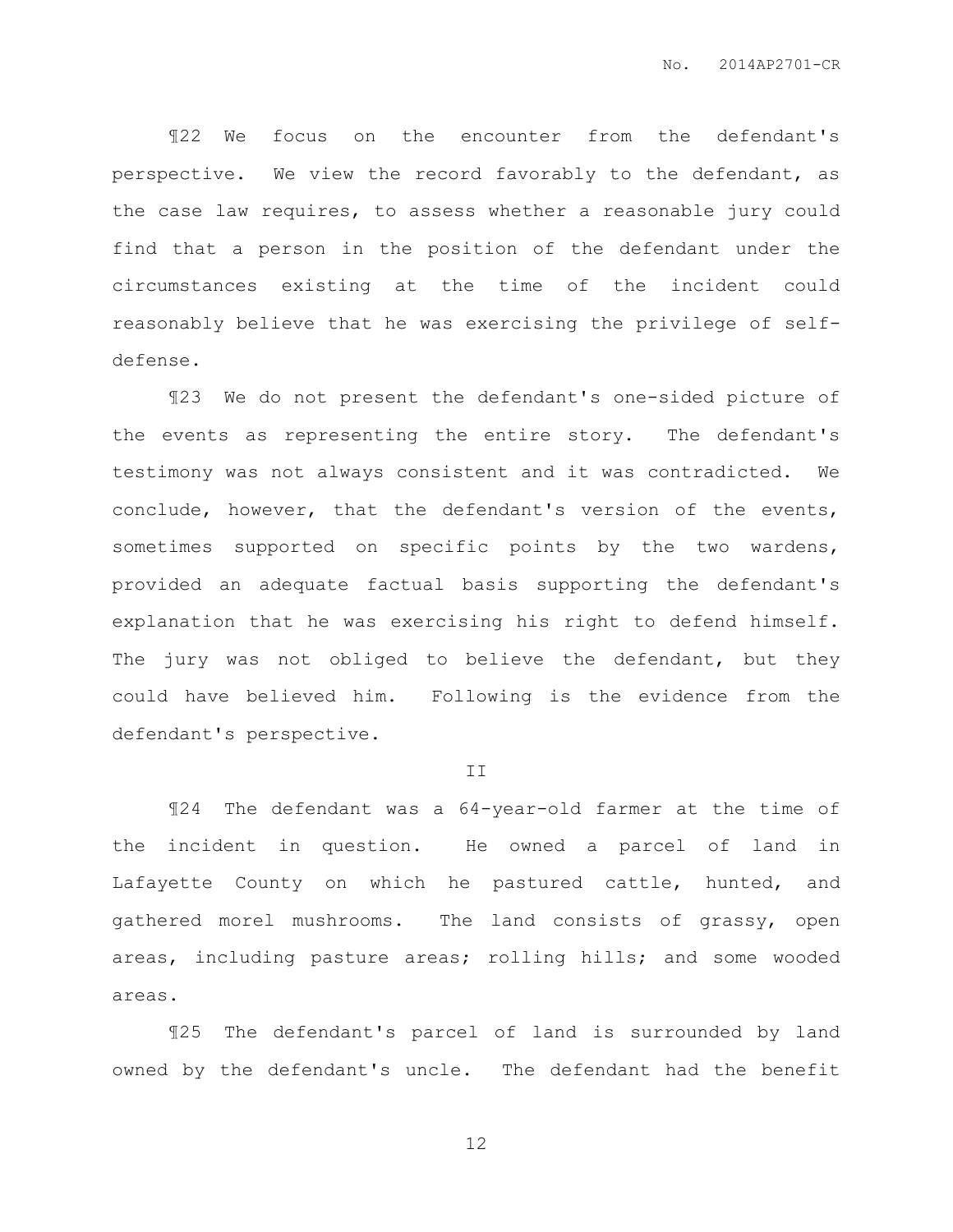¶22 We focus on the encounter from the defendant's perspective. We view the record favorably to the defendant, as the case law requires, to assess whether a reasonable jury could find that a person in the position of the defendant under the circumstances existing at the time of the incident could reasonably believe that he was exercising the privilege of self-defense.

¶23 We do not present the defendant's one-sided picture of the events as representing the entire story. The defendant's testimony was not always consistent and it was contradicted. We conclude, however, that the defendant's version of the events, sometimes supported on specific points by the two wardens, provided an adequate factual basis supporting the defendant's explanation that he was exercising his right to defend himself. The jury was not obliged to believe the defendant, but they could have believed him. Following is the evidence from the defendant's perspective.

## II

¶24 The defendant was a 64-year-old farmer at the time of the incident in question. He owned a parcel of land in Lafayette County on which he pastured cattle, hunted, and gathered morel mushrooms. The land consists of grassy, open areas, including pasture areas; rolling hills; and some wooded areas.

¶25 The defendant's parcel of land is surrounded by land owned by the defendant's uncle. The defendant had the benefit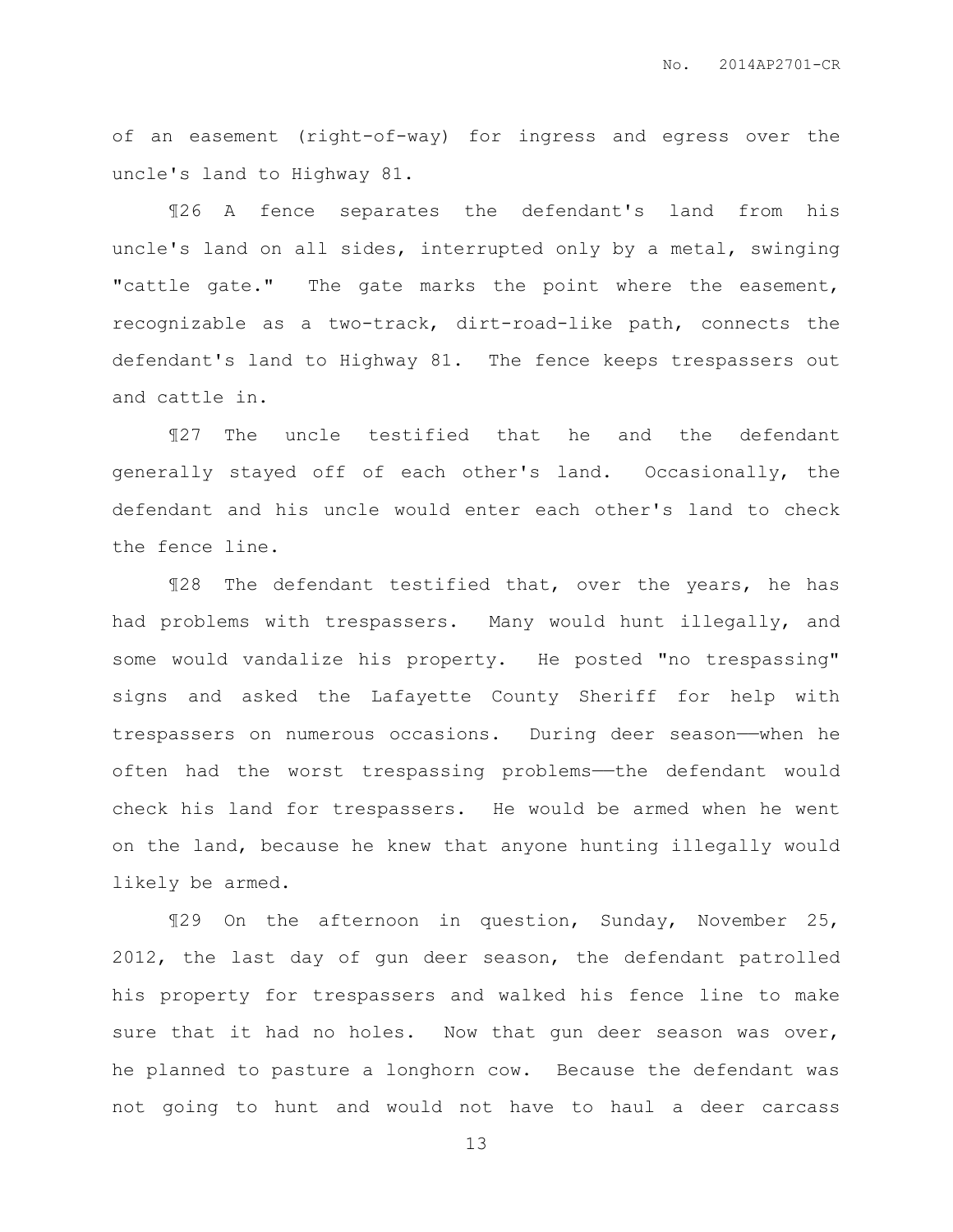of an easement (right-of-way) for ingress and egress over the uncle's land to Highway 81.

¶26 A fence separates the defendant's land from his uncle's land on all sides, interrupted only by a metal, swinging "cattle gate." The gate marks the point where the easement, recognizable as a two-track, dirt-road-like path, connects the defendant's land to Highway 81. The fence keeps trespassers out and cattle in.

¶27 The uncle testified that he and the defendant generally stayed off of each other's land. Occasionally, the defendant and his uncle would enter each other's land to check the fence line.

¶28 The defendant testified that, over the years, he has had problems with trespassers. Many would hunt illegally, and some would vandalize his property. He posted "no trespassing" signs and asked the Lafayette County Sheriff for help with trespassers on numerous occasions. During deer season——when he often had the worst trespassing problems——the defendant would check his land for trespassers. He would be armed when he went on the land, because he knew that anyone hunting illegally would likely be armed.

¶29 On the afternoon in question, Sunday, November 25, 2012, the last day of gun deer season, the defendant patrolled his property for trespassers and walked his fence line to make sure that it had no holes. Now that gun deer season was over, he planned to pasture a longhorn cow. Because the defendant was not going to hunt and would not have to haul a deer carcass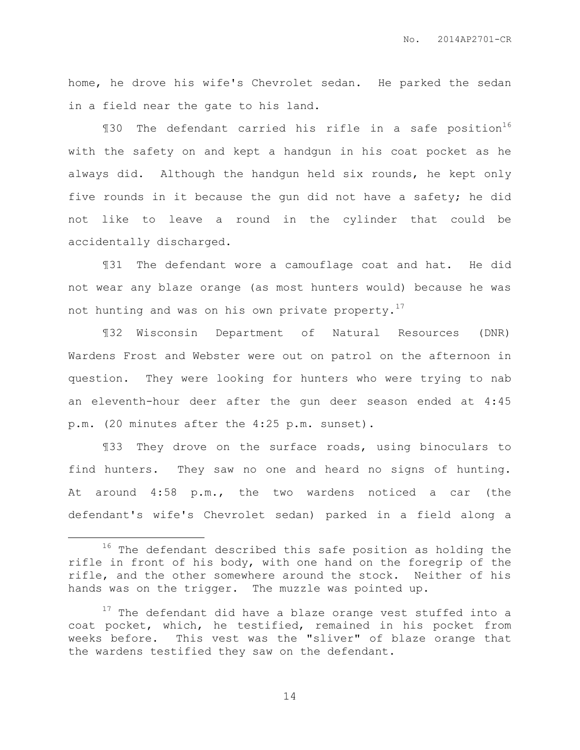home, he drove his wife's Chevrolet sedan. He parked the sedan in a field near the gate to his land.

¶30 The defendant carried his rifle in a safe position[16] with the safety on and kept a handgun in his coat pocket as he always did. Although the handgun held six rounds, he kept only five rounds in it because the gun did not have a safety; he did not like to leave a round in the cylinder that could be accidentally discharged.

¶31 The defendant wore a camouflage coat and hat. He did not wear any blaze orange (as most hunters would) because he was not hunting and was on his own private property.[17]

¶32 Wisconsin Department of Natural Resources (DNR) Wardens Frost and Webster were out on patrol on the afternoon in question. They were looking for hunters who were trying to nab an eleventh-hour deer after the gun deer season ended at 4:45 p.m. (20 minutes after the 4:25 p.m. sunset).

¶33 They drove on the surface roads, using binoculars to find hunters. They saw no one and heard no signs of hunting. At around 4:58 p.m., the two wardens noticed a car (the defendant's wife's Chevrolet sedan) parked in a field along a

---

[16] The defendant described this safe position as holding the rifle in front of his body, with one hand on the foregrip of the rifle, and the other somewhere around the stock. Neither of his hands was on the trigger. The muzzle was pointed up.

[17] The defendant did have a blaze orange vest stuffed into a coat pocket, which, he testified, remained in his pocket from weeks before. This vest was the "sliver" of blaze orange that the wardens testified they saw on the defendant.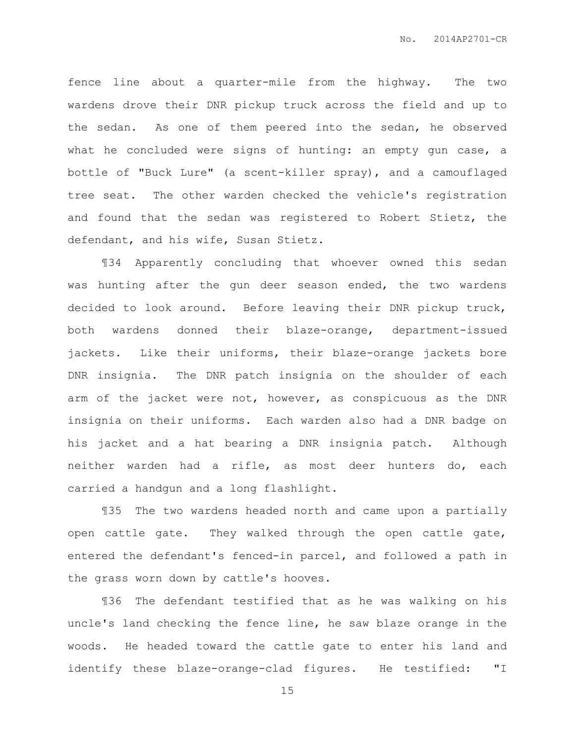fence line about a quarter-mile from the highway. The two wardens drove their DNR pickup truck across the field and up to the sedan. As one of them peered into the sedan, he observed what he concluded were signs of hunting: an empty gun case, a bottle of "Buck Lure" (a scent-killer spray), and a camouflaged tree seat. The other warden checked the vehicle's registration and found that the sedan was registered to Robert Stietz, the defendant, and his wife, Susan Stietz.

¶34 Apparently concluding that whoever owned this sedan was hunting after the gun deer season ended, the two wardens decided to look around. Before leaving their DNR pickup truck, both wardens donned their blaze-orange, department-issued jackets. Like their uniforms, their blaze-orange jackets bore DNR insignia. The DNR patch insignia on the shoulder of each arm of the jacket were not, however, as conspicuous as the DNR insignia on their uniforms. Each warden also had a DNR badge on his jacket and a hat bearing a DNR insignia patch. Although neither warden had a rifle, as most deer hunters do, each carried a handgun and a long flashlight.

¶35 The two wardens headed north and came upon a partially open cattle gate. They walked through the open cattle gate, entered the defendant's fenced-in parcel, and followed a path in the grass worn down by cattle's hooves.

¶36 The defendant testified that as he was walking on his uncle's land checking the fence line, he saw blaze orange in the woods. He headed toward the cattle gate to enter his land and identify these blaze-orange-clad figures. He testified: "I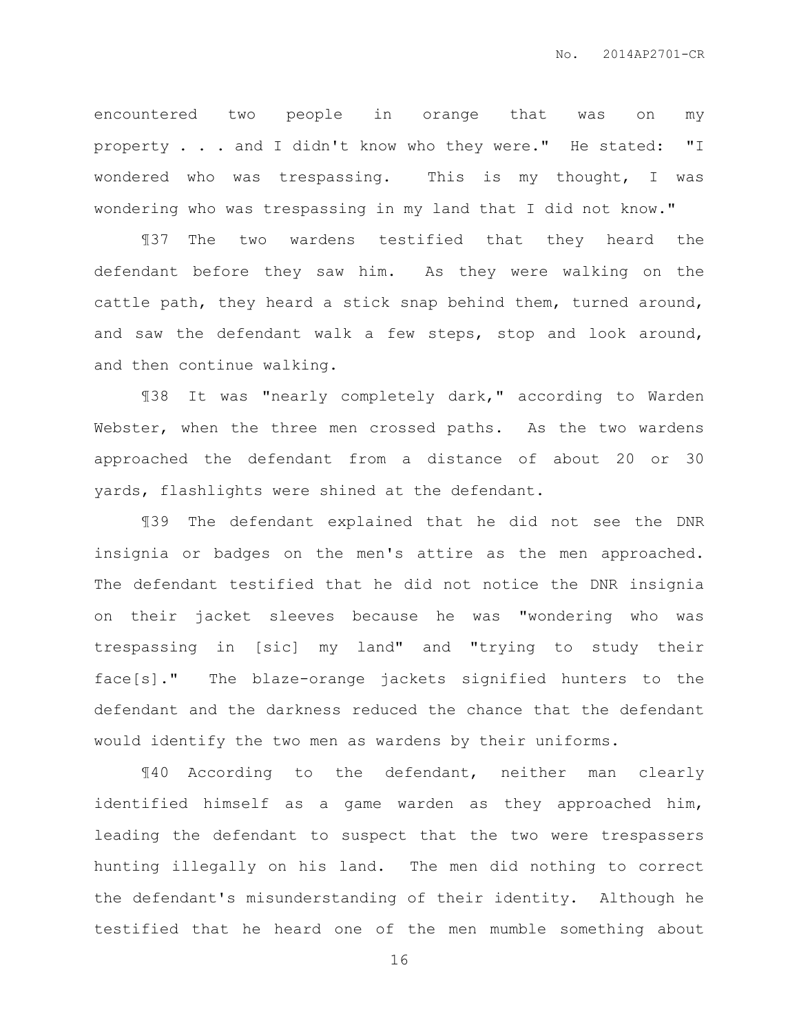encountered two people in orange that was on my property . . . and I didn't know who they were." He stated: "I wondered who was trespassing. This is my thought, I was wondering who was trespassing in my land that I did not know."

¶37 The two wardens testified that they heard the defendant before they saw him. As they were walking on the cattle path, they heard a stick snap behind them, turned around, and saw the defendant walk a few steps, stop and look around, and then continue walking.

¶38 It was "nearly completely dark," according to Warden Webster, when the three men crossed paths. As the two wardens approached the defendant from a distance of about 20 or 30 yards, flashlights were shined at the defendant.

¶39 The defendant explained that he did not see the DNR insignia or badges on the men's attire as the men approached. The defendant testified that he did not notice the DNR insignia on their jacket sleeves because he was "wondering who was trespassing in [sic] my land" and "trying to study their face[s]." The blaze-orange jackets signified hunters to the defendant and the darkness reduced the chance that the defendant would identify the two men as wardens by their uniforms.

¶40 According to the defendant, neither man clearly identified himself as a game warden as they approached him, leading the defendant to suspect that the two were trespassers hunting illegally on his land. The men did nothing to correct the defendant's misunderstanding of their identity. Although he testified that he heard one of the men mumble something about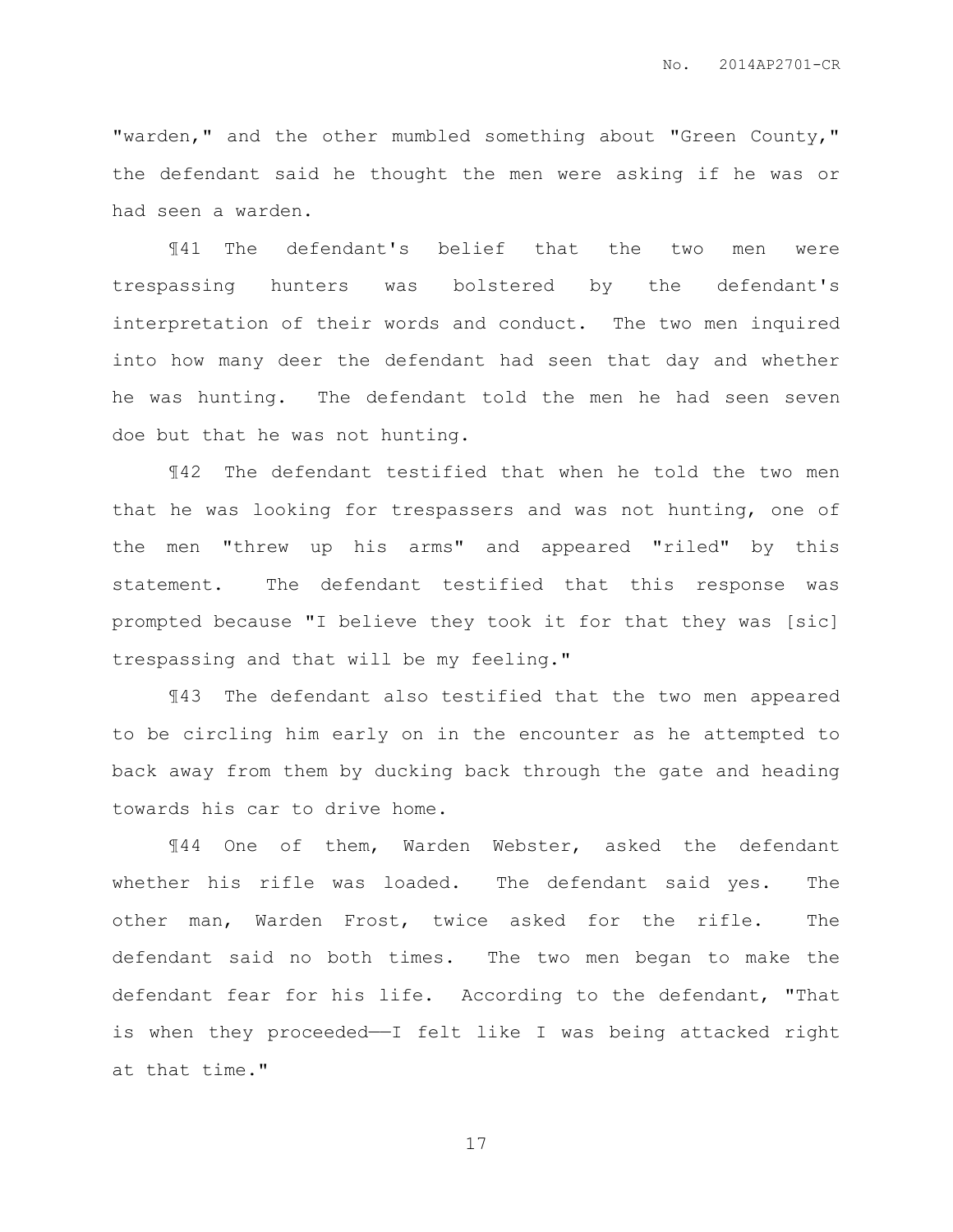"warden," and the other mumbled something about "Green County," the defendant said he thought the men were asking if he was or had seen a warden.

¶41 The defendant's belief that the two men were trespassing hunters was bolstered by the defendant's interpretation of their words and conduct. The two men inquired into how many deer the defendant had seen that day and whether he was hunting. The defendant told the men he had seen seven doe but that he was not hunting.

¶42 The defendant testified that when he told the two men that he was looking for trespassers and was not hunting, one of the men "threw up his arms" and appeared "riled" by this statement. The defendant testified that this response was prompted because "I believe they took it for that they was [sic] trespassing and that will be my feeling."

¶43 The defendant also testified that the two men appeared to be circling him early on in the encounter as he attempted to back away from them by ducking back through the gate and heading towards his car to drive home.

¶44 One of them, Warden Webster, asked the defendant whether his rifle was loaded. The defendant said yes. The other man, Warden Frost, twice asked for the rifle. The defendant said no both times. The two men began to make the defendant fear for his life. According to the defendant, "That is when they proceeded——I felt like I was being attacked right at that time."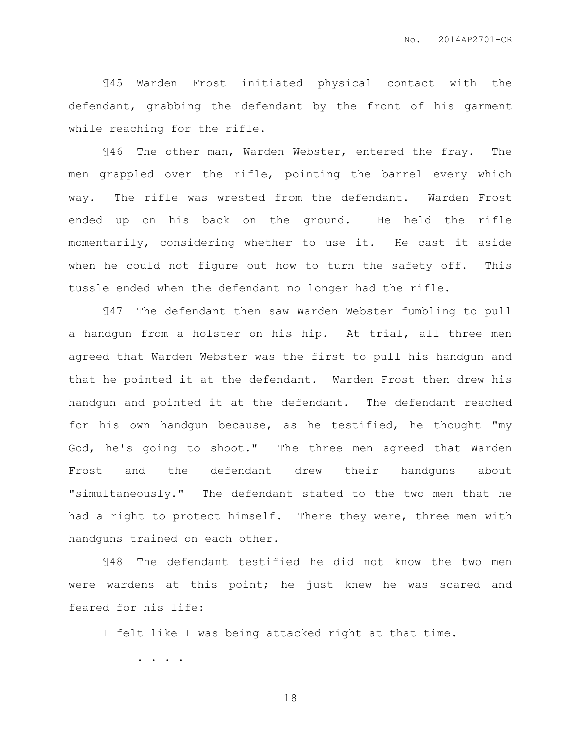¶45 Warden Frost initiated physical contact with the defendant, grabbing the defendant by the front of his garment while reaching for the rifle.

¶46 The other man, Warden Webster, entered the fray. The men grappled over the rifle, pointing the barrel every which way. The rifle was wrested from the defendant. Warden Frost ended up on his back on the ground. He held the rifle momentarily, considering whether to use it. He cast it aside when he could not figure out how to turn the safety off. This tussle ended when the defendant no longer had the rifle.

¶47 The defendant then saw Warden Webster fumbling to pull a handgun from a holster on his hip. At trial, all three men agreed that Warden Webster was the first to pull his handgun and that he pointed it at the defendant. Warden Frost then drew his handgun and pointed it at the defendant. The defendant reached for his own handgun because, as he testified, he thought "my God, he's going to shoot." The three men agreed that Warden Frost and the defendant drew their handguns about "simultaneously." The defendant stated to the two men that he had a right to protect himself. There they were, three men with handguns trained on each other.

¶48 The defendant testified he did not know the two men were wardens at this point; he just knew he was scared and feared for his life:

> I felt like I was being attacked right at that time.
>
> . . . .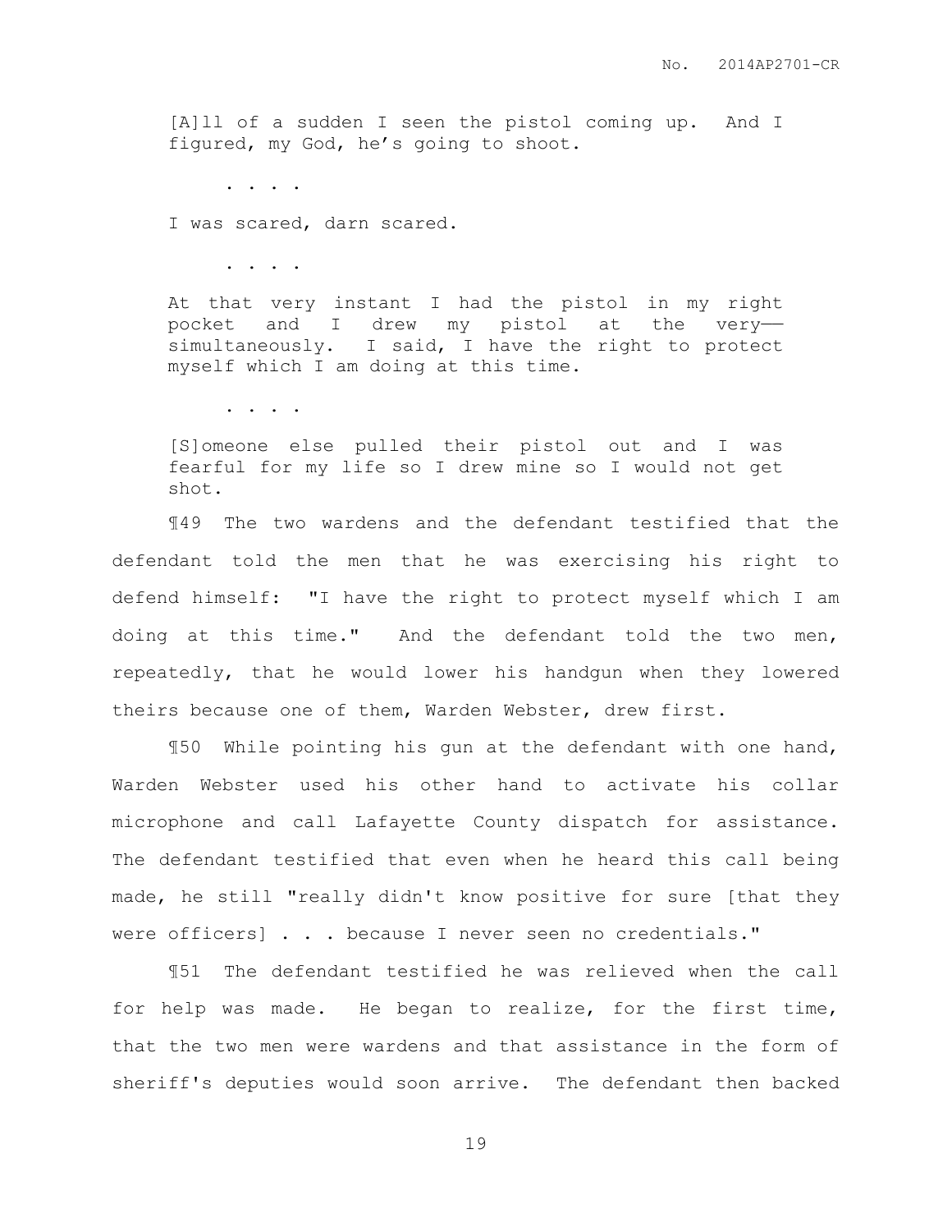> [A]ll of a sudden I seen the pistol coming up. And I figured, my God, he's going to shoot.
>
> . . . .
>
> I was scared, darn scared.
>
> . . . .
>
> At that very instant I had the pistol in my right pocket and I drew my pistol at the very—— simultaneously. I said, I have the right to protect myself which I am doing at this time.
>
> . . . .
>
> [S]omeone else pulled their pistol out and I was fearful for my life so I drew mine so I would not get shot.

¶49 The two wardens and the defendant testified that the defendant told the men that he was exercising his right to defend himself: "I have the right to protect myself which I am doing at this time." And the defendant told the two men, repeatedly, that he would lower his handgun when they lowered theirs because one of them, Warden Webster, drew first.

¶50 While pointing his gun at the defendant with one hand, Warden Webster used his other hand to activate his collar microphone and call Lafayette County dispatch for assistance. The defendant testified that even when he heard this call being made, he still "really didn't know positive for sure [that they were officers] . . . because I never seen no credentials."

¶51 The defendant testified he was relieved when the call for help was made. He began to realize, for the first time, that the two men were wardens and that assistance in the form of sheriff's deputies would soon arrive. The defendant then backed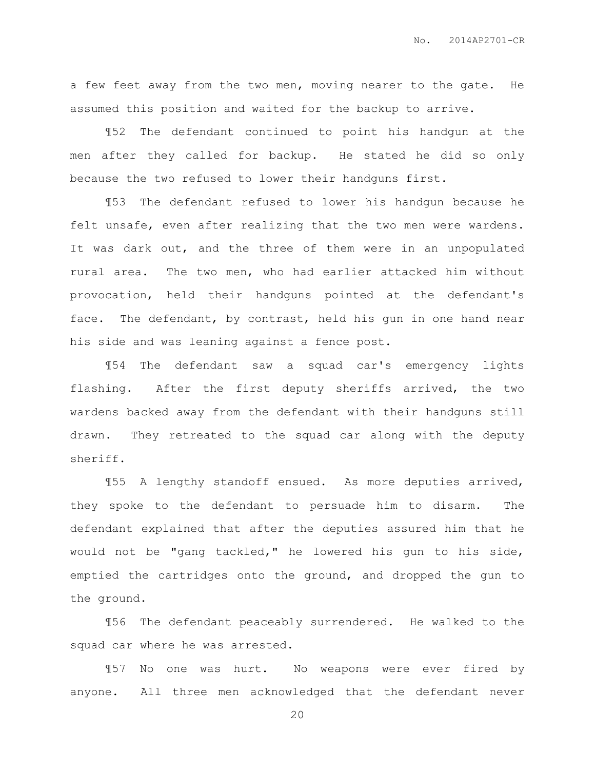a few feet away from the two men, moving nearer to the gate. He assumed this position and waited for the backup to arrive.

¶52 The defendant continued to point his handgun at the men after they called for backup. He stated he did so only because the two refused to lower their handguns first.

¶53 The defendant refused to lower his handgun because he felt unsafe, even after realizing that the two men were wardens. It was dark out, and the three of them were in an unpopulated rural area. The two men, who had earlier attacked him without provocation, held their handguns pointed at the defendant's face. The defendant, by contrast, held his gun in one hand near his side and was leaning against a fence post.

¶54 The defendant saw a squad car's emergency lights flashing. After the first deputy sheriffs arrived, the two wardens backed away from the defendant with their handguns still drawn. They retreated to the squad car along with the deputy sheriff.

¶55 A lengthy standoff ensued. As more deputies arrived, they spoke to the defendant to persuade him to disarm. The defendant explained that after the deputies assured him that he would not be "gang tackled," he lowered his gun to his side, emptied the cartridges onto the ground, and dropped the gun to the ground.

¶56 The defendant peaceably surrendered. He walked to the squad car where he was arrested.

¶57 No one was hurt. No weapons were ever fired by anyone. All three men acknowledged that the defendant never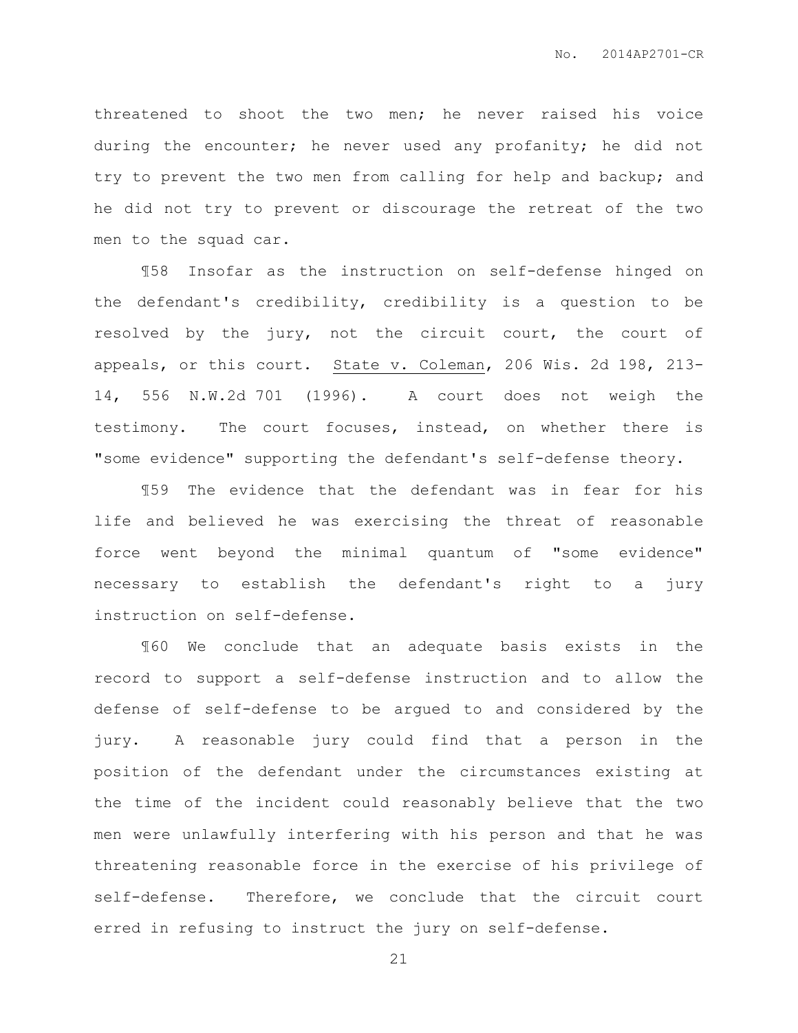threatened to shoot the two men; he never raised his voice during the encounter; he never used any profanity; he did not try to prevent the two men from calling for help and backup; and he did not try to prevent or discourage the retreat of the two men to the squad car.

¶58 Insofar as the instruction on self-defense hinged on the defendant's credibility, credibility is a question to be resolved by the jury, not the circuit court, the court of appeals, or this court. State v. Coleman, 206 Wis. 2d 198, 213-14, 556 N.W.2d 701 (1996). A court does not weigh the testimony. The court focuses, instead, on whether there is "some evidence" supporting the defendant's self-defense theory.

¶59 The evidence that the defendant was in fear for his life and believed he was exercising the threat of reasonable force went beyond the minimal quantum of "some evidence" necessary to establish the defendant's right to a jury instruction on self-defense.

¶60 We conclude that an adequate basis exists in the record to support a self-defense instruction and to allow the defense of self-defense to be argued to and considered by the jury. A reasonable jury could find that a person in the position of the defendant under the circumstances existing at the time of the incident could reasonably believe that the two men were unlawfully interfering with his person and that he was threatening reasonable force in the exercise of his privilege of self-defense. Therefore, we conclude that the circuit court erred in refusing to instruct the jury on self-defense.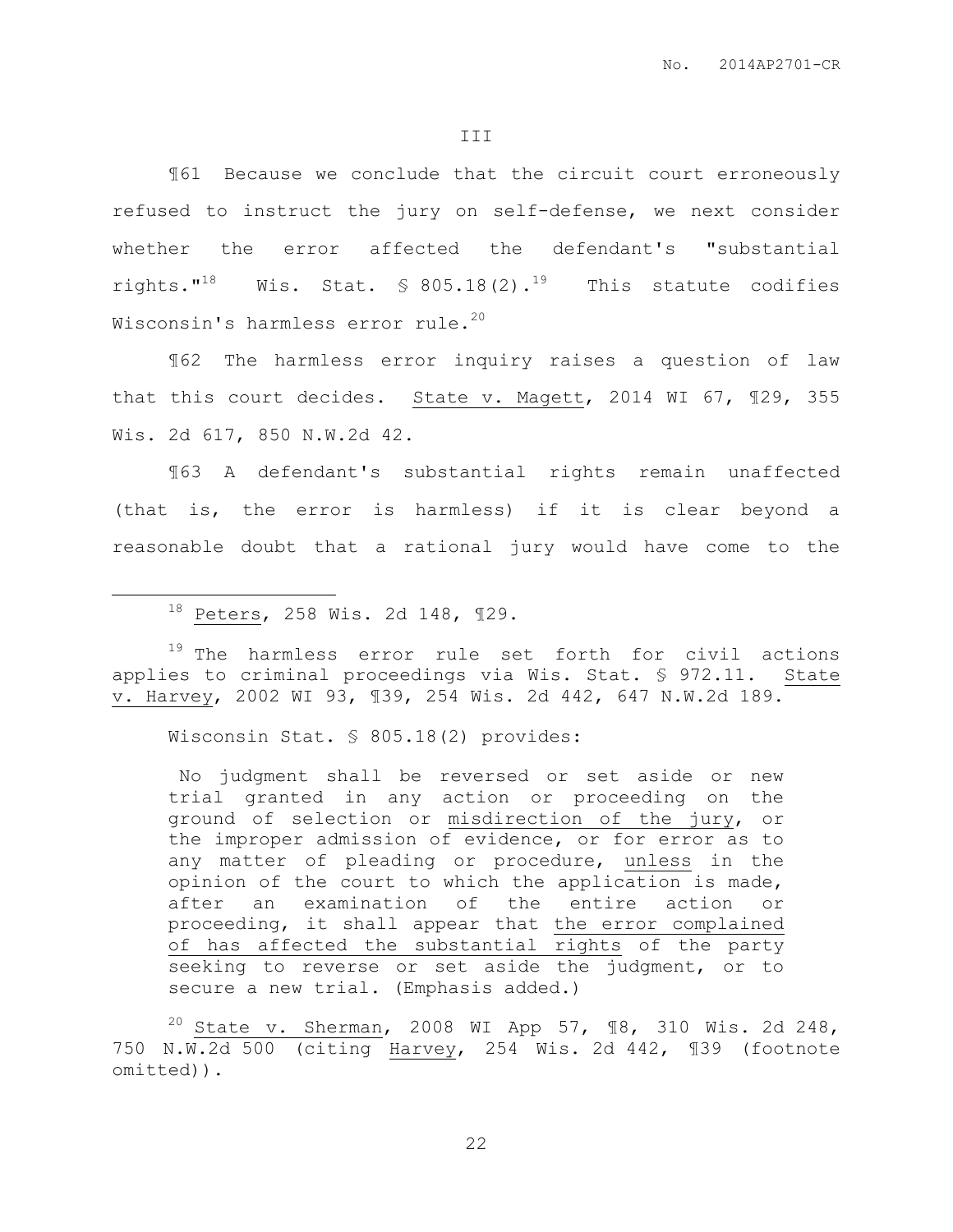III

¶61 Because we conclude that the circuit court erroneously refused to instruct the jury on self-defense, we next consider whether the error affected the defendant's "substantial rights."[18] Wis. Stat. § 805.18(2).[19] This statute codifies Wisconsin's harmless error rule.[20]

¶62 The harmless error inquiry raises a question of law that this court decides. State v. Magett, 2014 WI 67, ¶29, 355 Wis. 2d 617, 850 N.W.2d 42.

¶63 A defendant's substantial rights remain unaffected (that is, the error is harmless) if it is clear beyond a reasonable doubt that a rational jury would have come to the

---

[18] Peters, 258 Wis. 2d 148, ¶29.

[19] The harmless error rule set forth for civil actions applies to criminal proceedings via Wis. Stat. § 972.11. State v. Harvey, 2002 WI 93, ¶39, 254 Wis. 2d 442, 647 N.W.2d 189.

Wisconsin Stat. § 805.18(2) provides:

> No judgment shall be reversed or set aside or new trial granted in any action or proceeding on the ground of selection or misdirection of the jury, or the improper admission of evidence, or for error as to any matter of pleading or procedure, unless in the opinion of the court to which the application is made, after an examination of the entire action or proceeding, it shall appear that the error complained of has affected the substantial rights of the party seeking to reverse or set aside the judgment, or to secure a new trial. (Emphasis added.)

[20] State v. Sherman, 2008 WI App 57, ¶8, 310 Wis. 2d 248, 750 N.W.2d 500 (citing Harvey, 254 Wis. 2d 442, ¶39 (footnote omitted)).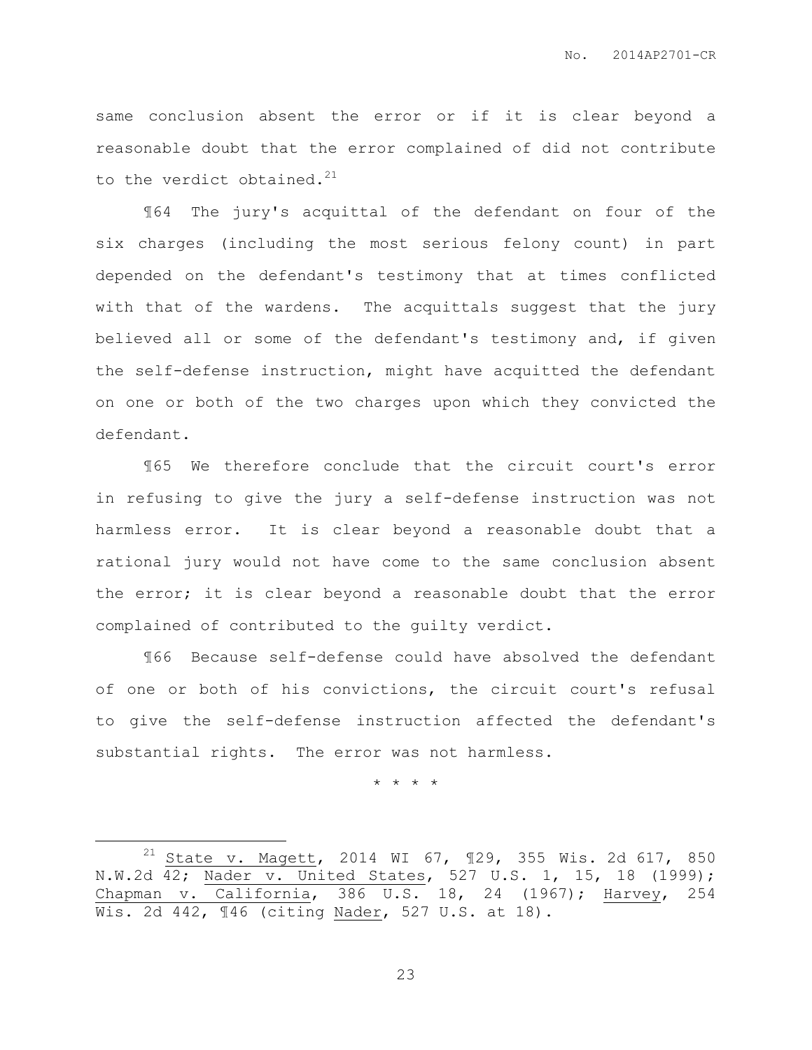same conclusion absent the error or if it is clear beyond a reasonable doubt that the error complained of did not contribute to the verdict obtained.[21]

¶64 The jury's acquittal of the defendant on four of the six charges (including the most serious felony count) in part depended on the defendant's testimony that at times conflicted with that of the wardens. The acquittals suggest that the jury believed all or some of the defendant's testimony and, if given the self-defense instruction, might have acquitted the defendant on one or both of the two charges upon which they convicted the defendant.

¶65 We therefore conclude that the circuit court's error in refusing to give the jury a self-defense instruction was not harmless error. It is clear beyond a reasonable doubt that a rational jury would not have come to the same conclusion absent the error; it is clear beyond a reasonable doubt that the error complained of contributed to the guilty verdict.

¶66 Because self-defense could have absolved the defendant of one or both of his convictions, the circuit court's refusal to give the self-defense instruction affected the defendant's substantial rights. The error was not harmless.

\* \* \* \*

---

[21] State v. Magett, 2014 WI 67, ¶29, 355 Wis. 2d 617, 850 N.W.2d 42; Nader v. United States, 527 U.S. 1, 15, 18 (1999); Chapman v. California, 386 U.S. 18, 24 (1967); Harvey, 254 Wis. 2d 442, ¶46 (citing Nader, 527 U.S. at 18).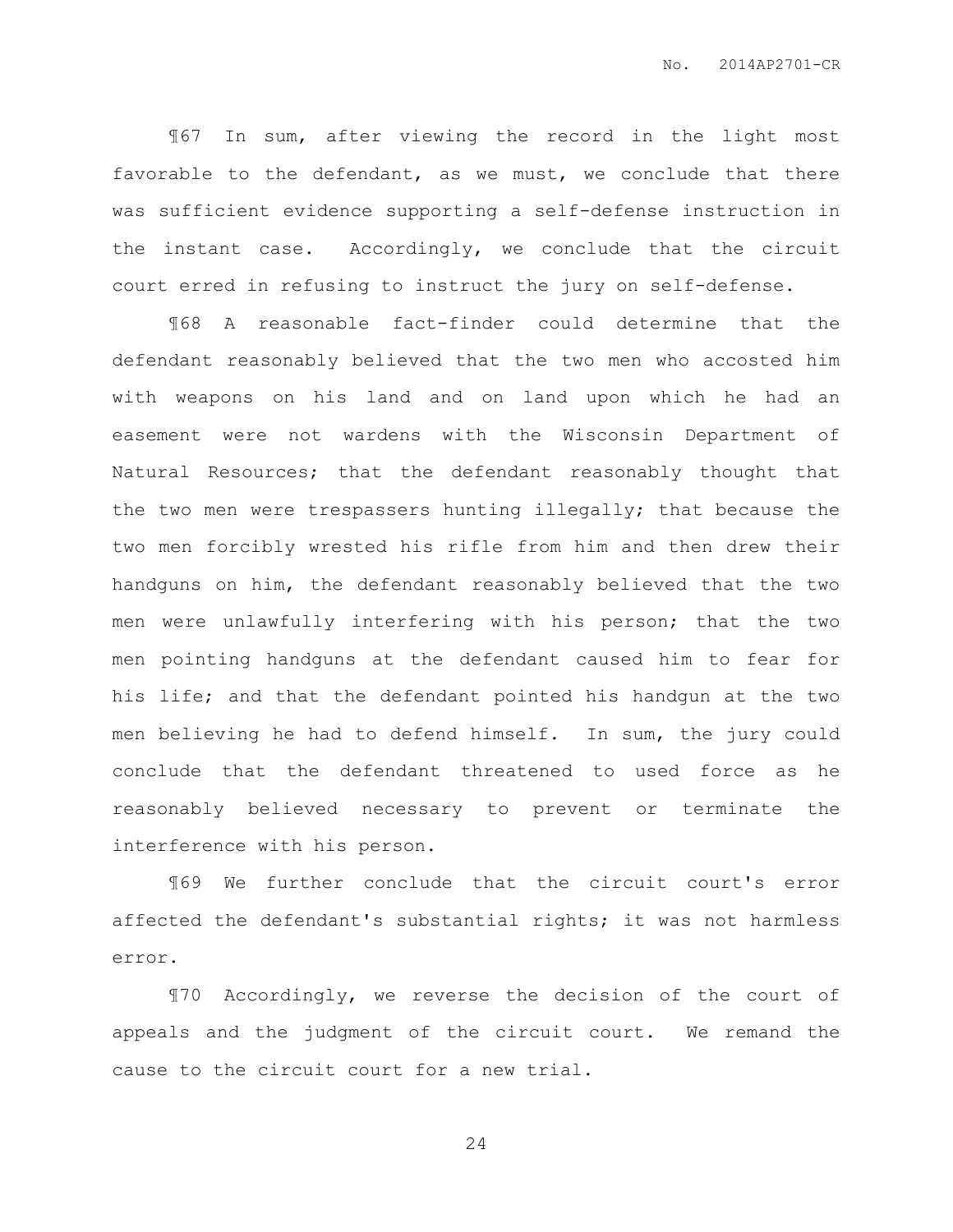¶67 In sum, after viewing the record in the light most favorable to the defendant, as we must, we conclude that there was sufficient evidence supporting a self-defense instruction in the instant case. Accordingly, we conclude that the circuit court erred in refusing to instruct the jury on self-defense.

¶68 A reasonable fact-finder could determine that the defendant reasonably believed that the two men who accosted him with weapons on his land and on land upon which he had an easement were not wardens with the Wisconsin Department of Natural Resources; that the defendant reasonably thought that the two men were trespassers hunting illegally; that because the two men forcibly wrested his rifle from him and then drew their handguns on him, the defendant reasonably believed that the two men were unlawfully interfering with his person; that the two men pointing handguns at the defendant caused him to fear for his life; and that the defendant pointed his handgun at the two men believing he had to defend himself. In sum, the jury could conclude that the defendant threatened to used force as he reasonably believed necessary to prevent or terminate the interference with his person.

¶69 We further conclude that the circuit court's error affected the defendant's substantial rights; it was not harmless error.

¶70 Accordingly, we reverse the decision of the court of appeals and the judgment of the circuit court. We remand the cause to the circuit court for a new trial.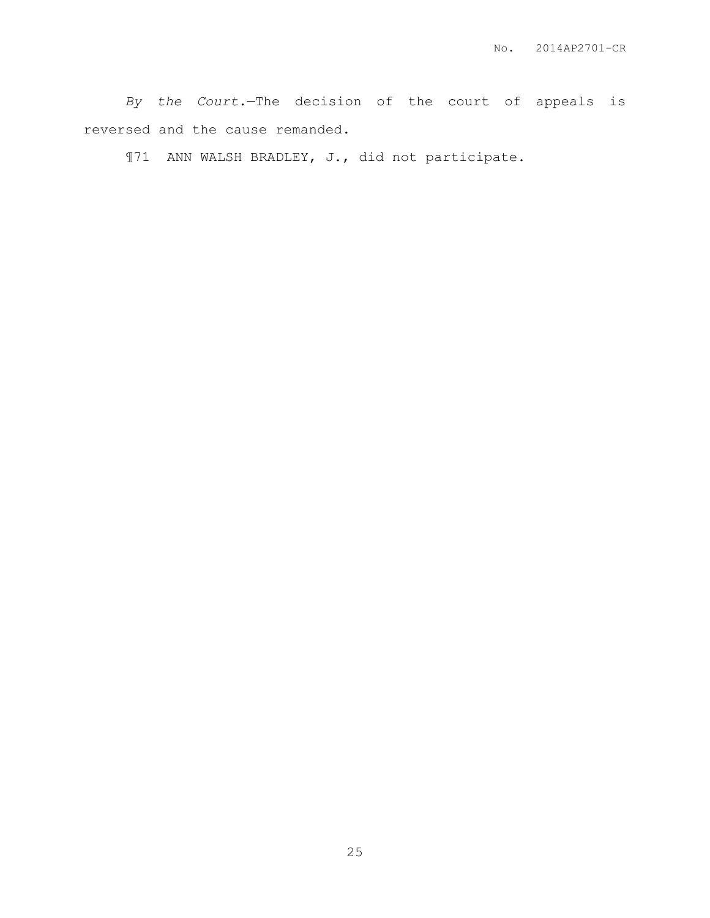*By the Court.*—The decision of the court of appeals is reversed and the cause remanded.

¶71 ANN WALSH BRADLEY, J., did not participate.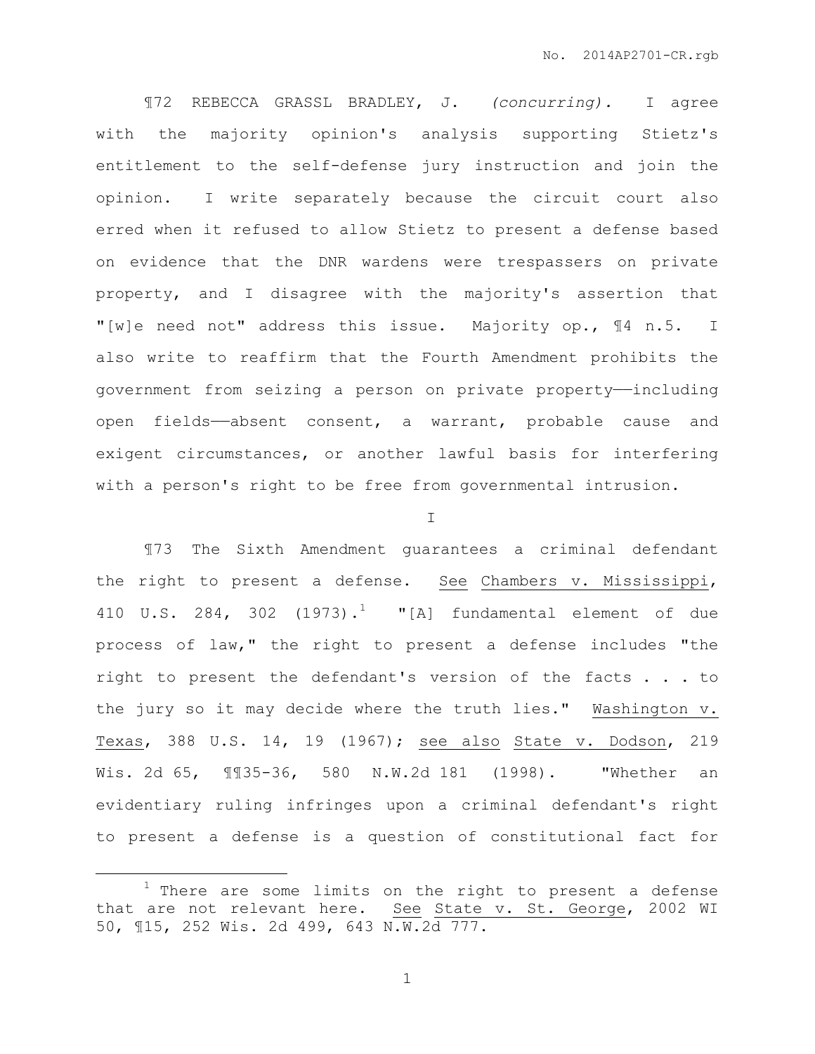¶72 REBECCA GRASSL BRADLEY, J. *(concurring).* I agree with the majority opinion's analysis supporting Stietz's entitlement to the self-defense jury instruction and join the opinion. I write separately because the circuit court also erred when it refused to allow Stietz to present a defense based on evidence that the DNR wardens were trespassers on private property, and I disagree with the majority's assertion that "[w]e need not" address this issue. Majority op., ¶4 n.5. I also write to reaffirm that the Fourth Amendment prohibits the government from seizing a person on private property——including open fields——absent consent, a warrant, probable cause and exigent circumstances, or another lawful basis for interfering with a person's right to be free from governmental intrusion.

I

¶73 The Sixth Amendment guarantees a criminal defendant the right to present a defense. See Chambers v. Mississippi, 410 U.S. 284, 302 (1973).[1] "[A] fundamental element of due process of law," the right to present a defense includes "the right to present the defendant's version of the facts . . . to the jury so it may decide where the truth lies." Washington v. Texas, 388 U.S. 14, 19 (1967); see also State v. Dodson, 219 Wis. 2d 65, ¶¶35-36, 580 N.W.2d 181 (1998). "Whether an evidentiary ruling infringes upon a criminal defendant's right to present a defense is a question of constitutional fact for

[1] There are some limits on the right to present a defense that are not relevant here. See State v. St. George, 2002 WI 50, ¶15, 252 Wis. 2d 499, 643 N.W.2d 777.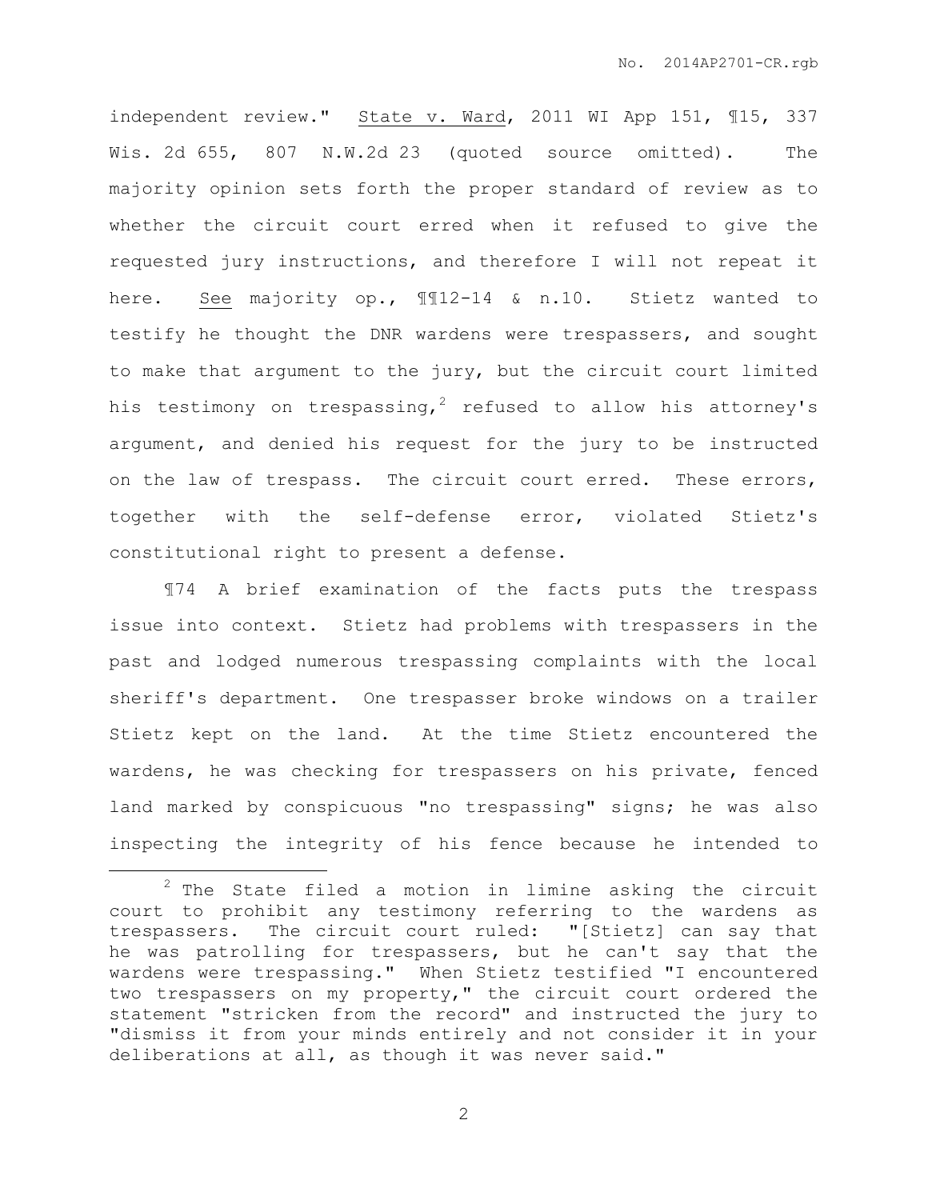independent review." State v. Ward, 2011 WI App 151, ¶15, 337 Wis. 2d 655, 807 N.W.2d 23 (quoted source omitted). The majority opinion sets forth the proper standard of review as to whether the circuit court erred when it refused to give the requested jury instructions, and therefore I will not repeat it here. See majority op., ¶¶12-14 & n.10. Stietz wanted to testify he thought the DNR wardens were trespassers, and sought to make that argument to the jury, but the circuit court limited his testimony on trespassing,[2] refused to allow his attorney's argument, and denied his request for the jury to be instructed on the law of trespass. The circuit court erred. These errors, together with the self-defense error, violated Stietz's constitutional right to present a defense.

¶74 A brief examination of the facts puts the trespass issue into context. Stietz had problems with trespassers in the past and lodged numerous trespassing complaints with the local sheriff's department. One trespasser broke windows on a trailer Stietz kept on the land. At the time Stietz encountered the wardens, he was checking for trespassers on his private, fenced land marked by conspicuous "no trespassing" signs; he was also inspecting the integrity of his fence because he intended to

---

[2] The State filed a motion in limine asking the circuit court to prohibit any testimony referring to the wardens as trespassers. The circuit court ruled: "[Stietz] can say that he was patrolling for trespassers, but he can't say that the wardens were trespassing." When Stietz testified "I encountered two trespassers on my property," the circuit court ordered the statement "stricken from the record" and instructed the jury to "dismiss it from your minds entirely and not consider it in your deliberations at all, as though it was never said."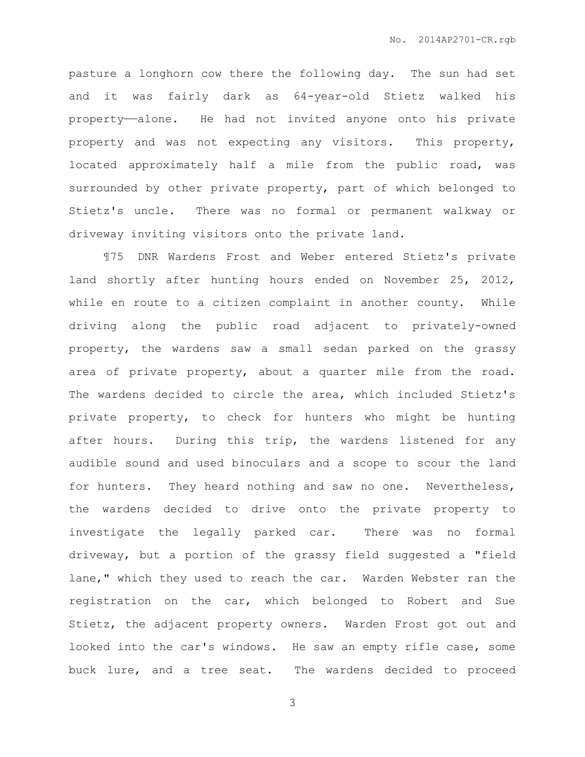pasture a longhorn cow there the following day. The sun had set and it was fairly dark as 64-year-old Stietz walked his property——alone. He had not invited anyone onto his private property and was not expecting any visitors. This property, located approximately half a mile from the public road, was surrounded by other private property, part of which belonged to Stietz's uncle. There was no formal or permanent walkway or driveway inviting visitors onto the private land.

¶75 DNR Wardens Frost and Weber entered Stietz's private land shortly after hunting hours ended on November 25, 2012, while en route to a citizen complaint in another county. While driving along the public road adjacent to privately-owned property, the wardens saw a small sedan parked on the grassy area of private property, about a quarter mile from the road. The wardens decided to circle the area, which included Stietz's private property, to check for hunters who might be hunting after hours. During this trip, the wardens listened for any audible sound and used binoculars and a scope to scour the land for hunters. They heard nothing and saw no one. Nevertheless, the wardens decided to drive onto the private property to investigate the legally parked car. There was no formal driveway, but a portion of the grassy field suggested a "field lane," which they used to reach the car. Warden Webster ran the registration on the car, which belonged to Robert and Sue Stietz, the adjacent property owners. Warden Frost got out and looked into the car's windows. He saw an empty rifle case, some buck lure, and a tree seat. The wardens decided to proceed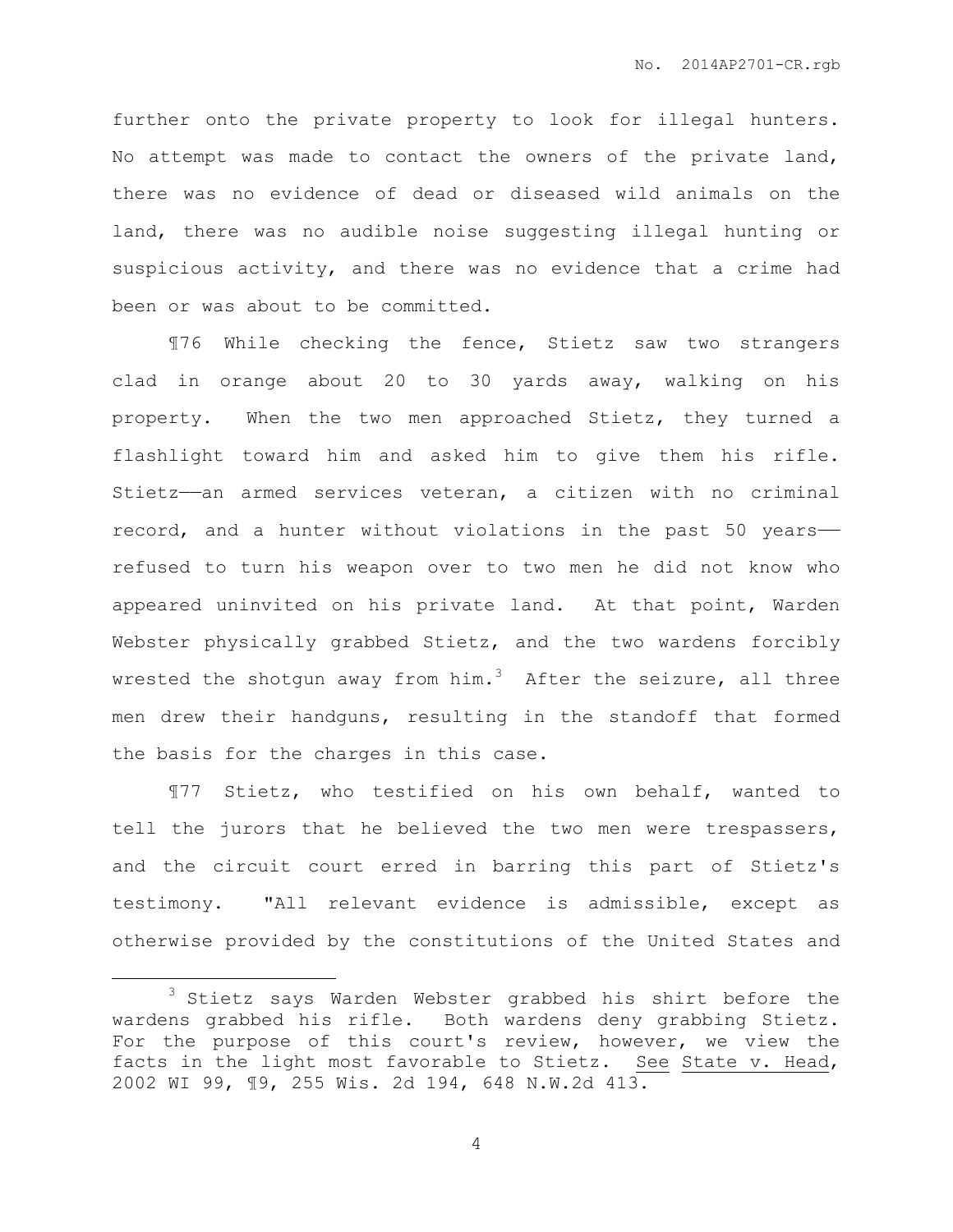further onto the private property to look for illegal hunters. No attempt was made to contact the owners of the private land, there was no evidence of dead or diseased wild animals on the land, there was no audible noise suggesting illegal hunting or suspicious activity, and there was no evidence that a crime had been or was about to be committed.

¶76 While checking the fence, Stietz saw two strangers clad in orange about 20 to 30 yards away, walking on his property. When the two men approached Stietz, they turned a flashlight toward him and asked him to give them his rifle. Stietz——an armed services veteran, a citizen with no criminal record, and a hunter without violations in the past 50 years—— refused to turn his weapon over to two men he did not know who appeared uninvited on his private land. At that point, Warden Webster physically grabbed Stietz, and the two wardens forcibly wrested the shotgun away from him.[3] After the seizure, all three men drew their handguns, resulting in the standoff that formed the basis for the charges in this case.

¶77 Stietz, who testified on his own behalf, wanted to tell the jurors that he believed the two men were trespassers, and the circuit court erred in barring this part of Stietz's testimony. "All relevant evidence is admissible, except as otherwise provided by the constitutions of the United States and

---

[3] Stietz says Warden Webster grabbed his shirt before the wardens grabbed his rifle. Both wardens deny grabbing Stietz. For the purpose of this court's review, however, we view the facts in the light most favorable to Stietz. See State v. Head, 2002 WI 99, ¶9, 255 Wis. 2d 194, 648 N.W.2d 413.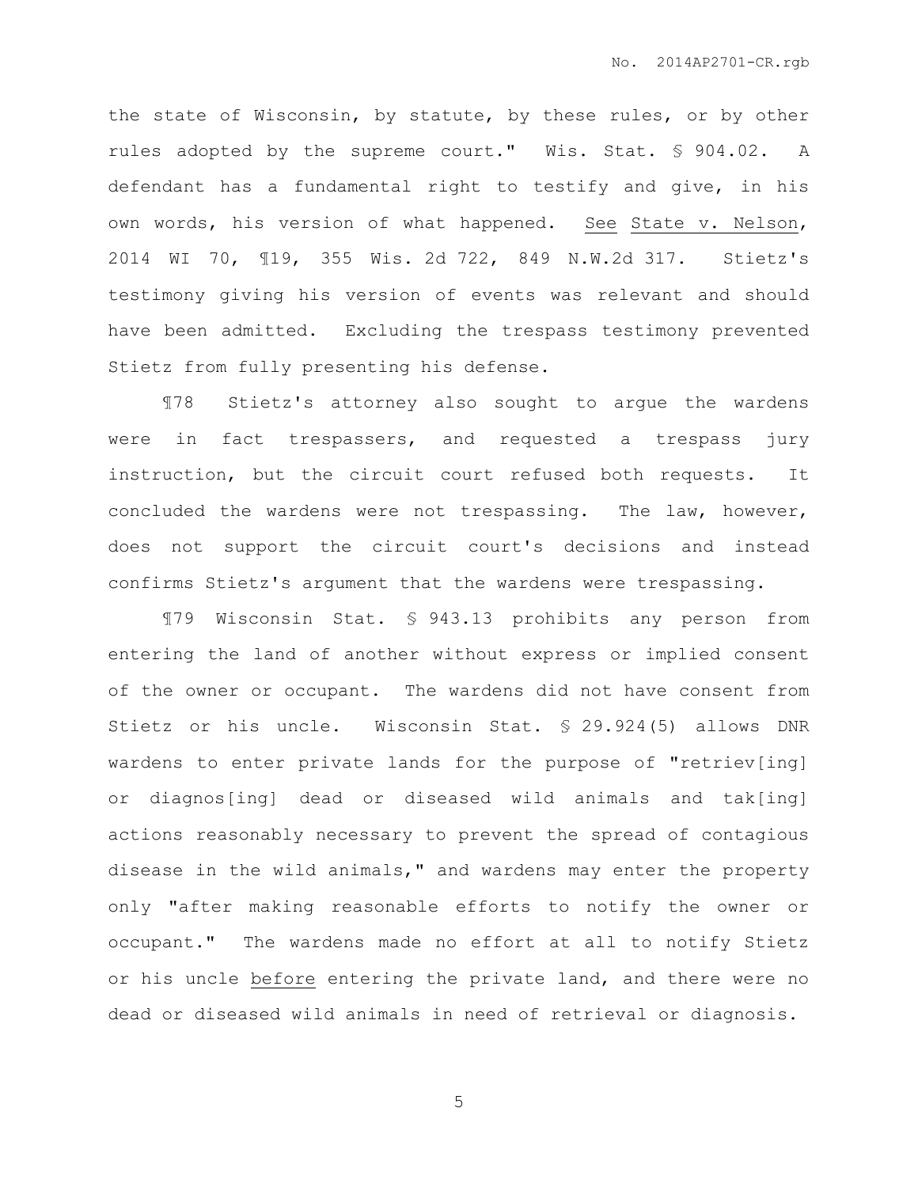the state of Wisconsin, by statute, by these rules, or by other rules adopted by the supreme court." Wis. Stat. § 904.02. A defendant has a fundamental right to testify and give, in his own words, his version of what happened. See State v. Nelson, 2014 WI 70, ¶19, 355 Wis. 2d 722, 849 N.W.2d 317. Stietz's testimony giving his version of events was relevant and should have been admitted. Excluding the trespass testimony prevented Stietz from fully presenting his defense.

¶78 Stietz's attorney also sought to argue the wardens were in fact trespassers, and requested a trespass jury instruction, but the circuit court refused both requests. It concluded the wardens were not trespassing. The law, however, does not support the circuit court's decisions and instead confirms Stietz's argument that the wardens were trespassing.

¶79 Wisconsin Stat. § 943.13 prohibits any person from entering the land of another without express or implied consent of the owner or occupant. The wardens did not have consent from Stietz or his uncle. Wisconsin Stat. § 29.924(5) allows DNR wardens to enter private lands for the purpose of "retriev[ing] or diagnos[ing] dead or diseased wild animals and tak[ing] actions reasonably necessary to prevent the spread of contagious disease in the wild animals," and wardens may enter the property only "after making reasonable efforts to notify the owner or occupant." The wardens made no effort at all to notify Stietz or his uncle <u>before</u> entering the private land, and there were no dead or diseased wild animals in need of retrieval or diagnosis.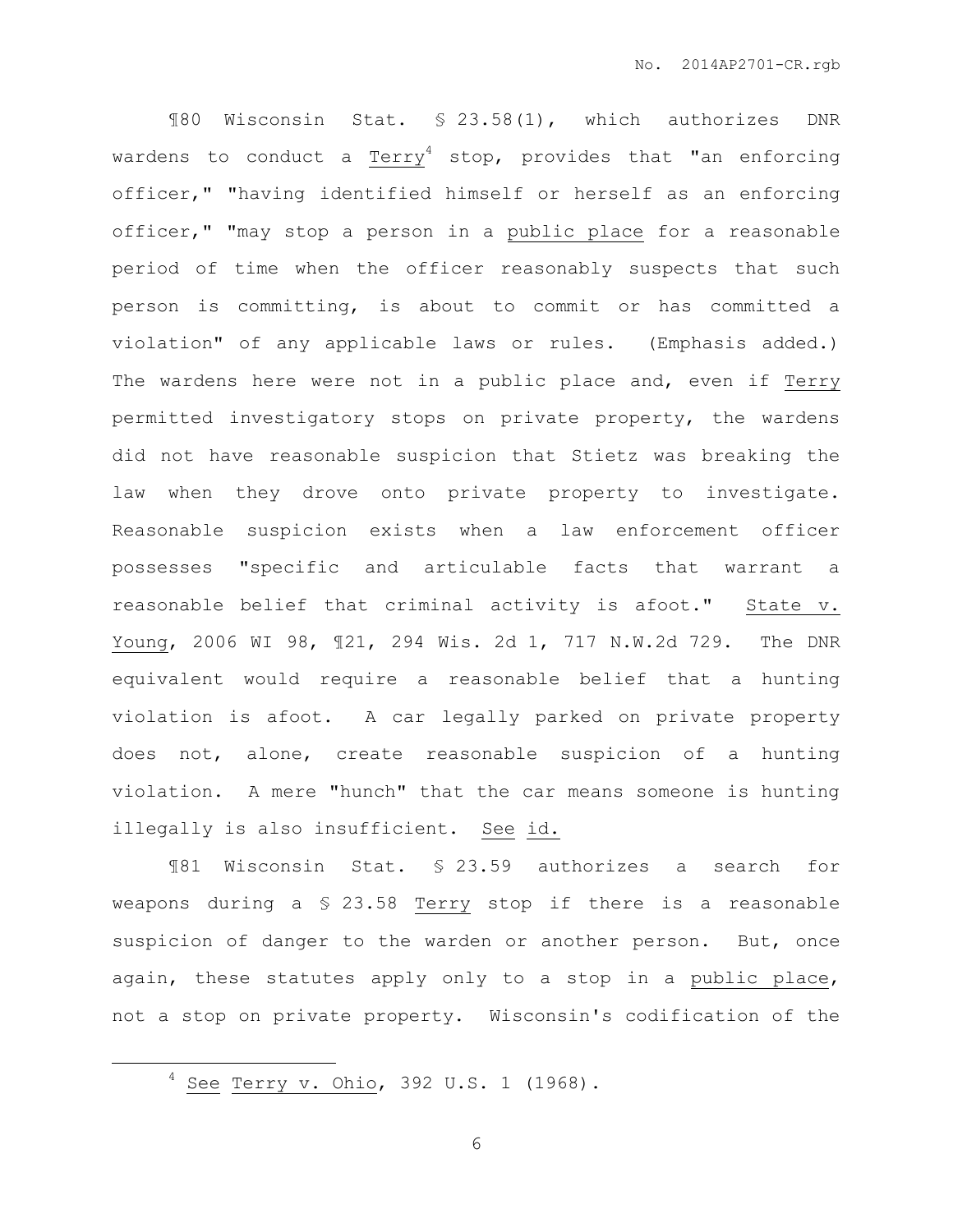¶80 Wisconsin Stat. § 23.58(1), which authorizes DNR wardens to conduct a Terry[4] stop, provides that "an enforcing officer," "having identified himself or herself as an enforcing officer," "may stop a person in a public place for a reasonable period of time when the officer reasonably suspects that such person is committing, is about to commit or has committed a violation" of any applicable laws or rules. (Emphasis added.) The wardens here were not in a public place and, even if Terry permitted investigatory stops on private property, the wardens did not have reasonable suspicion that Stietz was breaking the law when they drove onto private property to investigate. Reasonable suspicion exists when a law enforcement officer possesses "specific and articulable facts that warrant a reasonable belief that criminal activity is afoot." State v. Young, 2006 WI 98, ¶21, 294 Wis. 2d 1, 717 N.W.2d 729. The DNR equivalent would require a reasonable belief that a hunting violation is afoot. A car legally parked on private property does not, alone, create reasonable suspicion of a hunting violation. A mere "hunch" that the car means someone is hunting illegally is also insufficient. See id.

¶81 Wisconsin Stat. § 23.59 authorizes a search for weapons during a § 23.58 Terry stop if there is a reasonable suspicion of danger to the warden or another person. But, once again, these statutes apply only to a stop in a public place, not a stop on private property. Wisconsin's codification of the

[4] See Terry v. Ohio, 392 U.S. 1 (1968).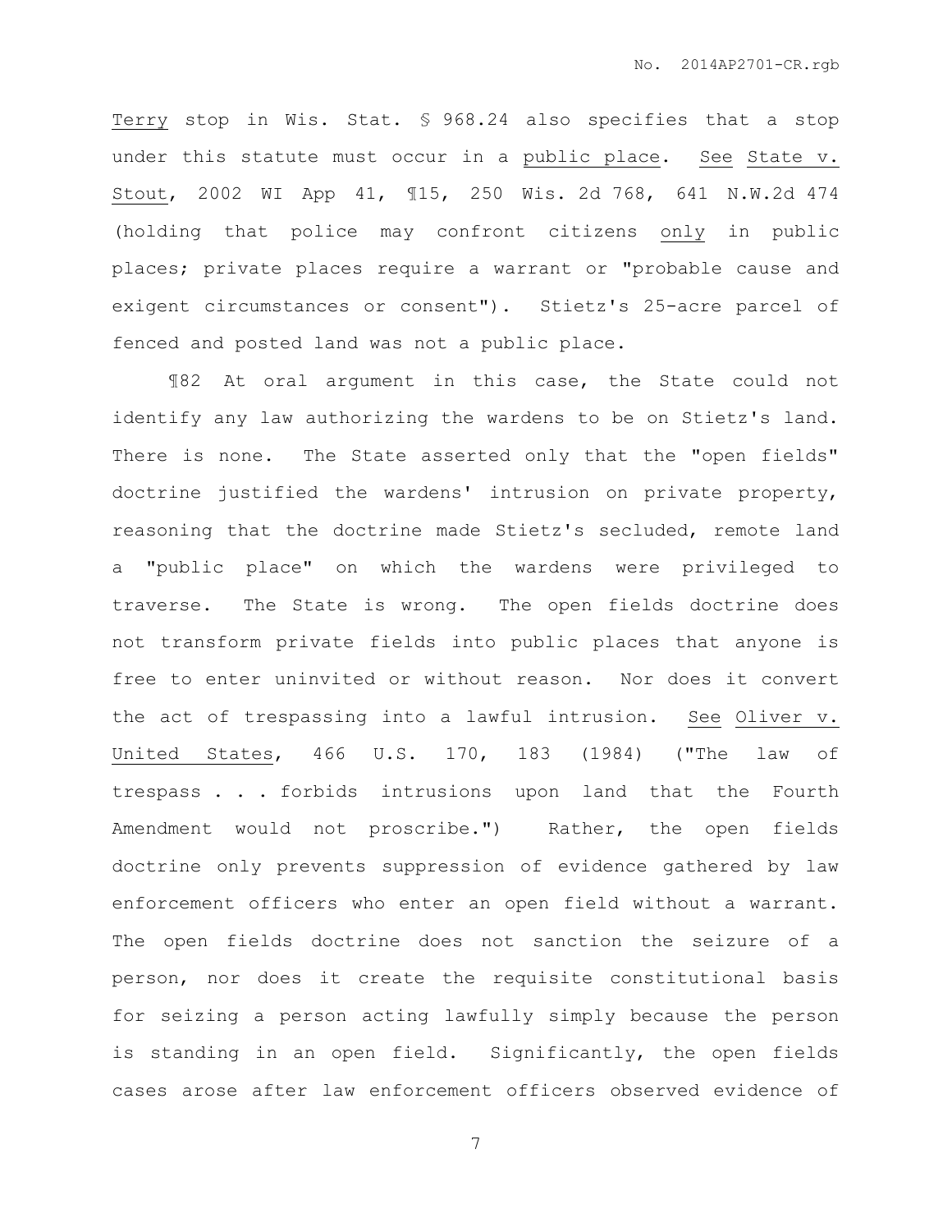Terry stop in Wis. Stat. § 968.24 also specifies that a stop under this statute must occur in a public place. See State v. Stout, 2002 WI App 41, ¶15, 250 Wis. 2d 768, 641 N.W.2d 474 (holding that police may confront citizens only in public places; private places require a warrant or "probable cause and exigent circumstances or consent"). Stietz's 25-acre parcel of fenced and posted land was not a public place.

¶82 At oral argument in this case, the State could not identify any law authorizing the wardens to be on Stietz's land. There is none. The State asserted only that the "open fields" doctrine justified the wardens' intrusion on private property, reasoning that the doctrine made Stietz's secluded, remote land a "public place" on which the wardens were privileged to traverse. The State is wrong. The open fields doctrine does not transform private fields into public places that anyone is free to enter uninvited or without reason. Nor does it convert the act of trespassing into a lawful intrusion. See Oliver v. United States, 466 U.S. 170, 183 (1984) ("The law of trespass . . . forbids intrusions upon land that the Fourth Amendment would not proscribe.") Rather, the open fields doctrine only prevents suppression of evidence gathered by law enforcement officers who enter an open field without a warrant. The open fields doctrine does not sanction the seizure of a person, nor does it create the requisite constitutional basis for seizing a person acting lawfully simply because the person is standing in an open field. Significantly, the open fields cases arose after law enforcement officers observed evidence of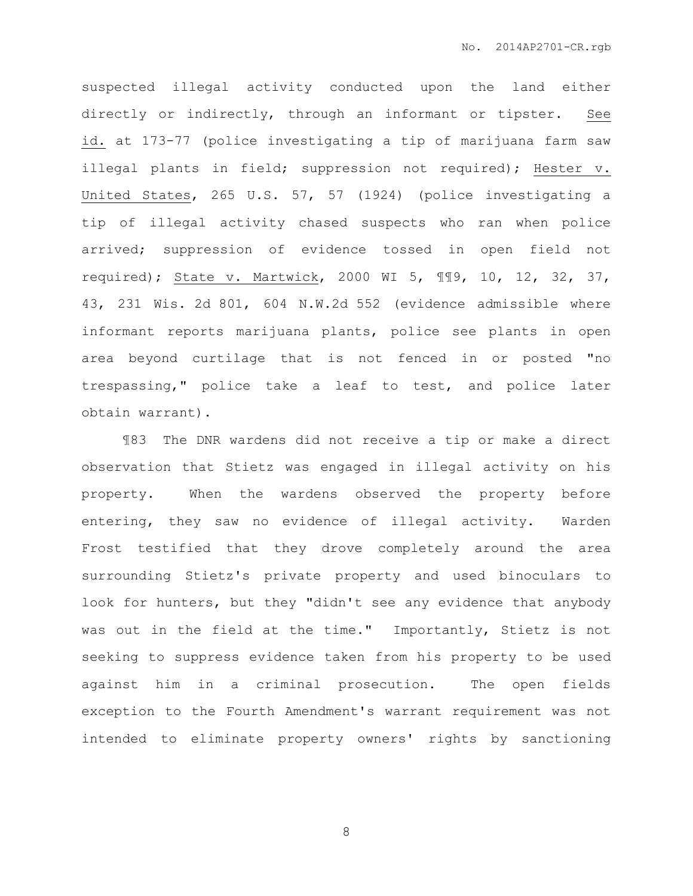suspected illegal activity conducted upon the land either directly or indirectly, through an informant or tipster. See id. at 173-77 (police investigating a tip of marijuana farm saw illegal plants in field; suppression not required); Hester v. United States, 265 U.S. 57, 57 (1924) (police investigating a tip of illegal activity chased suspects who ran when police arrived; suppression of evidence tossed in open field not required); State v. Martwick, 2000 WI 5, ¶¶9, 10, 12, 32, 37, 43, 231 Wis. 2d 801, 604 N.W.2d 552 (evidence admissible where informant reports marijuana plants, police see plants in open area beyond curtilage that is not fenced in or posted "no trespassing," police take a leaf to test, and police later obtain warrant).

¶83 The DNR wardens did not receive a tip or make a direct observation that Stietz was engaged in illegal activity on his property. When the wardens observed the property before entering, they saw no evidence of illegal activity. Warden Frost testified that they drove completely around the area surrounding Stietz's private property and used binoculars to look for hunters, but they "didn't see any evidence that anybody was out in the field at the time." Importantly, Stietz is not seeking to suppress evidence taken from his property to be used against him in a criminal prosecution. The open fields exception to the Fourth Amendment's warrant requirement was not intended to eliminate property owners' rights by sanctioning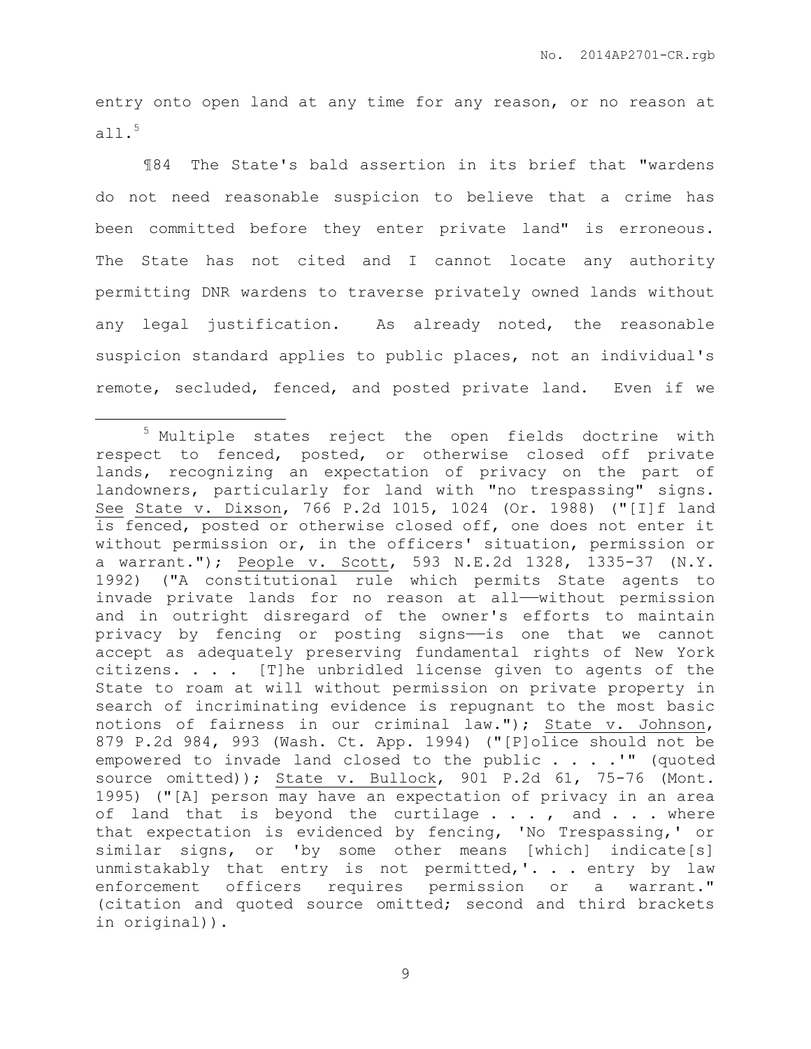entry onto open land at any time for any reason, or no reason at all.[5]

¶84 The State's bald assertion in its brief that "wardens do not need reasonable suspicion to believe that a crime has been committed before they enter private land" is erroneous. The State has not cited and I cannot locate any authority permitting DNR wardens to traverse privately owned lands without any legal justification. As already noted, the reasonable suspicion standard applies to public places, not an individual's remote, secluded, fenced, and posted private land. Even if we

---

[5] Multiple states reject the open fields doctrine with respect to fenced, posted, or otherwise closed off private lands, recognizing an expectation of privacy on the part of landowners, particularly for land with "no trespassing" signs. See State v. Dixson, 766 P.2d 1015, 1024 (Or. 1988) ("[I]f land is fenced, posted or otherwise closed off, one does not enter it without permission or, in the officers' situation, permission or a warrant."); People v. Scott, 593 N.E.2d 1328, 1335-37 (N.Y. 1992) ("A constitutional rule which permits State agents to invade private lands for no reason at all——without permission and in outright disregard of the owner's efforts to maintain privacy by fencing or posting signs——is one that we cannot accept as adequately preserving fundamental rights of New York citizens. . . . [T]he unbridled license given to agents of the State to roam at will without permission on private property in search of incriminating evidence is repugnant to the most basic notions of fairness in our criminal law."); State v. Johnson, 879 P.2d 984, 993 (Wash. Ct. App. 1994) ("[P]olice should not be empowered to invade land closed to the public . . . .'" (quoted source omitted)); State v. Bullock, 901 P.2d 61, 75-76 (Mont. 1995) ("[A] person may have an expectation of privacy in an area of land that is beyond the curtilage . . . , and . . . where that expectation is evidenced by fencing, 'No Trespassing,' or similar signs, or 'by some other means [which] indicate[s] unmistakably that entry is not permitted,'. . . entry by law enforcement officers requires permission or a warrant." (citation and quoted source omitted; second and third brackets in original)).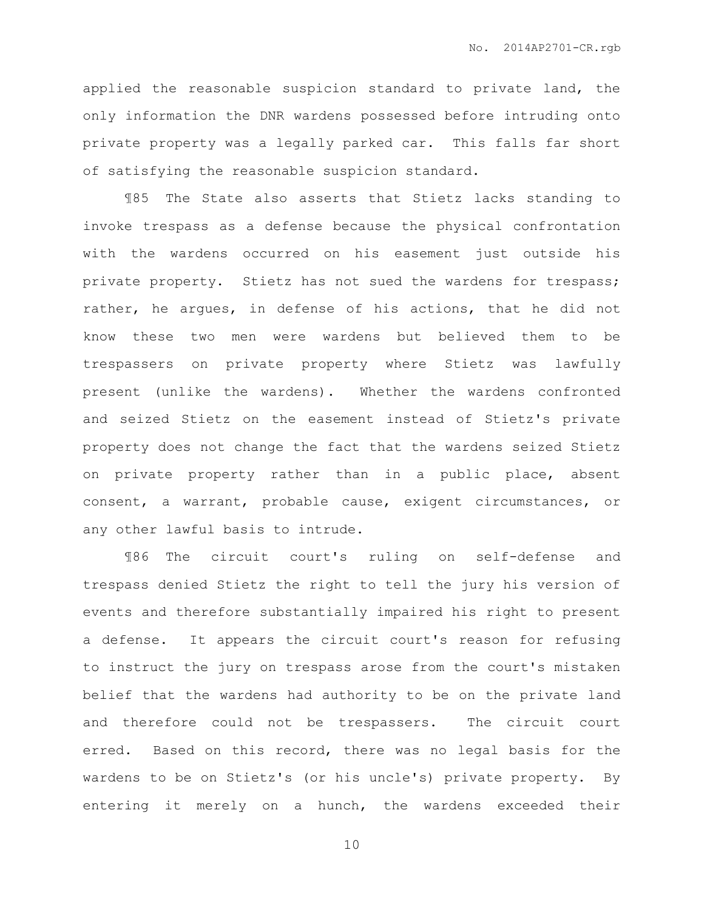applied the reasonable suspicion standard to private land, the only information the DNR wardens possessed before intruding onto private property was a legally parked car. This falls far short of satisfying the reasonable suspicion standard.

¶85 The State also asserts that Stietz lacks standing to invoke trespass as a defense because the physical confrontation with the wardens occurred on his easement just outside his private property. Stietz has not sued the wardens for trespass; rather, he argues, in defense of his actions, that he did not know these two men were wardens but believed them to be trespassers on private property where Stietz was lawfully present (unlike the wardens). Whether the wardens confronted and seized Stietz on the easement instead of Stietz's private property does not change the fact that the wardens seized Stietz on private property rather than in a public place, absent consent, a warrant, probable cause, exigent circumstances, or any other lawful basis to intrude.

¶86 The circuit court's ruling on self-defense and trespass denied Stietz the right to tell the jury his version of events and therefore substantially impaired his right to present a defense. It appears the circuit court's reason for refusing to instruct the jury on trespass arose from the court's mistaken belief that the wardens had authority to be on the private land and therefore could not be trespassers. The circuit court erred. Based on this record, there was no legal basis for the wardens to be on Stietz's (or his uncle's) private property. By entering it merely on a hunch, the wardens exceeded their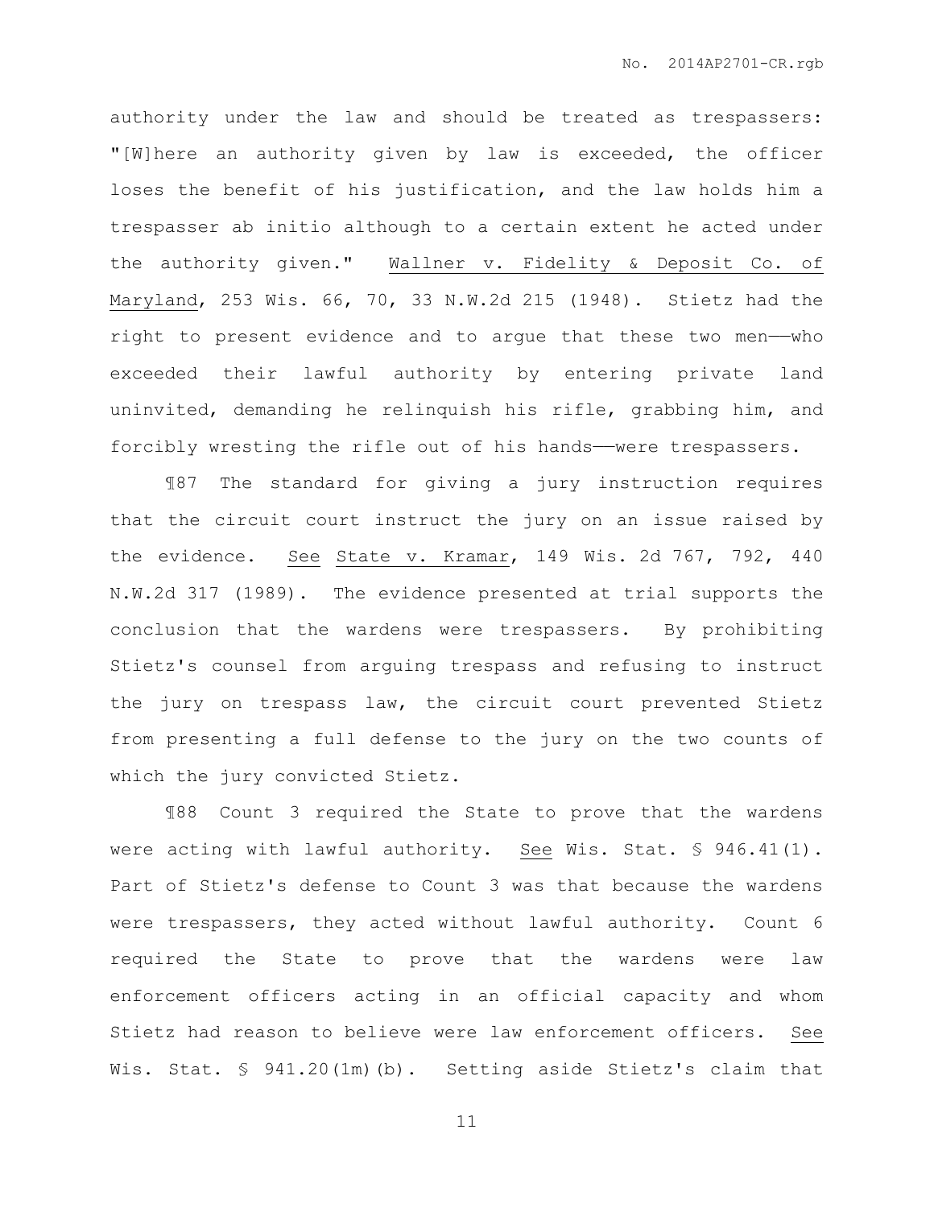authority under the law and should be treated as trespassers: "[W]here an authority given by law is exceeded, the officer loses the benefit of his justification, and the law holds him a trespasser ab initio although to a certain extent he acted under the authority given." Wallner v. Fidelity & Deposit Co. of Maryland, 253 Wis. 66, 70, 33 N.W.2d 215 (1948). Stietz had the right to present evidence and to argue that these two men——who exceeded their lawful authority by entering private land uninvited, demanding he relinquish his rifle, grabbing him, and forcibly wresting the rifle out of his hands——were trespassers.

¶87 The standard for giving a jury instruction requires that the circuit court instruct the jury on an issue raised by the evidence. See State v. Kramar, 149 Wis. 2d 767, 792, 440 N.W.2d 317 (1989). The evidence presented at trial supports the conclusion that the wardens were trespassers. By prohibiting Stietz's counsel from arguing trespass and refusing to instruct the jury on trespass law, the circuit court prevented Stietz from presenting a full defense to the jury on the two counts of which the jury convicted Stietz.

¶88 Count 3 required the State to prove that the wardens were acting with lawful authority. See Wis. Stat. § 946.41(1). Part of Stietz's defense to Count 3 was that because the wardens were trespassers, they acted without lawful authority. Count 6 required the State to prove that the wardens were law enforcement officers acting in an official capacity and whom Stietz had reason to believe were law enforcement officers. See Wis. Stat. § 941.20(1m)(b). Setting aside Stietz's claim that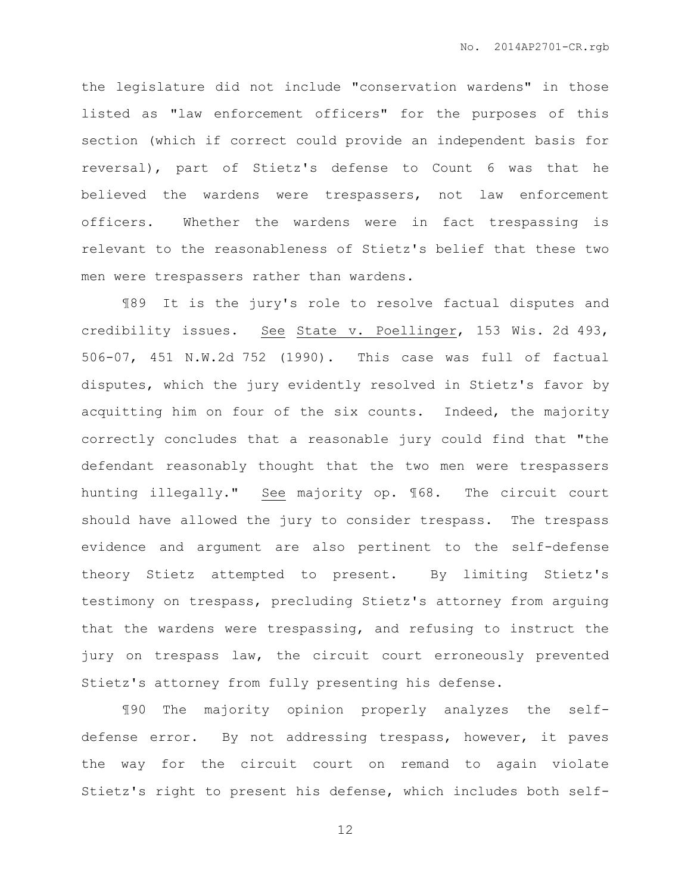the legislature did not include "conservation wardens" in those listed as "law enforcement officers" for the purposes of this section (which if correct could provide an independent basis for reversal), part of Stietz's defense to Count 6 was that he believed the wardens were trespassers, not law enforcement officers. Whether the wardens were in fact trespassing is relevant to the reasonableness of Stietz's belief that these two men were trespassers rather than wardens.

¶89 It is the jury's role to resolve factual disputes and credibility issues. See State v. Poellinger, 153 Wis. 2d 493, 506-07, 451 N.W.2d 752 (1990). This case was full of factual disputes, which the jury evidently resolved in Stietz's favor by acquitting him on four of the six counts. Indeed, the majority correctly concludes that a reasonable jury could find that "the defendant reasonably thought that the two men were trespassers hunting illegally." See majority op. ¶68. The circuit court should have allowed the jury to consider trespass. The trespass evidence and argument are also pertinent to the self-defense theory Stietz attempted to present. By limiting Stietz's testimony on trespass, precluding Stietz's attorney from arguing that the wardens were trespassing, and refusing to instruct the jury on trespass law, the circuit court erroneously prevented Stietz's attorney from fully presenting his defense.

¶90 The majority opinion properly analyzes the self-defense error. By not addressing trespass, however, it paves the way for the circuit court on remand to again violate Stietz's right to present his defense, which includes both self-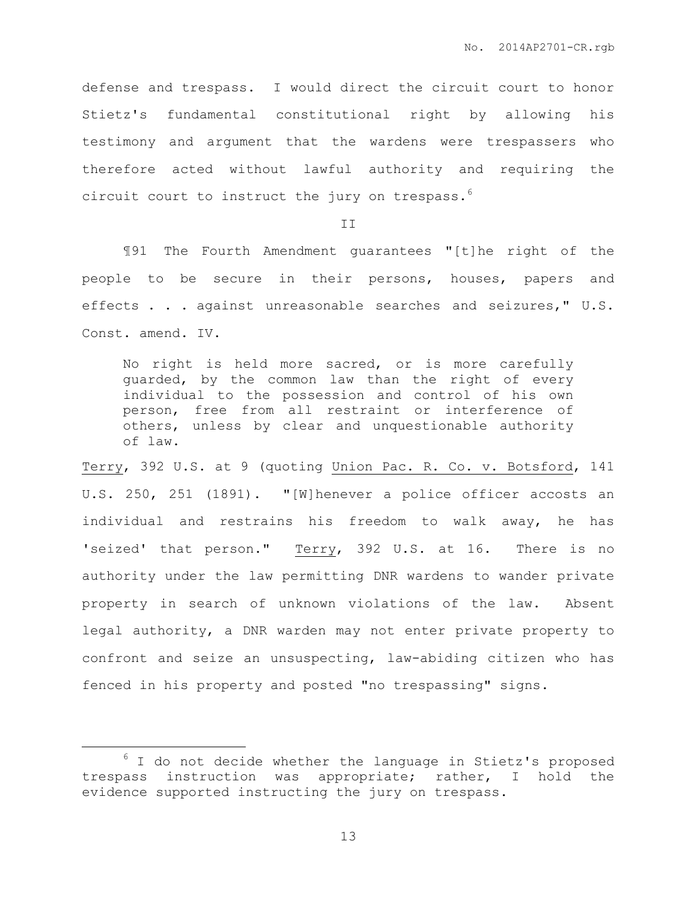defense and trespass. I would direct the circuit court to honor Stietz's fundamental constitutional right by allowing his testimony and argument that the wardens were trespassers who therefore acted without lawful authority and requiring the circuit court to instruct the jury on trespass.[6]

II

¶91 The Fourth Amendment guarantees "[t]he right of the people to be secure in their persons, houses, papers and effects . . . against unreasonable searches and seizures," U.S. Const. amend. IV.

> No right is held more sacred, or is more carefully guarded, by the common law than the right of every individual to the possession and control of his own person, free from all restraint or interference of others, unless by clear and unquestionable authority of law.

Terry, 392 U.S. at 9 (quoting Union Pac. R. Co. v. Botsford, 141 U.S. 250, 251 (1891). "[W]henever a police officer accosts an individual and restrains his freedom to walk away, he has 'seized' that person." Terry, 392 U.S. at 16. There is no authority under the law permitting DNR wardens to wander private property in search of unknown violations of the law. Absent legal authority, a DNR warden may not enter private property to confront and seize an unsuspecting, law-abiding citizen who has fenced in his property and posted "no trespassing" signs.

[6] I do not decide whether the language in Stietz's proposed trespass instruction was appropriate; rather, I hold the evidence supported instructing the jury on trespass.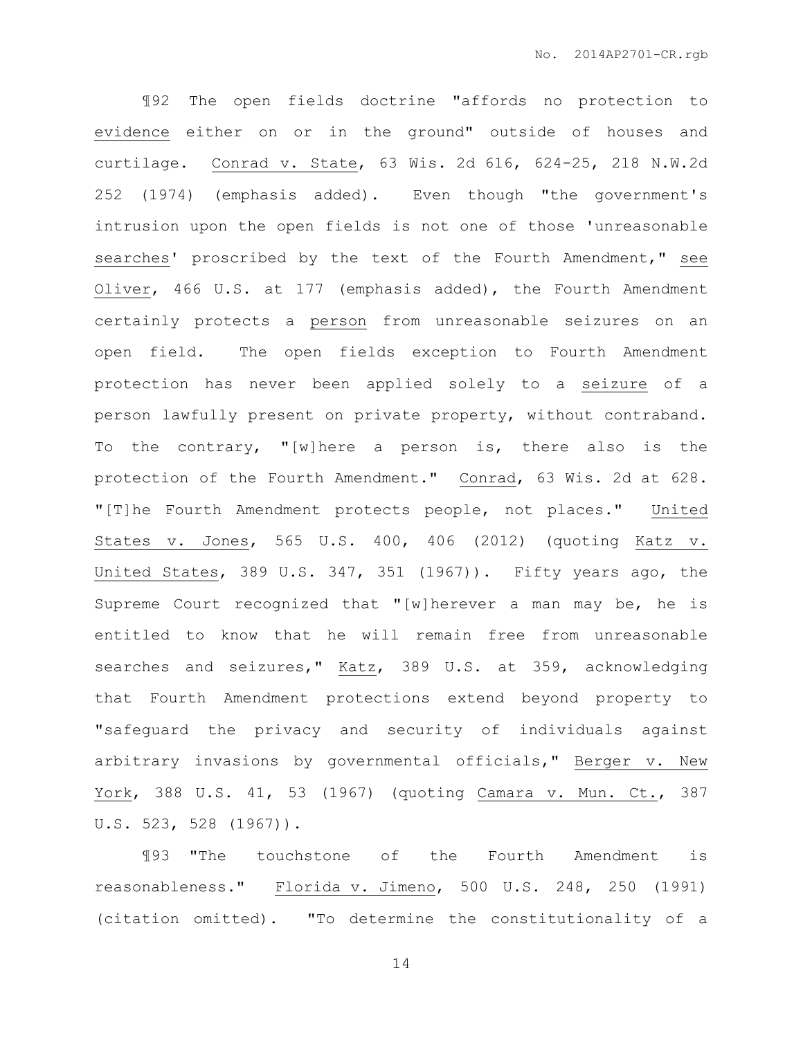¶92 The open fields doctrine "affords no protection to evidence either on or in the ground" outside of houses and curtilage. Conrad v. State, 63 Wis. 2d 616, 624-25, 218 N.W.2d 252 (1974) (emphasis added). Even though "the government's intrusion upon the open fields is not one of those 'unreasonable searches' proscribed by the text of the Fourth Amendment," see Oliver, 466 U.S. at 177 (emphasis added), the Fourth Amendment certainly protects a person from unreasonable seizures on an open field. The open fields exception to Fourth Amendment protection has never been applied solely to a seizure of a person lawfully present on private property, without contraband. To the contrary, "[w]here a person is, there also is the protection of the Fourth Amendment." Conrad, 63 Wis. 2d at 628. "[T]he Fourth Amendment protects people, not places." United States v. Jones, 565 U.S. 400, 406 (2012) (quoting Katz v. United States, 389 U.S. 347, 351 (1967)). Fifty years ago, the Supreme Court recognized that "[w]herever a man may be, he is entitled to know that he will remain free from unreasonable searches and seizures," Katz, 389 U.S. at 359, acknowledging that Fourth Amendment protections extend beyond property to "safeguard the privacy and security of individuals against arbitrary invasions by governmental officials," Berger v. New York, 388 U.S. 41, 53 (1967) (quoting Camara v. Mun. Ct., 387 U.S. 523, 528 (1967)).

¶93 "The touchstone of the Fourth Amendment is reasonableness." Florida v. Jimeno, 500 U.S. 248, 250 (1991) (citation omitted). "To determine the constitutionality of a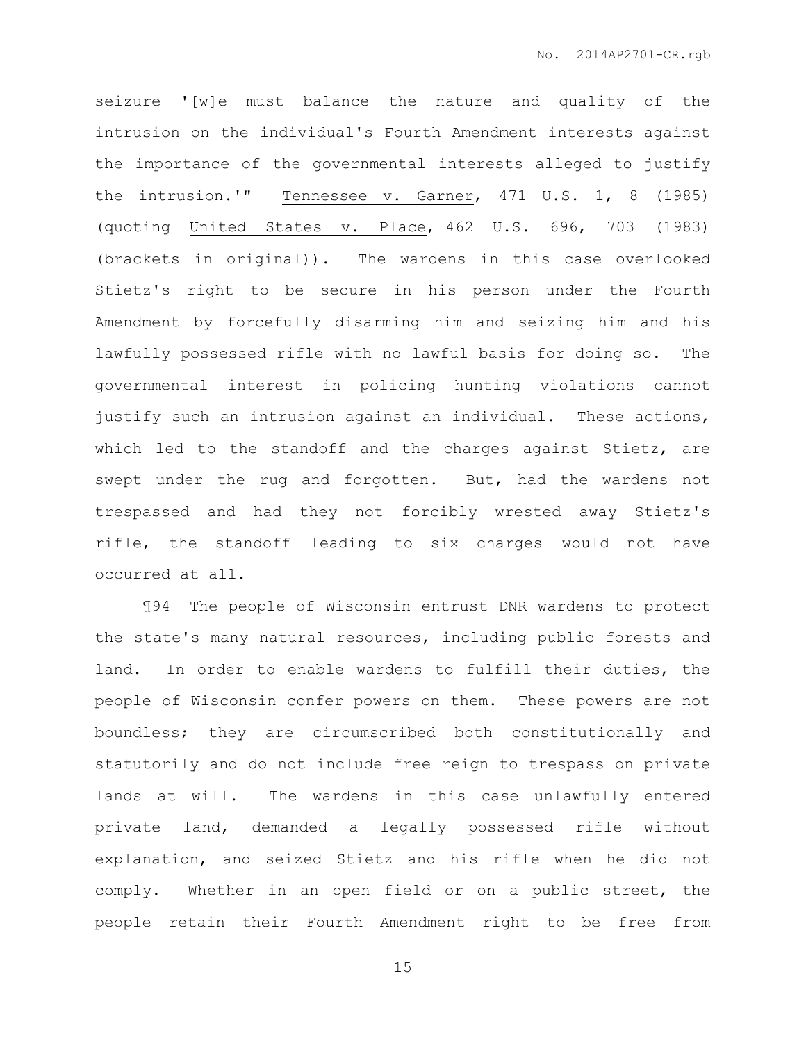seizure '[w]e must balance the nature and quality of the intrusion on the individual's Fourth Amendment interests against the importance of the governmental interests alleged to justify the intrusion.'" Tennessee v. Garner, 471 U.S. 1, 8 (1985) (quoting United States v. Place, 462 U.S. 696, 703 (1983) (brackets in original)). The wardens in this case overlooked Stietz's right to be secure in his person under the Fourth Amendment by forcefully disarming him and seizing him and his lawfully possessed rifle with no lawful basis for doing so. The governmental interest in policing hunting violations cannot justify such an intrusion against an individual. These actions, which led to the standoff and the charges against Stietz, are swept under the rug and forgotten. But, had the wardens not trespassed and had they not forcibly wrested away Stietz's rifle, the standoff——leading to six charges——would not have occurred at all.

¶94 The people of Wisconsin entrust DNR wardens to protect the state's many natural resources, including public forests and land. In order to enable wardens to fulfill their duties, the people of Wisconsin confer powers on them. These powers are not boundless; they are circumscribed both constitutionally and statutorily and do not include free reign to trespass on private lands at will. The wardens in this case unlawfully entered private land, demanded a legally possessed rifle without explanation, and seized Stietz and his rifle when he did not comply. Whether in an open field or on a public street, the people retain their Fourth Amendment right to be free from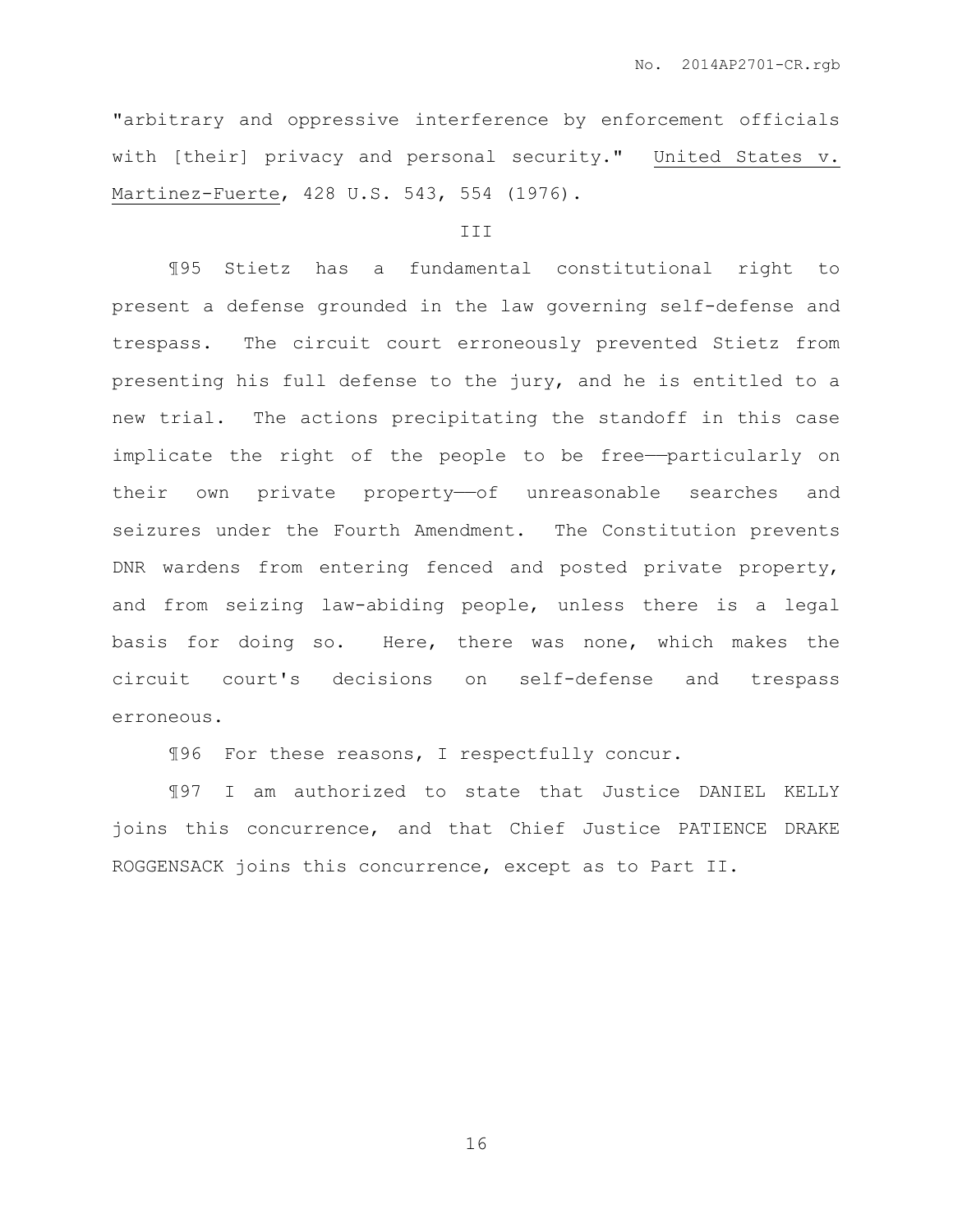"arbitrary and oppressive interference by enforcement officials with [their] privacy and personal security." United States v. Martinez-Fuerte, 428 U.S. 543, 554 (1976).

III

¶95 Stietz has a fundamental constitutional right to present a defense grounded in the law governing self-defense and trespass. The circuit court erroneously prevented Stietz from presenting his full defense to the jury, and he is entitled to a new trial. The actions precipitating the standoff in this case implicate the right of the people to be free——particularly on their own private property——of unreasonable searches and seizures under the Fourth Amendment. The Constitution prevents DNR wardens from entering fenced and posted private property, and from seizing law-abiding people, unless there is a legal basis for doing so. Here, there was none, which makes the circuit court's decisions on self-defense and trespass erroneous.

¶96 For these reasons, I respectfully concur.

¶97 I am authorized to state that Justice DANIEL KELLY joins this concurrence, and that Chief Justice PATIENCE DRAKE ROGGENSACK joins this concurrence, except as to Part II.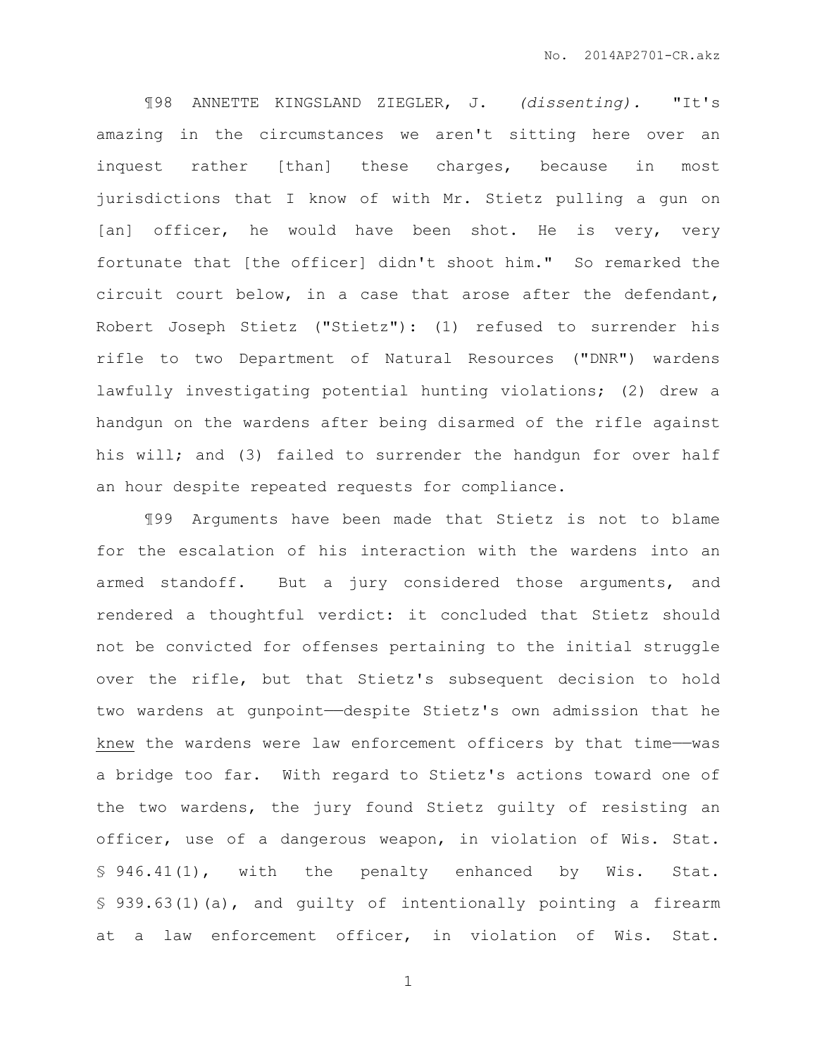¶98 ANNETTE KINGSLAND ZIEGLER, J. *(dissenting).* "It's amazing in the circumstances we aren't sitting here over an inquest rather [than] these charges, because in most jurisdictions that I know of with Mr. Stietz pulling a gun on [an] officer, he would have been shot. He is very, very fortunate that [the officer] didn't shoot him." So remarked the circuit court below, in a case that arose after the defendant, Robert Joseph Stietz ("Stietz"): (1) refused to surrender his rifle to two Department of Natural Resources ("DNR") wardens lawfully investigating potential hunting violations; (2) drew a handgun on the wardens after being disarmed of the rifle against his will; and (3) failed to surrender the handgun for over half an hour despite repeated requests for compliance.

¶99 Arguments have been made that Stietz is not to blame for the escalation of his interaction with the wardens into an armed standoff. But a jury considered those arguments, and rendered a thoughtful verdict: it concluded that Stietz should not be convicted for offenses pertaining to the initial struggle over the rifle, but that Stietz's subsequent decision to hold two wardens at gunpoint——despite Stietz's own admission that he <u>knew</u> the wardens were law enforcement officers by that time——was a bridge too far. With regard to Stietz's actions toward one of the two wardens, the jury found Stietz guilty of resisting an officer, use of a dangerous weapon, in violation of Wis. Stat. § 946.41(1), with the penalty enhanced by Wis. Stat. § 939.63(1)(a), and guilty of intentionally pointing a firearm at a law enforcement officer, in violation of Wis. Stat.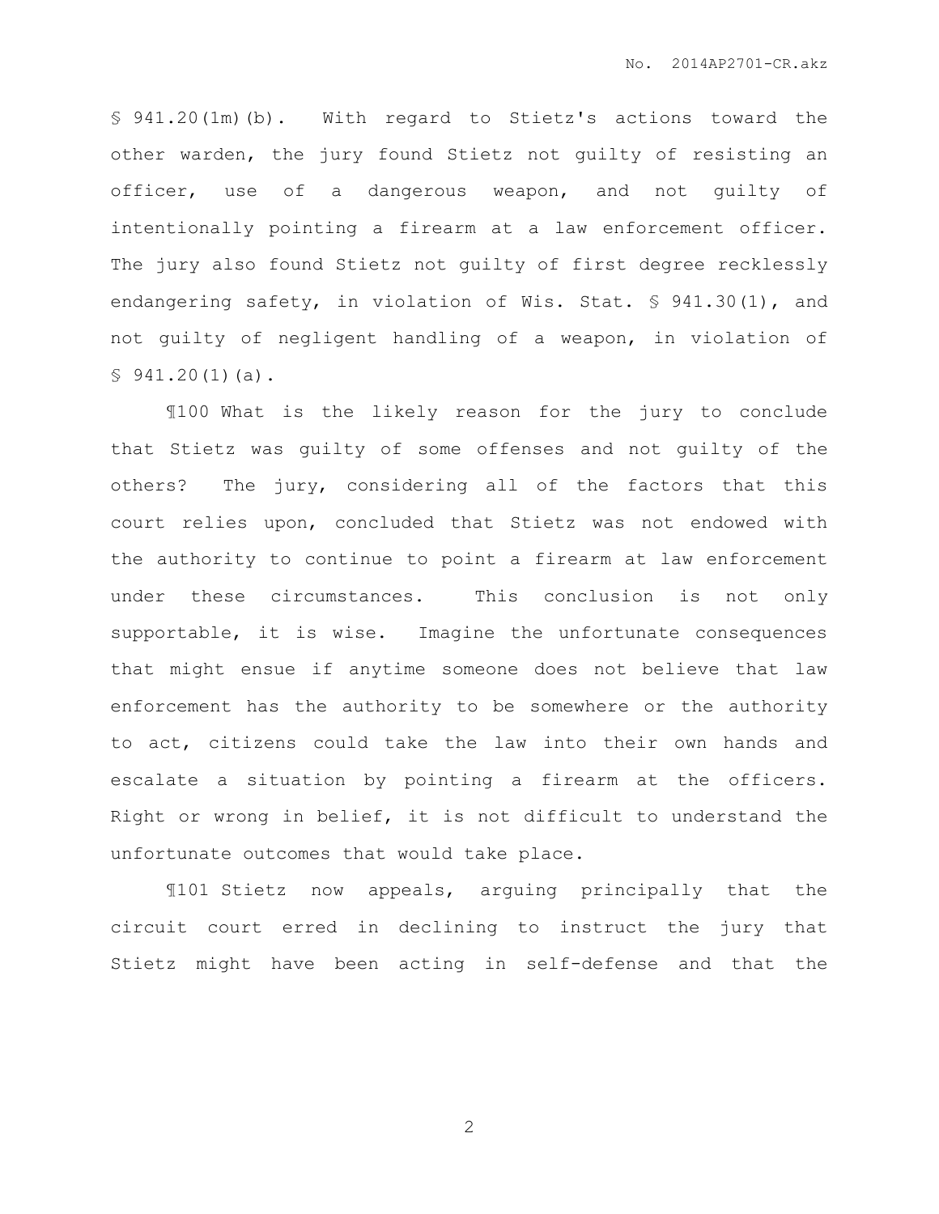§ 941.20(1m)(b). With regard to Stietz's actions toward the other warden, the jury found Stietz not guilty of resisting an officer, use of a dangerous weapon, and not guilty of intentionally pointing a firearm at a law enforcement officer. The jury also found Stietz not guilty of first degree recklessly endangering safety, in violation of Wis. Stat. § 941.30(1), and not guilty of negligent handling of a weapon, in violation of § 941.20(1)(a).

¶100 What is the likely reason for the jury to conclude that Stietz was guilty of some offenses and not guilty of the others? The jury, considering all of the factors that this court relies upon, concluded that Stietz was not endowed with the authority to continue to point a firearm at law enforcement under these circumstances. This conclusion is not only supportable, it is wise. Imagine the unfortunate consequences that might ensue if anytime someone does not believe that law enforcement has the authority to be somewhere or the authority to act, citizens could take the law into their own hands and escalate a situation by pointing a firearm at the officers. Right or wrong in belief, it is not difficult to understand the unfortunate outcomes that would take place.

¶101 Stietz now appeals, arguing principally that the circuit court erred in declining to instruct the jury that Stietz might have been acting in self-defense and that the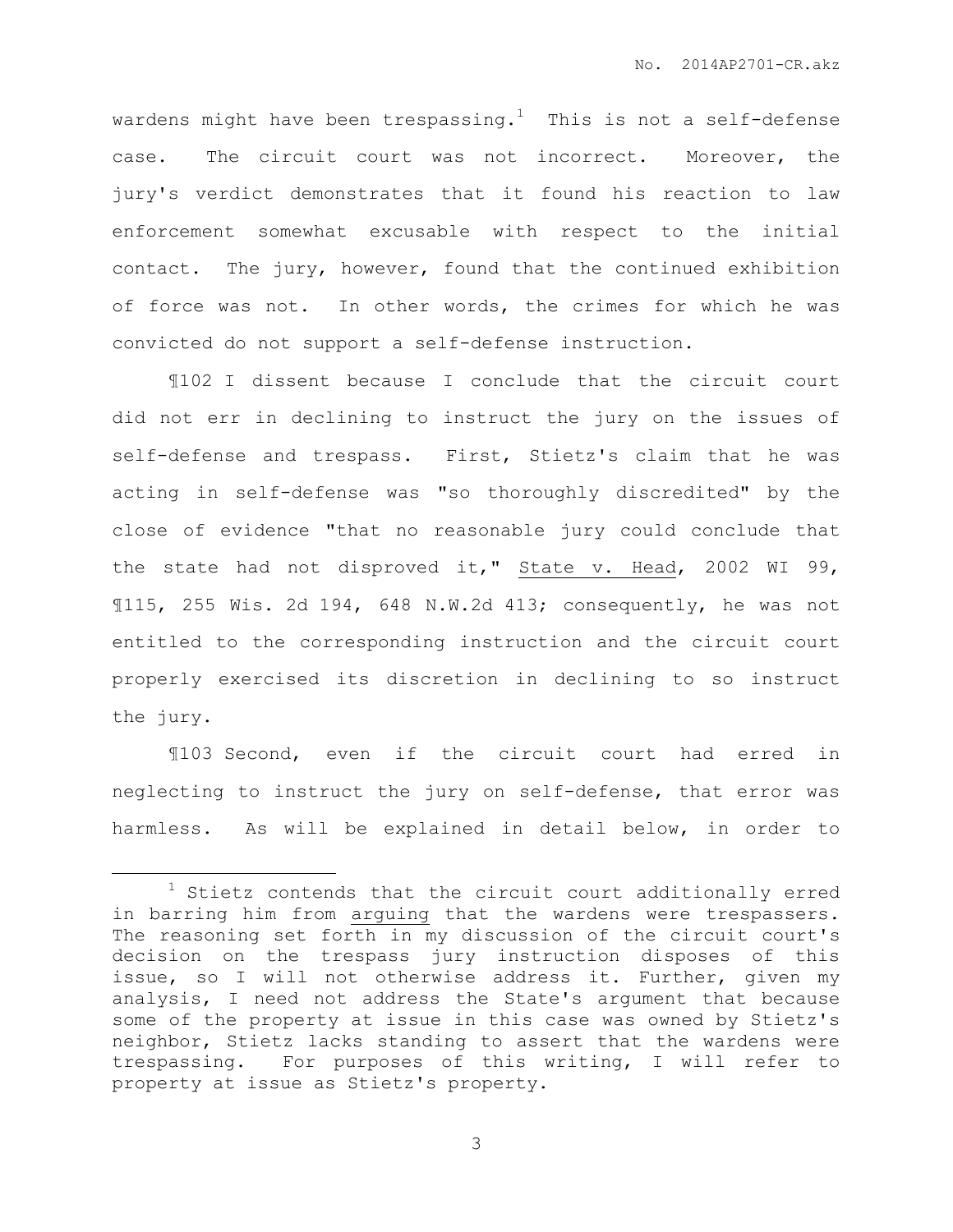wardens might have been trespassing.[1] This is not a self-defense case. The circuit court was not incorrect. Moreover, the jury's verdict demonstrates that it found his reaction to law enforcement somewhat excusable with respect to the initial contact. The jury, however, found that the continued exhibition of force was not. In other words, the crimes for which he was convicted do not support a self-defense instruction.

¶102 I dissent because I conclude that the circuit court did not err in declining to instruct the jury on the issues of self-defense and trespass. First, Stietz's claim that he was acting in self-defense was "so thoroughly discredited" by the close of evidence "that no reasonable jury could conclude that the state had not disproved it," State v. Head, 2002 WI 99, ¶115, 255 Wis. 2d 194, 648 N.W.2d 413; consequently, he was not entitled to the corresponding instruction and the circuit court properly exercised its discretion in declining to so instruct the jury.

¶103 Second, even if the circuit court had erred in neglecting to instruct the jury on self-defense, that error was harmless. As will be explained in detail below, in order to

---

[1] Stietz contends that the circuit court additionally erred in barring him from arguing that the wardens were trespassers. The reasoning set forth in my discussion of the circuit court's decision on the trespass jury instruction disposes of this issue, so I will not otherwise address it. Further, given my analysis, I need not address the State's argument that because some of the property at issue in this case was owned by Stietz's neighbor, Stietz lacks standing to assert that the wardens were trespassing. For purposes of this writing, I will refer to property at issue as Stietz's property.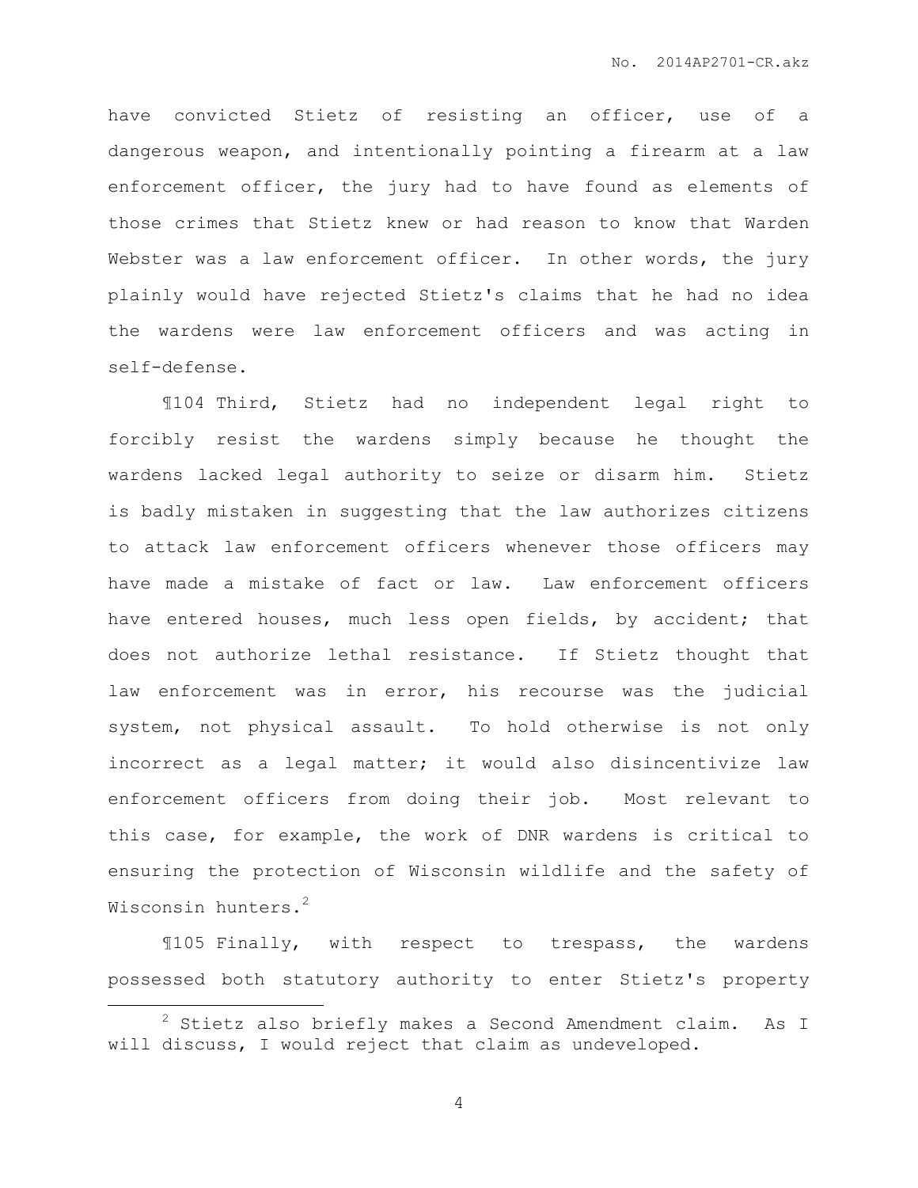have convicted Stietz of resisting an officer, use of a dangerous weapon, and intentionally pointing a firearm at a law enforcement officer, the jury had to have found as elements of those crimes that Stietz knew or had reason to know that Warden Webster was a law enforcement officer. In other words, the jury plainly would have rejected Stietz's claims that he had no idea the wardens were law enforcement officers and was acting in self-defense.

¶104 Third, Stietz had no independent legal right to forcibly resist the wardens simply because he thought the wardens lacked legal authority to seize or disarm him. Stietz is badly mistaken in suggesting that the law authorizes citizens to attack law enforcement officers whenever those officers may have made a mistake of fact or law. Law enforcement officers have entered houses, much less open fields, by accident; that does not authorize lethal resistance. If Stietz thought that law enforcement was in error, his recourse was the judicial system, not physical assault. To hold otherwise is not only incorrect as a legal matter; it would also disincentivize law enforcement officers from doing their job. Most relevant to this case, for example, the work of DNR wardens is critical to ensuring the protection of Wisconsin wildlife and the safety of Wisconsin hunters.[2]

¶105 Finally, with respect to trespass, the wardens possessed both statutory authority to enter Stietz's property

---

[2] Stietz also briefly makes a Second Amendment claim. As I will discuss, I would reject that claim as undeveloped.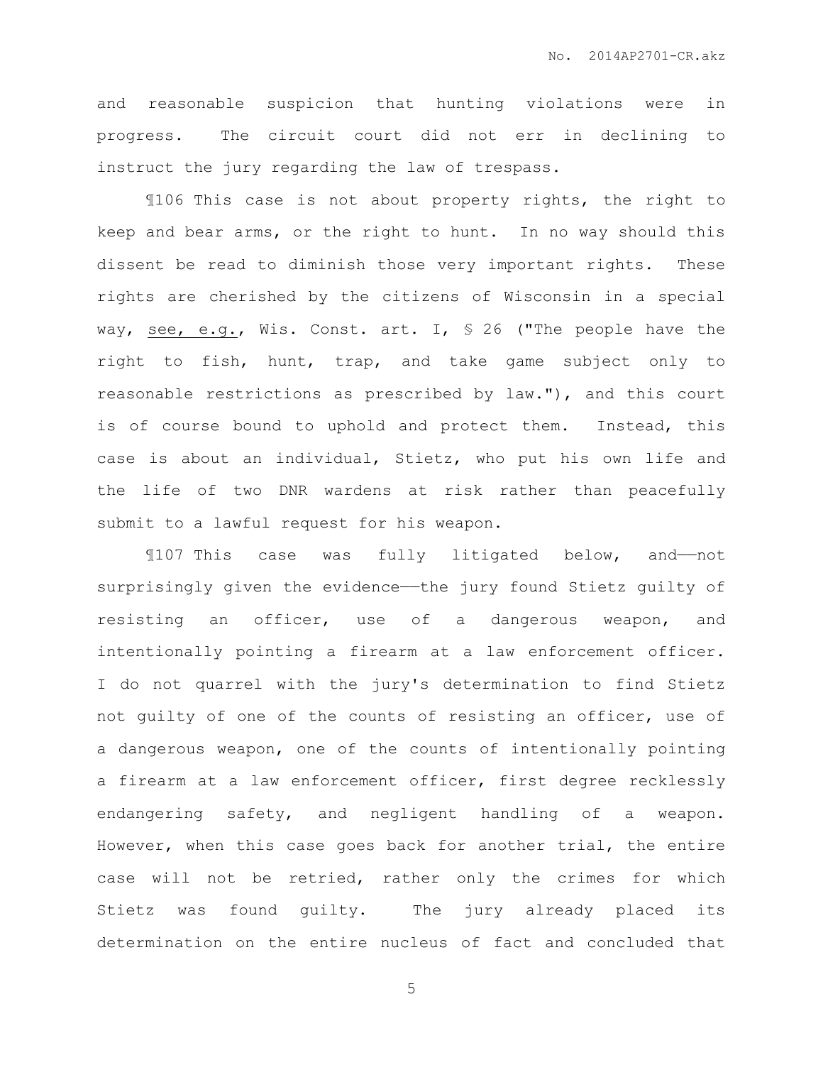and reasonable suspicion that hunting violations were in progress. The circuit court did not err in declining to instruct the jury regarding the law of trespass.

¶106 This case is not about property rights, the right to keep and bear arms, or the right to hunt. In no way should this dissent be read to diminish those very important rights. These rights are cherished by the citizens of Wisconsin in a special way, see, e.g., Wis. Const. art. I, § 26 ("The people have the right to fish, hunt, trap, and take game subject only to reasonable restrictions as prescribed by law."), and this court is of course bound to uphold and protect them. Instead, this case is about an individual, Stietz, who put his own life and the life of two DNR wardens at risk rather than peacefully submit to a lawful request for his weapon.

¶107 This case was fully litigated below, and——not surprisingly given the evidence——the jury found Stietz guilty of resisting an officer, use of a dangerous weapon, and intentionally pointing a firearm at a law enforcement officer. I do not quarrel with the jury's determination to find Stietz not guilty of one of the counts of resisting an officer, use of a dangerous weapon, one of the counts of intentionally pointing a firearm at a law enforcement officer, first degree recklessly endangering safety, and negligent handling of a weapon. However, when this case goes back for another trial, the entire case will not be retried, rather only the crimes for which Stietz was found guilty. The jury already placed its determination on the entire nucleus of fact and concluded that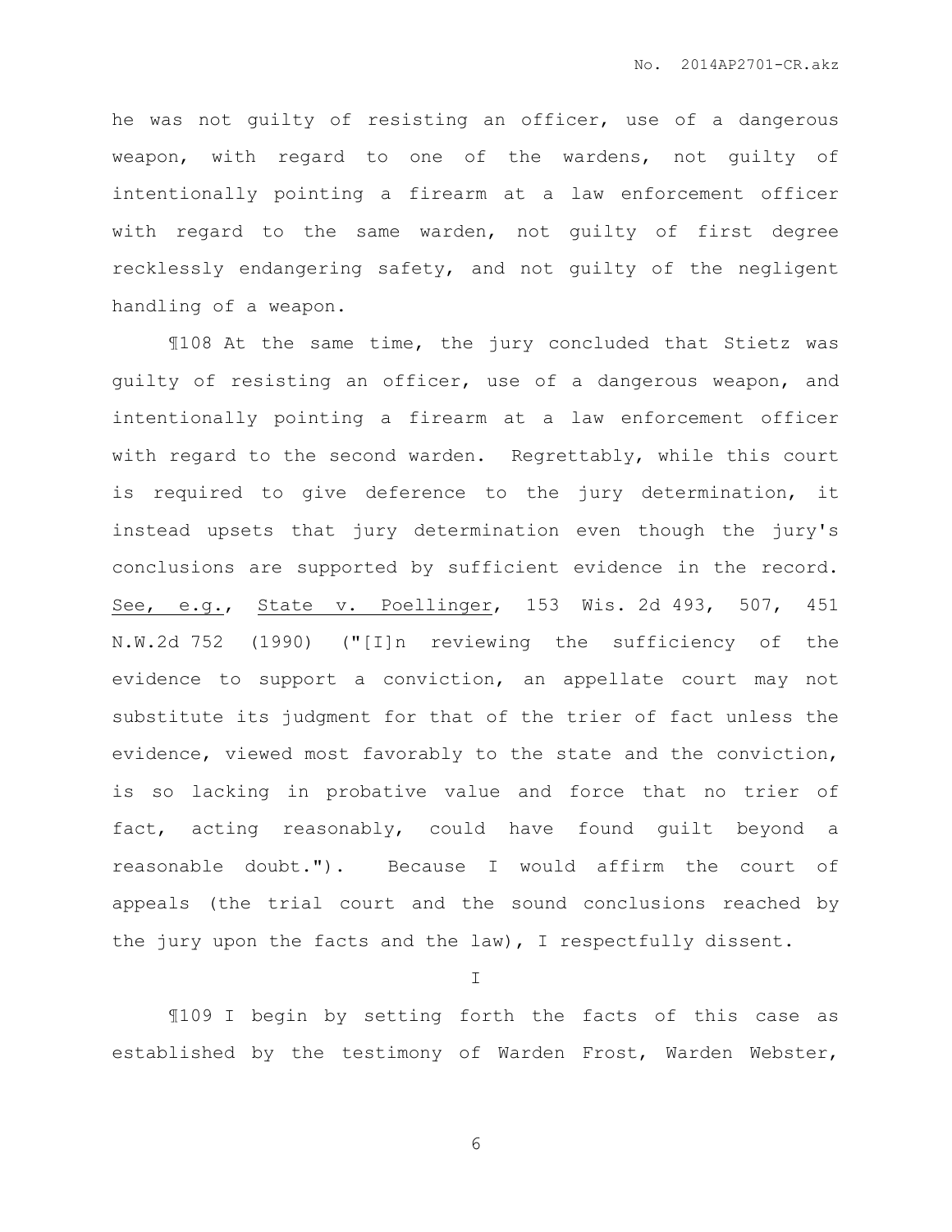he was not guilty of resisting an officer, use of a dangerous weapon, with regard to one of the wardens, not guilty of intentionally pointing a firearm at a law enforcement officer with regard to the same warden, not guilty of first degree recklessly endangering safety, and not guilty of the negligent handling of a weapon.

¶108 At the same time, the jury concluded that Stietz was guilty of resisting an officer, use of a dangerous weapon, and intentionally pointing a firearm at a law enforcement officer with regard to the second warden. Regrettably, while this court is required to give deference to the jury determination, it instead upsets that jury determination even though the jury's conclusions are supported by sufficient evidence in the record. See, e.g., State v. Poellinger, 153 Wis. 2d 493, 507, 451 N.W.2d 752 (1990) ("[I]n reviewing the sufficiency of the evidence to support a conviction, an appellate court may not substitute its judgment for that of the trier of fact unless the evidence, viewed most favorably to the state and the conviction, is so lacking in probative value and force that no trier of fact, acting reasonably, could have found guilt beyond a reasonable doubt."). Because I would affirm the court of appeals (the trial court and the sound conclusions reached by the jury upon the facts and the law), I respectfully dissent.

I

¶109 I begin by setting forth the facts of this case as established by the testimony of Warden Frost, Warden Webster,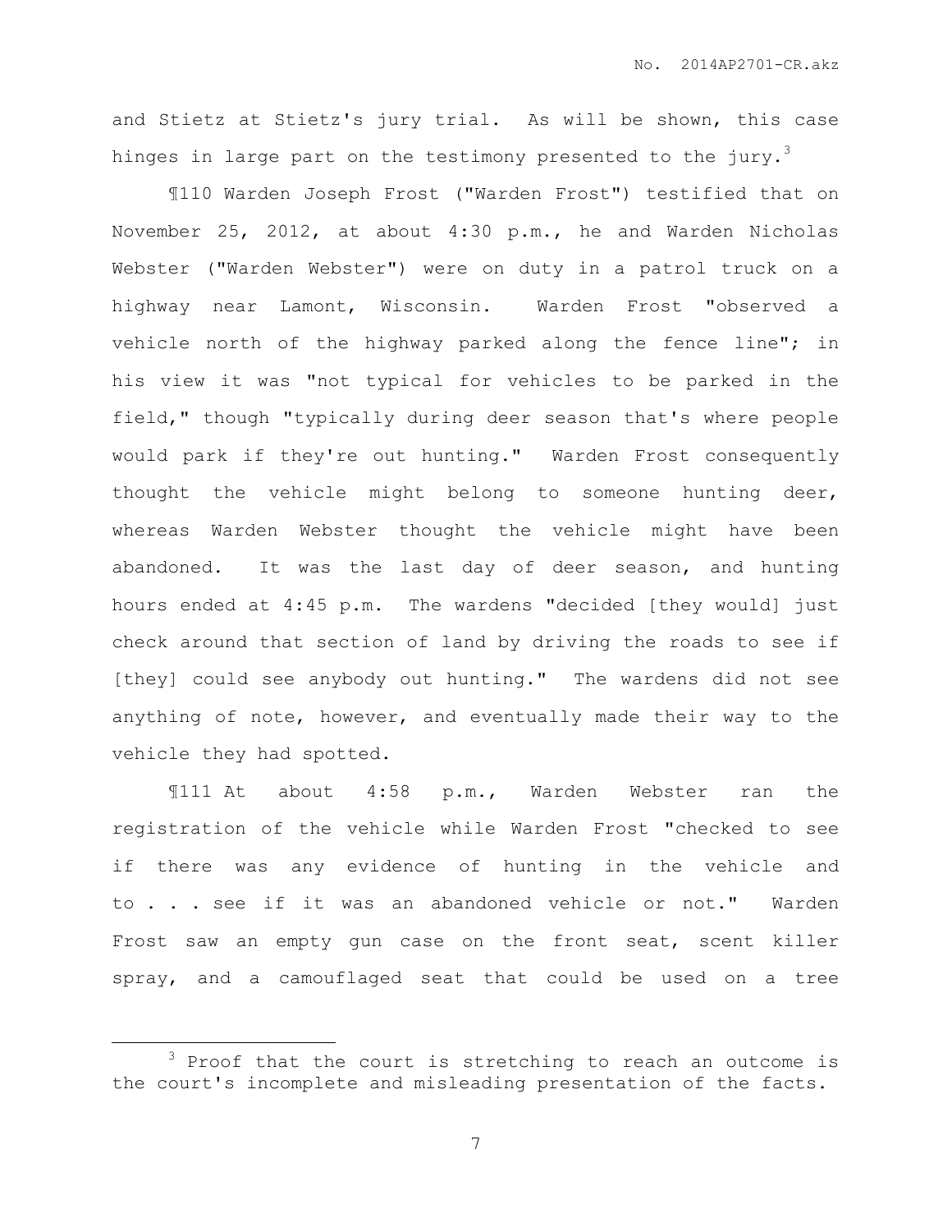and Stietz at Stietz's jury trial. As will be shown, this case hinges in large part on the testimony presented to the jury.[3]

¶110 Warden Joseph Frost ("Warden Frost") testified that on November 25, 2012, at about 4:30 p.m., he and Warden Nicholas Webster ("Warden Webster") were on duty in a patrol truck on a highway near Lamont, Wisconsin. Warden Frost "observed a vehicle north of the highway parked along the fence line"; in his view it was "not typical for vehicles to be parked in the field," though "typically during deer season that's where people would park if they're out hunting." Warden Frost consequently thought the vehicle might belong to someone hunting deer, whereas Warden Webster thought the vehicle might have been abandoned. It was the last day of deer season, and hunting hours ended at 4:45 p.m. The wardens "decided [they would] just check around that section of land by driving the roads to see if [they] could see anybody out hunting." The wardens did not see anything of note, however, and eventually made their way to the vehicle they had spotted.

¶111 At about 4:58 p.m., Warden Webster ran the registration of the vehicle while Warden Frost "checked to see if there was any evidence of hunting in the vehicle and to . . . see if it was an abandoned vehicle or not." Warden Frost saw an empty gun case on the front seat, scent killer spray, and a camouflaged seat that could be used on a tree

[3] Proof that the court is stretching to reach an outcome is the court's incomplete and misleading presentation of the facts.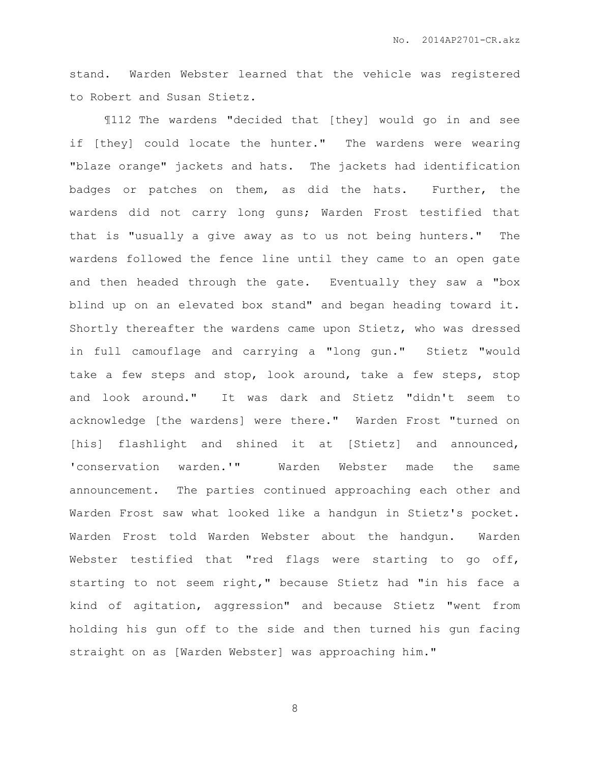stand. Warden Webster learned that the vehicle was registered to Robert and Susan Stietz.

¶112 The wardens "decided that [they] would go in and see if [they] could locate the hunter." The wardens were wearing "blaze orange" jackets and hats. The jackets had identification badges or patches on them, as did the hats. Further, the wardens did not carry long guns; Warden Frost testified that that is "usually a give away as to us not being hunters." The wardens followed the fence line until they came to an open gate and then headed through the gate. Eventually they saw a "box blind up on an elevated box stand" and began heading toward it. Shortly thereafter the wardens came upon Stietz, who was dressed in full camouflage and carrying a "long gun." Stietz "would take a few steps and stop, look around, take a few steps, stop and look around." It was dark and Stietz "didn't seem to acknowledge [the wardens] were there." Warden Frost "turned on [his] flashlight and shined it at [Stietz] and announced, 'conservation warden.'" Warden Webster made the same announcement. The parties continued approaching each other and Warden Frost saw what looked like a handgun in Stietz's pocket. Warden Frost told Warden Webster about the handgun. Warden Webster testified that "red flags were starting to go off, starting to not seem right," because Stietz had "in his face a kind of agitation, aggression" and because Stietz "went from holding his gun off to the side and then turned his gun facing straight on as [Warden Webster] was approaching him."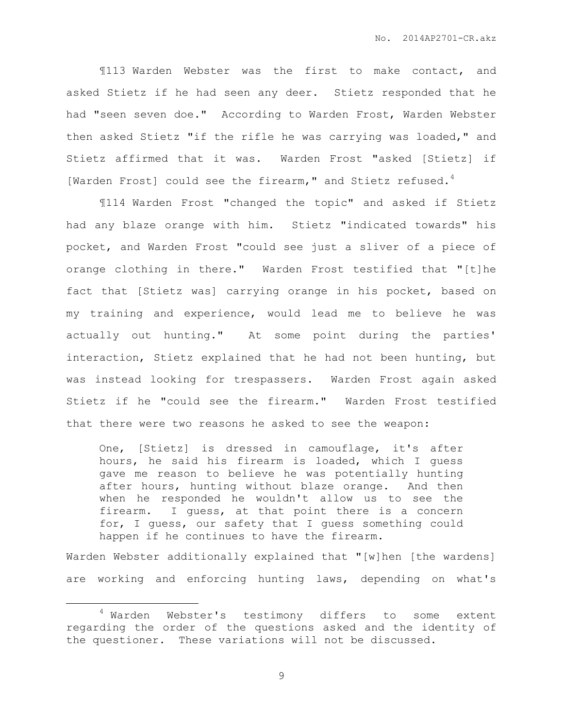¶113 Warden Webster was the first to make contact, and asked Stietz if he had seen any deer. Stietz responded that he had "seen seven doe." According to Warden Frost, Warden Webster then asked Stietz "if the rifle he was carrying was loaded," and Stietz affirmed that it was. Warden Frost "asked [Stietz] if [Warden Frost] could see the firearm," and Stietz refused.[4]

¶114 Warden Frost "changed the topic" and asked if Stietz had any blaze orange with him. Stietz "indicated towards" his pocket, and Warden Frost "could see just a sliver of a piece of orange clothing in there." Warden Frost testified that "[t]he fact that [Stietz was] carrying orange in his pocket, based on my training and experience, would lead me to believe he was actually out hunting." At some point during the parties' interaction, Stietz explained that he had not been hunting, but was instead looking for trespassers. Warden Frost again asked Stietz if he "could see the firearm." Warden Frost testified that there were two reasons he asked to see the weapon:

> One, [Stietz] is dressed in camouflage, it's after hours, he said his firearm is loaded, which I guess gave me reason to believe he was potentially hunting after hours, hunting without blaze orange. And then when he responded he wouldn't allow us to see the firearm. I guess, at that point there is a concern for, I guess, our safety that I guess something could happen if he continues to have the firearm.

Warden Webster additionally explained that "[w]hen [the wardens] are working and enforcing hunting laws, depending on what's

---

[4] Warden Webster's testimony differs to some extent regarding the order of the questions asked and the identity of the questioner. These variations will not be discussed.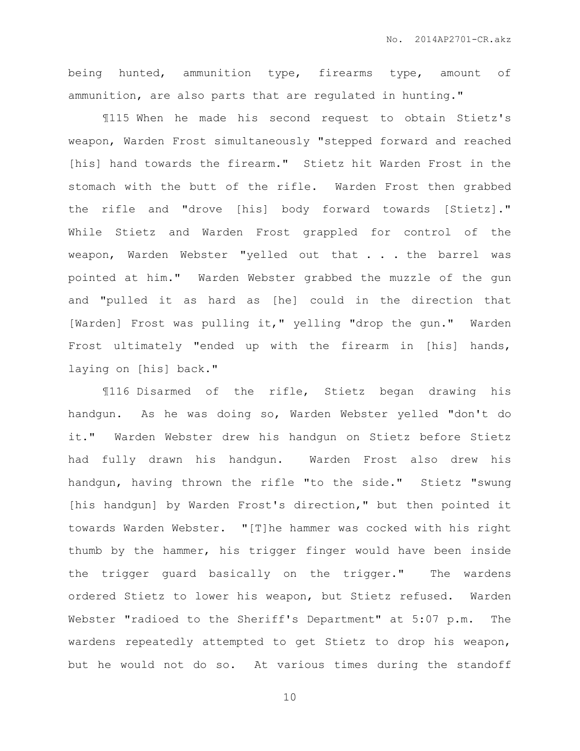being hunted, ammunition type, firearms type, amount of ammunition, are also parts that are regulated in hunting."

¶115 When he made his second request to obtain Stietz's weapon, Warden Frost simultaneously "stepped forward and reached [his] hand towards the firearm." Stietz hit Warden Frost in the stomach with the butt of the rifle. Warden Frost then grabbed the rifle and "drove [his] body forward towards [Stietz]." While Stietz and Warden Frost grappled for control of the weapon, Warden Webster "yelled out that . . . the barrel was pointed at him." Warden Webster grabbed the muzzle of the gun and "pulled it as hard as [he] could in the direction that [Warden] Frost was pulling it," yelling "drop the gun." Warden Frost ultimately "ended up with the firearm in [his] hands, laying on [his] back."

¶116 Disarmed of the rifle, Stietz began drawing his handgun. As he was doing so, Warden Webster yelled "don't do it." Warden Webster drew his handgun on Stietz before Stietz had fully drawn his handgun. Warden Frost also drew his handgun, having thrown the rifle "to the side." Stietz "swung [his handgun] by Warden Frost's direction," but then pointed it towards Warden Webster. "[T]he hammer was cocked with his right thumb by the hammer, his trigger finger would have been inside the trigger guard basically on the trigger." The wardens ordered Stietz to lower his weapon, but Stietz refused. Warden Webster "radioed to the Sheriff's Department" at 5:07 p.m. The wardens repeatedly attempted to get Stietz to drop his weapon, but he would not do so. At various times during the standoff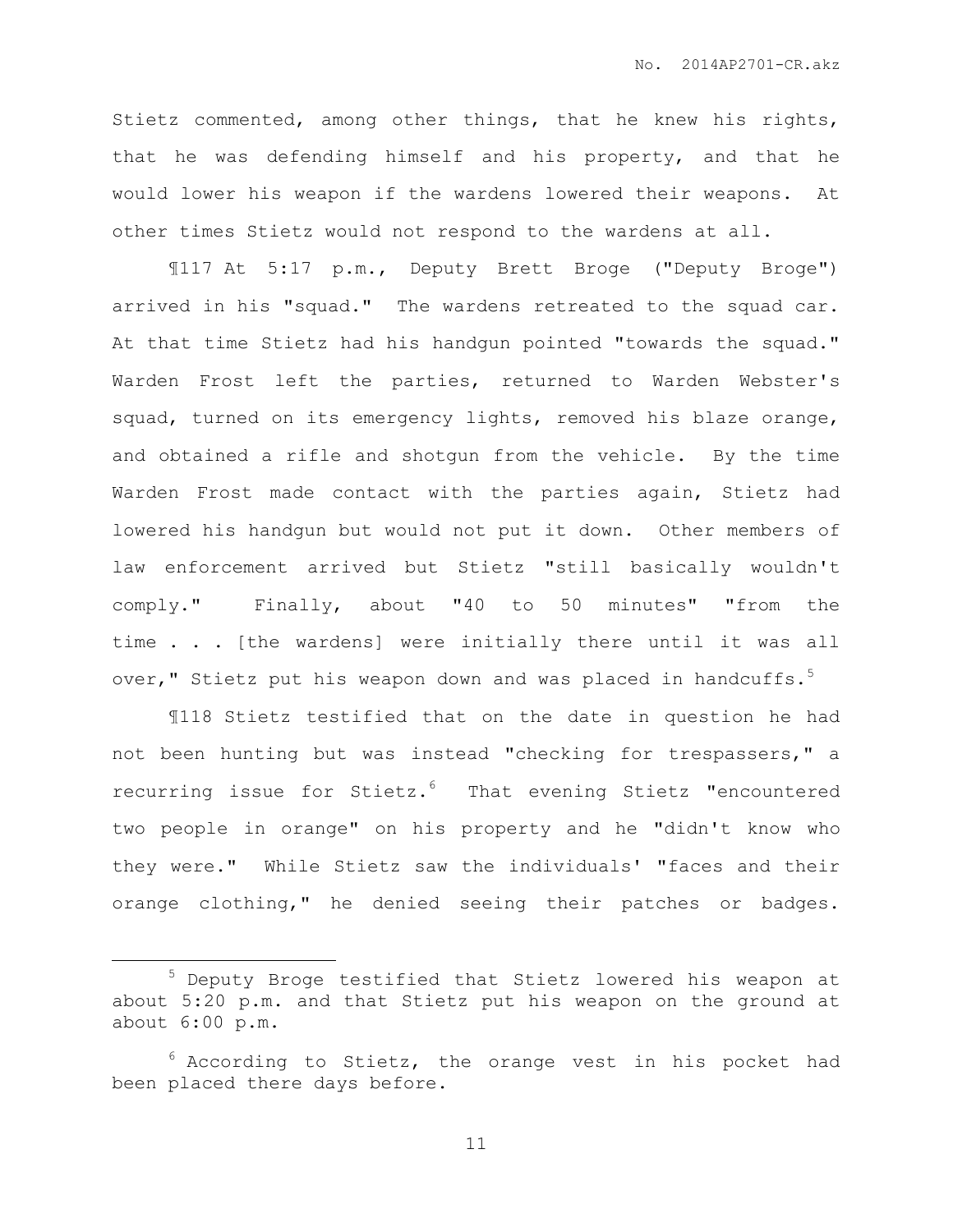Stietz commented, among other things, that he knew his rights, that he was defending himself and his property, and that he would lower his weapon if the wardens lowered their weapons. At other times Stietz would not respond to the wardens at all.

¶117 At 5:17 p.m., Deputy Brett Broge ("Deputy Broge") arrived in his "squad." The wardens retreated to the squad car. At that time Stietz had his handgun pointed "towards the squad." Warden Frost left the parties, returned to Warden Webster's squad, turned on its emergency lights, removed his blaze orange, and obtained a rifle and shotgun from the vehicle. By the time Warden Frost made contact with the parties again, Stietz had lowered his handgun but would not put it down. Other members of law enforcement arrived but Stietz "still basically wouldn't comply." Finally, about "40 to 50 minutes" "from the time . . . [the wardens] were initially there until it was all over," Stietz put his weapon down and was placed in handcuffs.[5]

¶118 Stietz testified that on the date in question he had not been hunting but was instead "checking for trespassers," a recurring issue for Stietz.[6] That evening Stietz "encountered two people in orange" on his property and he "didn't know who they were." While Stietz saw the individuals' "faces and their orange clothing," he denied seeing their patches or badges.

---

[5] Deputy Broge testified that Stietz lowered his weapon at about 5:20 p.m. and that Stietz put his weapon on the ground at about 6:00 p.m.

[6] According to Stietz, the orange vest in his pocket had been placed there days before.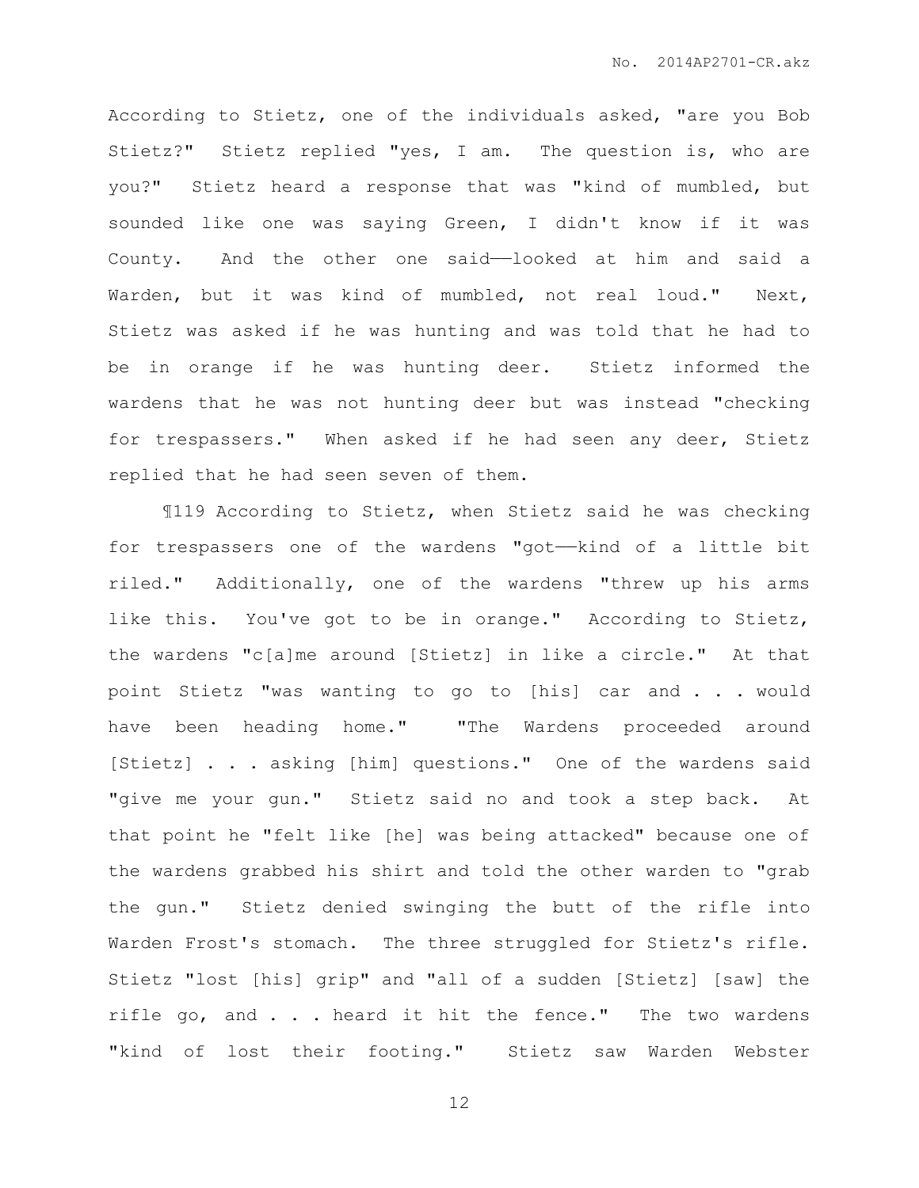According to Stietz, one of the individuals asked, "are you Bob Stietz?" Stietz replied "yes, I am. The question is, who are you?" Stietz heard a response that was "kind of mumbled, but sounded like one was saying Green, I didn't know if it was County. And the other one said——looked at him and said a Warden, but it was kind of mumbled, not real loud." Next, Stietz was asked if he was hunting and was told that he had to be in orange if he was hunting deer. Stietz informed the wardens that he was not hunting deer but was instead "checking for trespassers." When asked if he had seen any deer, Stietz replied that he had seen seven of them.

¶119 According to Stietz, when Stietz said he was checking for trespassers one of the wardens "got——kind of a little bit riled." Additionally, one of the wardens "threw up his arms like this. You've got to be in orange." According to Stietz, the wardens "c[a]me around [Stietz] in like a circle." At that point Stietz "was wanting to go to [his] car and . . . would have been heading home." "The Wardens proceeded around [Stietz] . . . asking [him] questions." One of the wardens said "give me your gun." Stietz said no and took a step back. At that point he "felt like [he] was being attacked" because one of the wardens grabbed his shirt and told the other warden to "grab the gun." Stietz denied swinging the butt of the rifle into Warden Frost's stomach. The three struggled for Stietz's rifle. Stietz "lost [his] grip" and "all of a sudden [Stietz] [saw] the rifle go, and . . . heard it hit the fence." The two wardens "kind of lost their footing." Stietz saw Warden Webster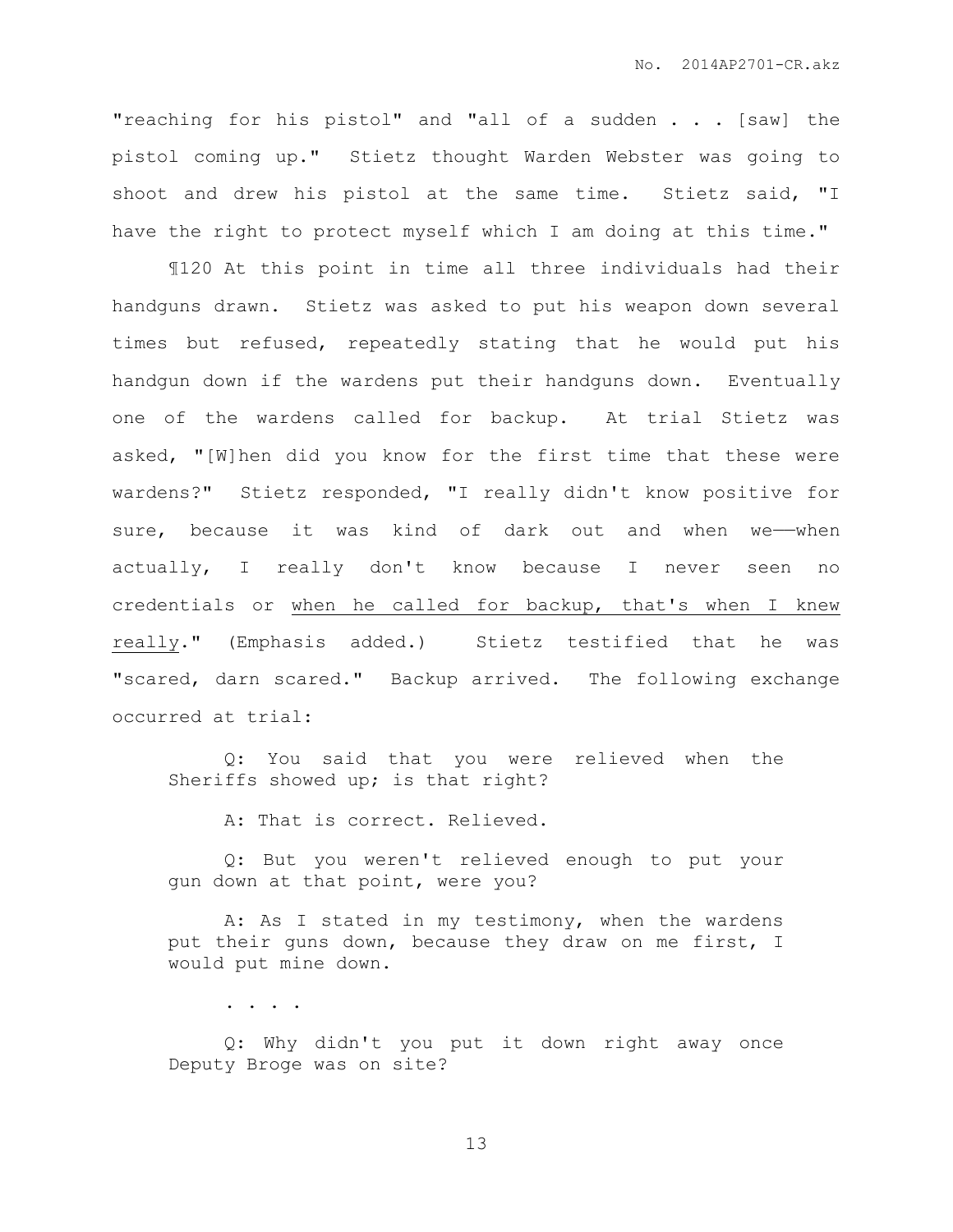"reaching for his pistol" and "all of a sudden . . . [saw] the pistol coming up." Stietz thought Warden Webster was going to shoot and drew his pistol at the same time. Stietz said, "I have the right to protect myself which I am doing at this time."

¶120 At this point in time all three individuals had their handguns drawn. Stietz was asked to put his weapon down several times but refused, repeatedly stating that he would put his handgun down if the wardens put their handguns down. Eventually one of the wardens called for backup. At trial Stietz was asked, "[W]hen did you know for the first time that these were wardens?" Stietz responded, "I really didn't know positive for sure, because it was kind of dark out and when we——when actually, I really don't know because I never seen no credentials or <u>when he called for backup, that's when I knew really</u>." (Emphasis added.) Stietz testified that he was "scared, darn scared." Backup arrived. The following exchange occurred at trial:

> Q: You said that you were relieved when the Sheriffs showed up; is that right?
>
> A: That is correct. Relieved.
>
> Q: But you weren't relieved enough to put your gun down at that point, were you?
>
> A: As I stated in my testimony, when the wardens put their guns down, because they draw on me first, I would put mine down.
>
> . . . .
>
> Q: Why didn't you put it down right away once Deputy Broge was on site?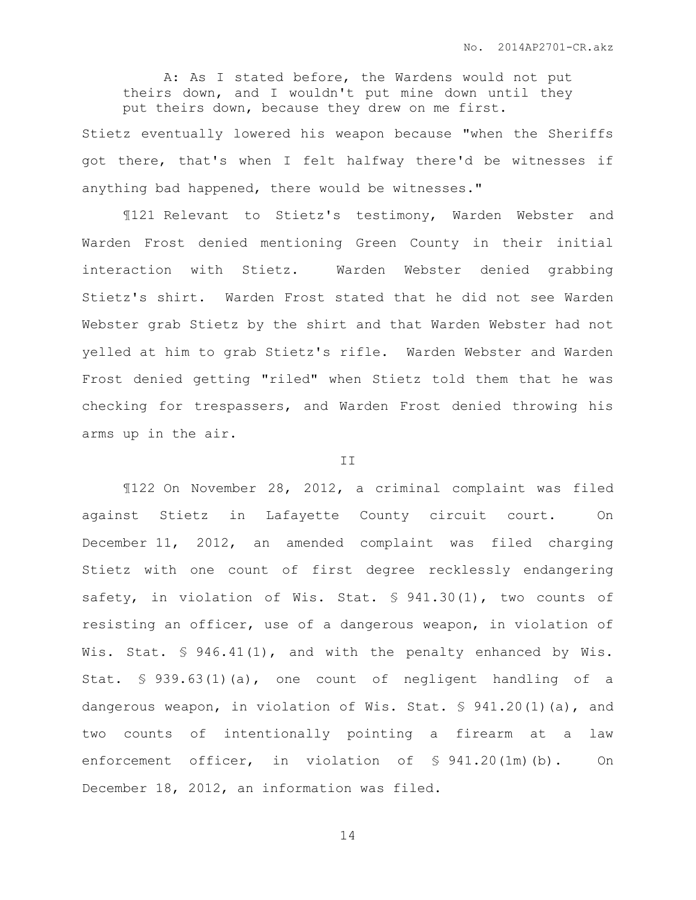A: As I stated before, the Wardens would not put theirs down, and I wouldn't put mine down until they put theirs down, because they drew on me first.

Stietz eventually lowered his weapon because "when the Sheriffs got there, that's when I felt halfway there'd be witnesses if anything bad happened, there would be witnesses."

¶121 Relevant to Stietz's testimony, Warden Webster and Warden Frost denied mentioning Green County in their initial interaction with Stietz. Warden Webster denied grabbing Stietz's shirt. Warden Frost stated that he did not see Warden Webster grab Stietz by the shirt and that Warden Webster had not yelled at him to grab Stietz's rifle. Warden Webster and Warden Frost denied getting "riled" when Stietz told them that he was checking for trespassers, and Warden Frost denied throwing his arms up in the air.

## II

¶122 On November 28, 2012, a criminal complaint was filed against Stietz in Lafayette County circuit court. On December 11, 2012, an amended complaint was filed charging Stietz with one count of first degree recklessly endangering safety, in violation of Wis. Stat. § 941.30(1), two counts of resisting an officer, use of a dangerous weapon, in violation of Wis. Stat. § 946.41(1), and with the penalty enhanced by Wis. Stat. § 939.63(1)(a), one count of negligent handling of a dangerous weapon, in violation of Wis. Stat. § 941.20(1)(a), and two counts of intentionally pointing a firearm at a law enforcement officer, in violation of § 941.20(1m)(b). On December 18, 2012, an information was filed.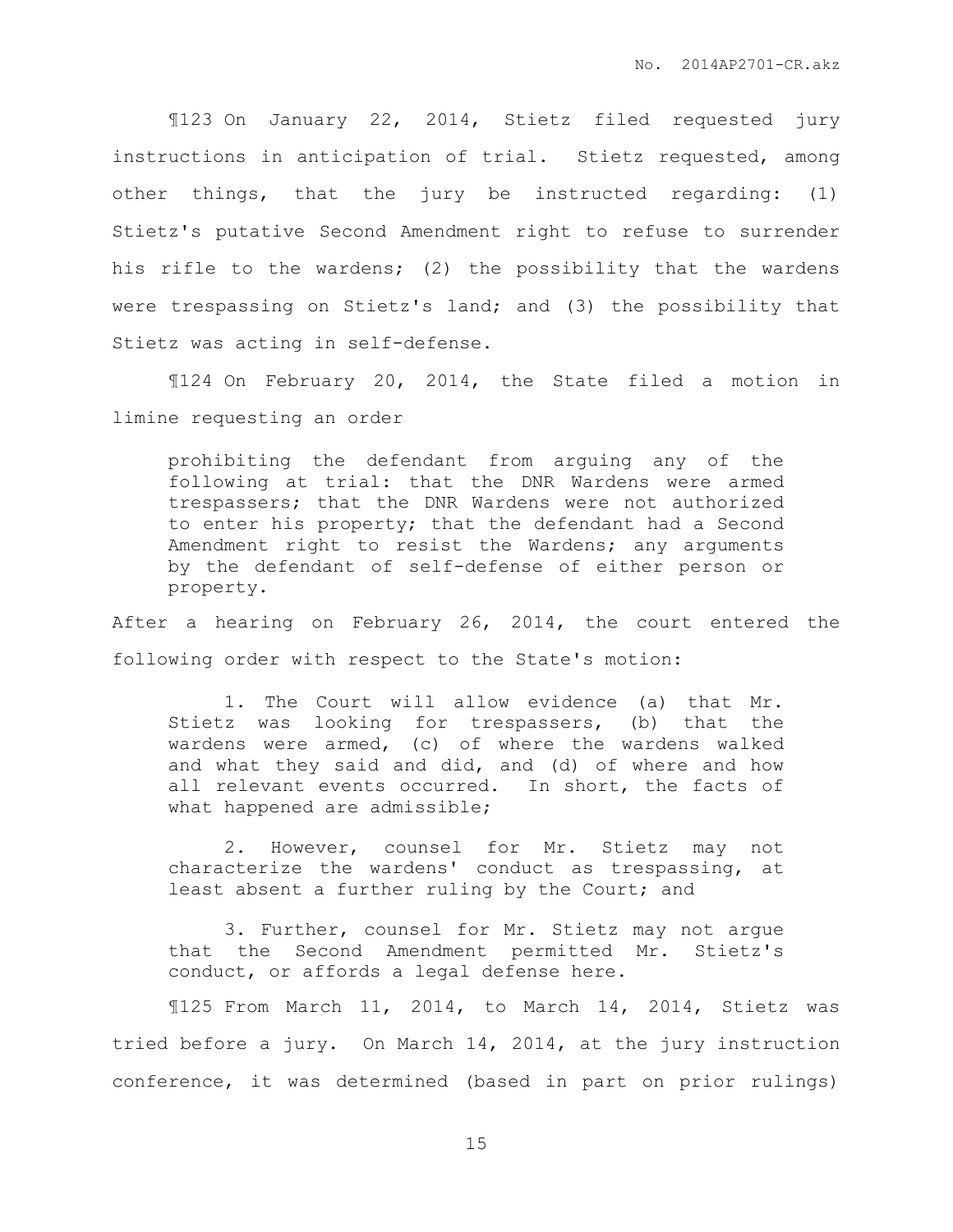¶123 On January 22, 2014, Stietz filed requested jury instructions in anticipation of trial. Stietz requested, among other things, that the jury be instructed regarding: (1) Stietz's putative Second Amendment right to refuse to surrender his rifle to the wardens; (2) the possibility that the wardens were trespassing on Stietz's land; and (3) the possibility that Stietz was acting in self-defense.

¶124 On February 20, 2014, the State filed a motion in limine requesting an order

> prohibiting the defendant from arguing any of the following at trial: that the DNR Wardens were armed trespassers; that the DNR Wardens were not authorized to enter his property; that the defendant had a Second Amendment right to resist the Wardens; any arguments by the defendant of self-defense of either person or property.

After a hearing on February 26, 2014, the court entered the following order with respect to the State's motion:

> 1. The Court will allow evidence (a) that Mr. Stietz was looking for trespassers, (b) that the wardens were armed, (c) of where the wardens walked and what they said and did, and (d) of where and how all relevant events occurred. In short, the facts of what happened are admissible;
>
> 2. However, counsel for Mr. Stietz may not characterize the wardens' conduct as trespassing, at least absent a further ruling by the Court; and
>
> 3. Further, counsel for Mr. Stietz may not argue that the Second Amendment permitted Mr. Stietz's conduct, or affords a legal defense here.

¶125 From March 11, 2014, to March 14, 2014, Stietz was tried before a jury. On March 14, 2014, at the jury instruction conference, it was determined (based in part on prior rulings)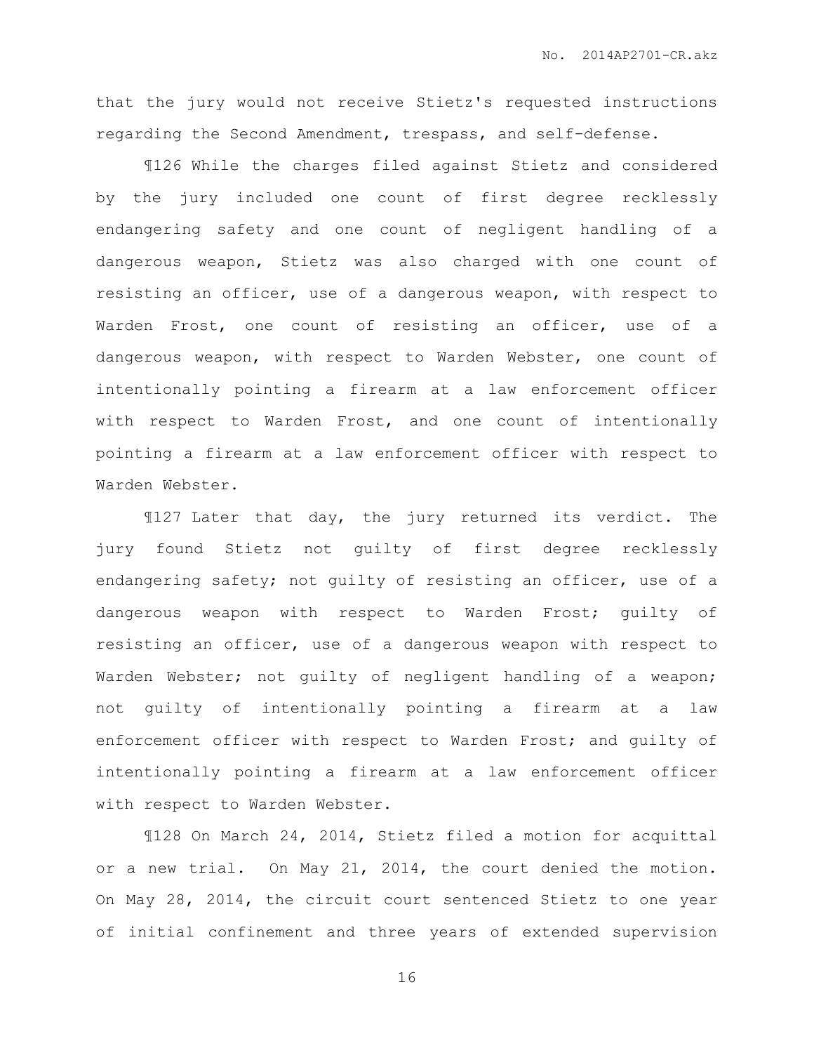that the jury would not receive Stietz's requested instructions regarding the Second Amendment, trespass, and self-defense.

¶126 While the charges filed against Stietz and considered by the jury included one count of first degree recklessly endangering safety and one count of negligent handling of a dangerous weapon, Stietz was also charged with one count of resisting an officer, use of a dangerous weapon, with respect to Warden Frost, one count of resisting an officer, use of a dangerous weapon, with respect to Warden Webster, one count of intentionally pointing a firearm at a law enforcement officer with respect to Warden Frost, and one count of intentionally pointing a firearm at a law enforcement officer with respect to Warden Webster.

¶127 Later that day, the jury returned its verdict. The jury found Stietz not guilty of first degree recklessly endangering safety; not guilty of resisting an officer, use of a dangerous weapon with respect to Warden Frost; guilty of resisting an officer, use of a dangerous weapon with respect to Warden Webster; not guilty of negligent handling of a weapon; not guilty of intentionally pointing a firearm at a law enforcement officer with respect to Warden Frost; and guilty of intentionally pointing a firearm at a law enforcement officer with respect to Warden Webster.

¶128 On March 24, 2014, Stietz filed a motion for acquittal or a new trial. On May 21, 2014, the court denied the motion. On May 28, 2014, the circuit court sentenced Stietz to one year of initial confinement and three years of extended supervision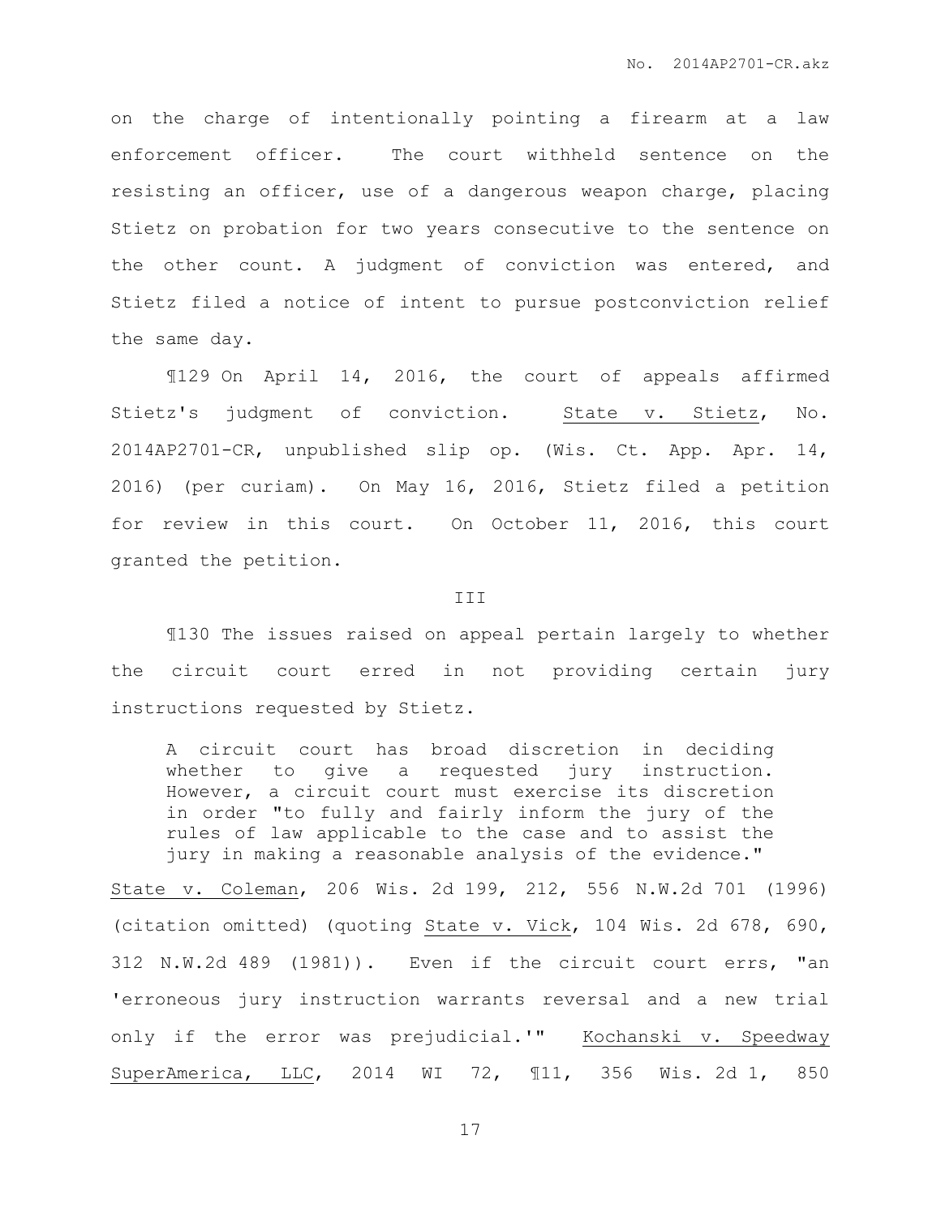on the charge of intentionally pointing a firearm at a law enforcement officer. The court withheld sentence on the resisting an officer, use of a dangerous weapon charge, placing Stietz on probation for two years consecutive to the sentence on the other count. A judgment of conviction was entered, and Stietz filed a notice of intent to pursue postconviction relief the same day.

¶129 On April 14, 2016, the court of appeals affirmed Stietz's judgment of conviction. State v. Stietz, No. 2014AP2701-CR, unpublished slip op. (Wis. Ct. App. Apr. 14, 2016) (per curiam). On May 16, 2016, Stietz filed a petition for review in this court. On October 11, 2016, this court granted the petition.

III

¶130 The issues raised on appeal pertain largely to whether the circuit court erred in not providing certain jury instructions requested by Stietz.

> A circuit court has broad discretion in deciding whether to give a requested jury instruction. However, a circuit court must exercise its discretion in order "to fully and fairly inform the jury of the rules of law applicable to the case and to assist the jury in making a reasonable analysis of the evidence."

State v. Coleman, 206 Wis. 2d 199, 212, 556 N.W.2d 701 (1996) (citation omitted) (quoting State v. Vick, 104 Wis. 2d 678, 690, 312 N.W.2d 489 (1981)). Even if the circuit court errs, "an 'erroneous jury instruction warrants reversal and a new trial only if the error was prejudicial.'" Kochanski v. Speedway SuperAmerica, LLC, 2014 WI 72, ¶11, 356 Wis. 2d 1, 850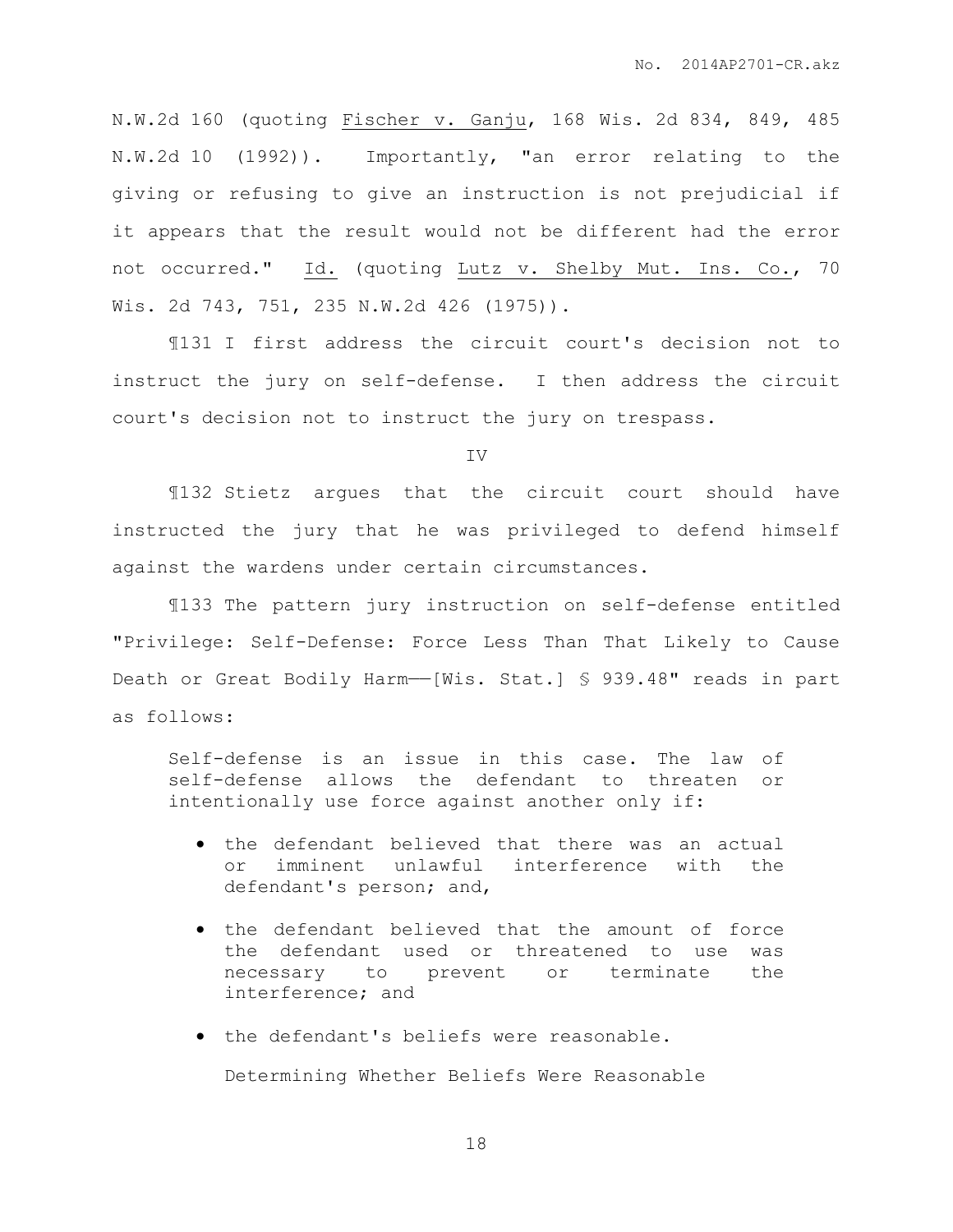N.W.2d 160 (quoting Fischer v. Ganju, 168 Wis. 2d 834, 849, 485 N.W.2d 10 (1992)). Importantly, "an error relating to the giving or refusing to give an instruction is not prejudicial if it appears that the result would not be different had the error not occurred." Id. (quoting Lutz v. Shelby Mut. Ins. Co., 70 Wis. 2d 743, 751, 235 N.W.2d 426 (1975)).

¶131 I first address the circuit court's decision not to instruct the jury on self-defense. I then address the circuit court's decision not to instruct the jury on trespass.

IV

¶132 Stietz argues that the circuit court should have instructed the jury that he was privileged to defend himself against the wardens under certain circumstances.

¶133 The pattern jury instruction on self-defense entitled "Privilege: Self-Defense: Force Less Than That Likely to Cause Death or Great Bodily Harm——[Wis. Stat.] § 939.48" reads in part as follows:

> Self-defense is an issue in this case. The law of self-defense allows the defendant to threaten or intentionally use force against another only if:
>
> - the defendant believed that there was an actual or imminent unlawful interference with the defendant's person; and,
> - the defendant believed that the amount of force the defendant used or threatened to use was necessary to prevent or terminate the interference; and
> - the defendant's beliefs were reasonable.
>
> Determining Whether Beliefs Were Reasonable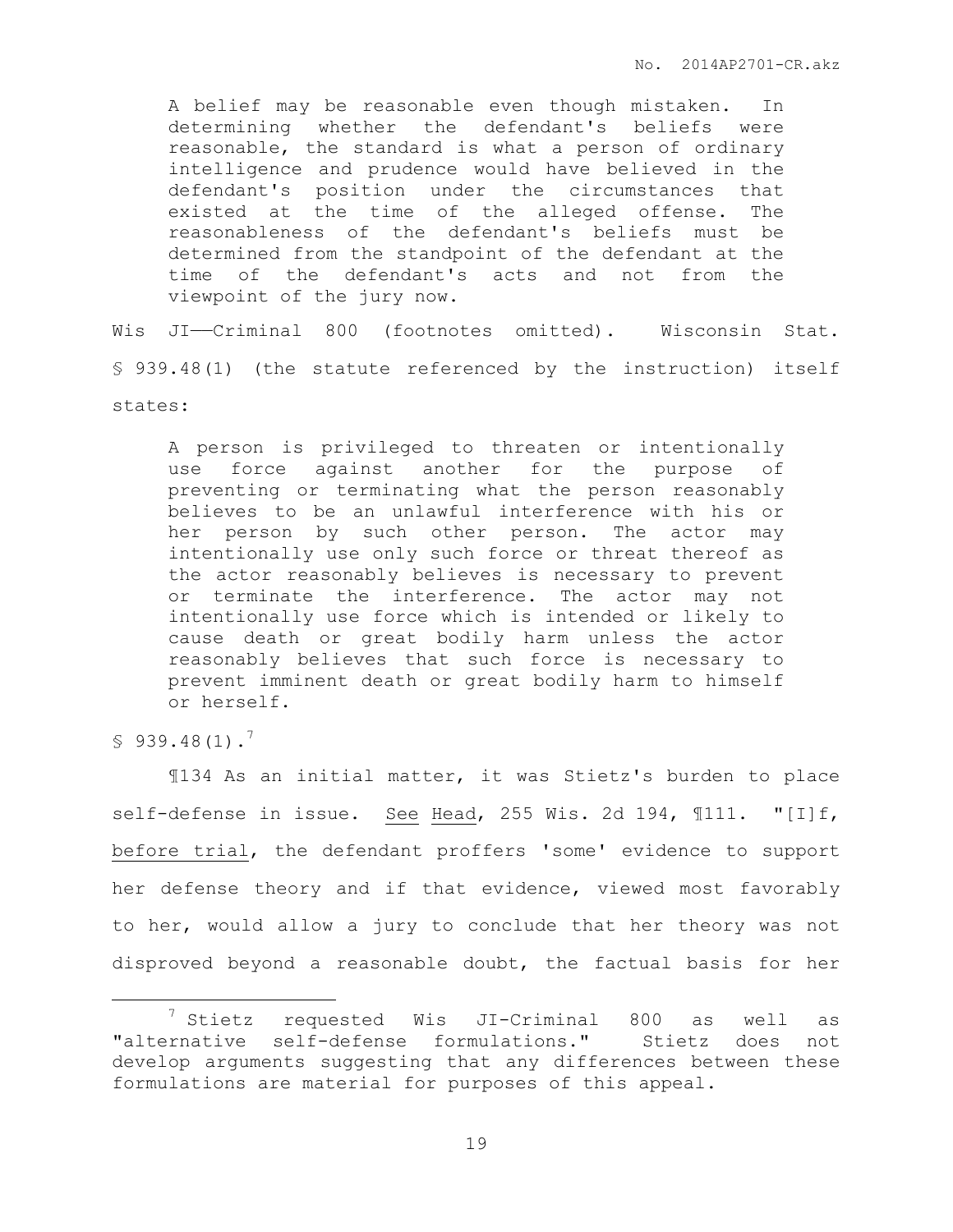> A belief may be reasonable even though mistaken. In determining whether the defendant's beliefs were reasonable, the standard is what a person of ordinary intelligence and prudence would have believed in the defendant's position under the circumstances that existed at the time of the alleged offense. The reasonableness of the defendant's beliefs must be determined from the standpoint of the defendant at the time of the defendant's acts and not from the viewpoint of the jury now.

Wis JI——Criminal 800 (footnotes omitted). Wisconsin Stat. § 939.48(1) (the statute referenced by the instruction) itself states:

> A person is privileged to threaten or intentionally use force against another for the purpose of preventing or terminating what the person reasonably believes to be an unlawful interference with his or her person by such other person. The actor may intentionally use only such force or threat thereof as the actor reasonably believes is necessary to prevent or terminate the interference. The actor may not intentionally use force which is intended or likely to cause death or great bodily harm unless the actor reasonably believes that such force is necessary to prevent imminent death or great bodily harm to himself or herself.

§ 939.48(1).[7]

¶134 As an initial matter, it was Stietz's burden to place self-defense in issue. See Head, 255 Wis. 2d 194, ¶111. "[I]f, before trial, the defendant proffers 'some' evidence to support her defense theory and if that evidence, viewed most favorably to her, would allow a jury to conclude that her theory was not disproved beyond a reasonable doubt, the factual basis for her

---

[7] Stietz requested Wis JI-Criminal 800 as well as "alternative self-defense formulations." Stietz does not develop arguments suggesting that any differences between these formulations are material for purposes of this appeal.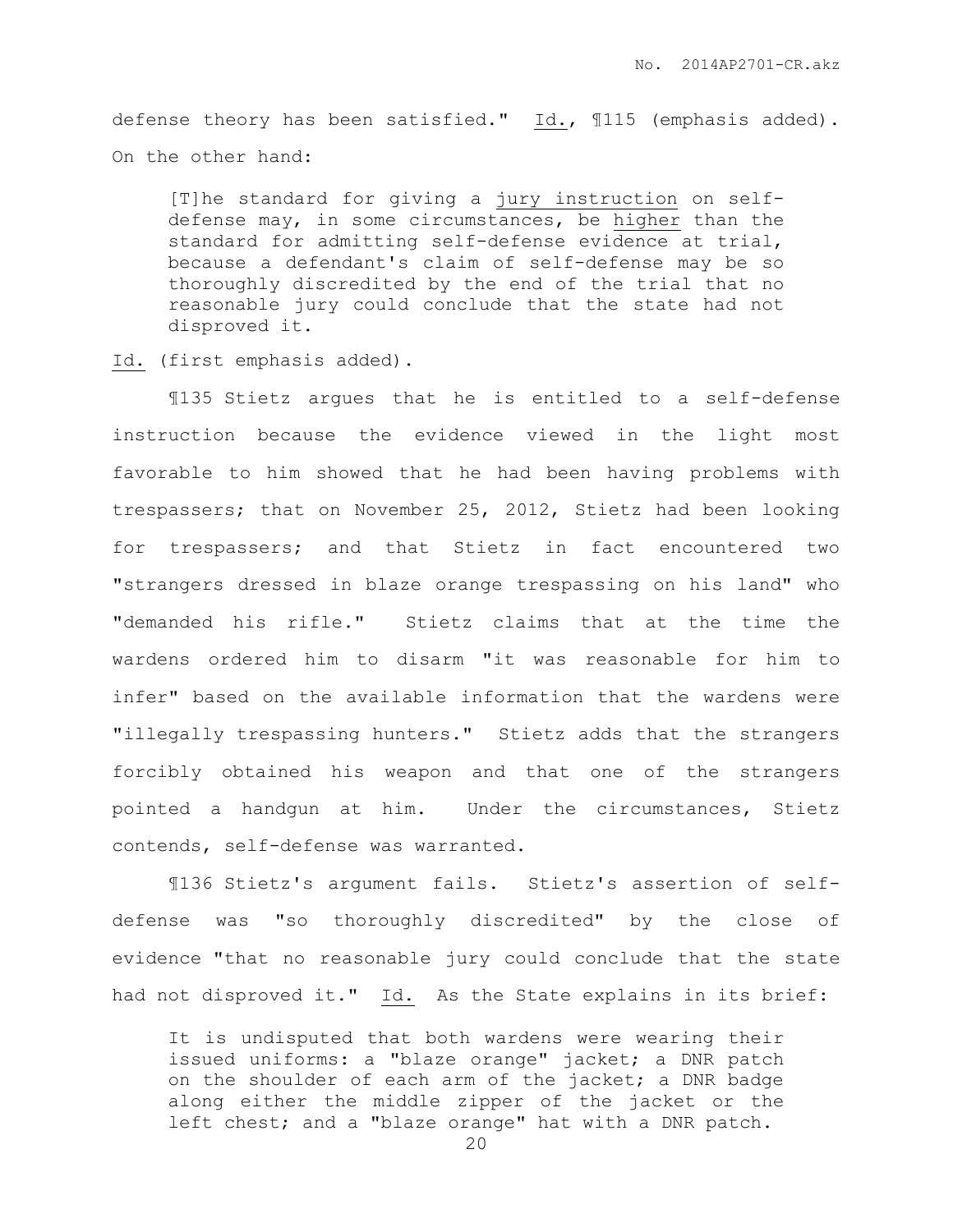defense theory has been satisfied." Id., ¶115 (emphasis added). On the other hand:

> [T]he standard for giving a jury instruction on self-defense may, in some circumstances, be higher than the standard for admitting self-defense evidence at trial, because a defendant's claim of self-defense may be so thoroughly discredited by the end of the trial that no reasonable jury could conclude that the state had not disproved it.

Id. (first emphasis added).

¶135 Stietz argues that he is entitled to a self-defense instruction because the evidence viewed in the light most favorable to him showed that he had been having problems with trespassers; that on November 25, 2012, Stietz had been looking for trespassers; and that Stietz in fact encountered two "strangers dressed in blaze orange trespassing on his land" who "demanded his rifle." Stietz claims that at the time the wardens ordered him to disarm "it was reasonable for him to infer" based on the available information that the wardens were "illegally trespassing hunters." Stietz adds that the strangers forcibly obtained his weapon and that one of the strangers pointed a handgun at him. Under the circumstances, Stietz contends, self-defense was warranted.

¶136 Stietz's argument fails. Stietz's assertion of self-defense was "so thoroughly discredited" by the close of evidence "that no reasonable jury could conclude that the state had not disproved it." Id. As the State explains in its brief:

> It is undisputed that both wardens were wearing their issued uniforms: a "blaze orange" jacket; a DNR patch on the shoulder of each arm of the jacket; a DNR badge along either the middle zipper of the jacket or the left chest; and a "blaze orange" hat with a DNR patch.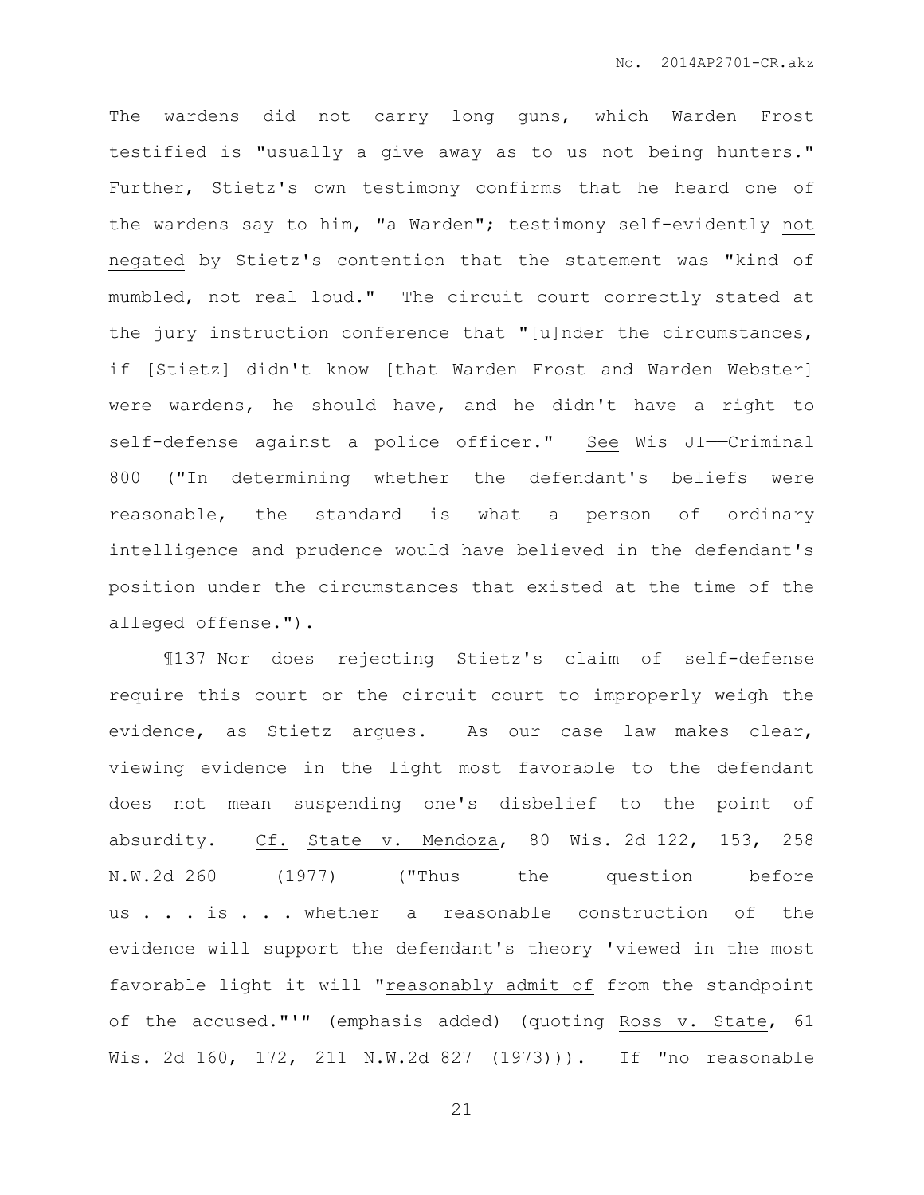The wardens did not carry long guns, which Warden Frost testified is "usually a give away as to us not being hunters." Further, Stietz's own testimony confirms that he heard one of the wardens say to him, "a Warden"; testimony self-evidently not negated by Stietz's contention that the statement was "kind of mumbled, not real loud." The circuit court correctly stated at the jury instruction conference that "[u]nder the circumstances, if [Stietz] didn't know [that Warden Frost and Warden Webster] were wardens, he should have, and he didn't have a right to self-defense against a police officer." See Wis JI——Criminal 800 ("In determining whether the defendant's beliefs were reasonable, the standard is what a person of ordinary intelligence and prudence would have believed in the defendant's position under the circumstances that existed at the time of the alleged offense.").

¶137 Nor does rejecting Stietz's claim of self-defense require this court or the circuit court to improperly weigh the evidence, as Stietz argues. As our case law makes clear, viewing evidence in the light most favorable to the defendant does not mean suspending one's disbelief to the point of absurdity. Cf. State v. Mendoza, 80 Wis. 2d 122, 153, 258 N.W.2d 260 (1977) ("Thus the question before us . . . is . . . whether a reasonable construction of the evidence will support the defendant's theory 'viewed in the most favorable light it will "reasonably admit of from the standpoint of the accused."'" (emphasis added) (quoting Ross v. State, 61 Wis. 2d 160, 172, 211 N.W.2d 827 (1973))). If "no reasonable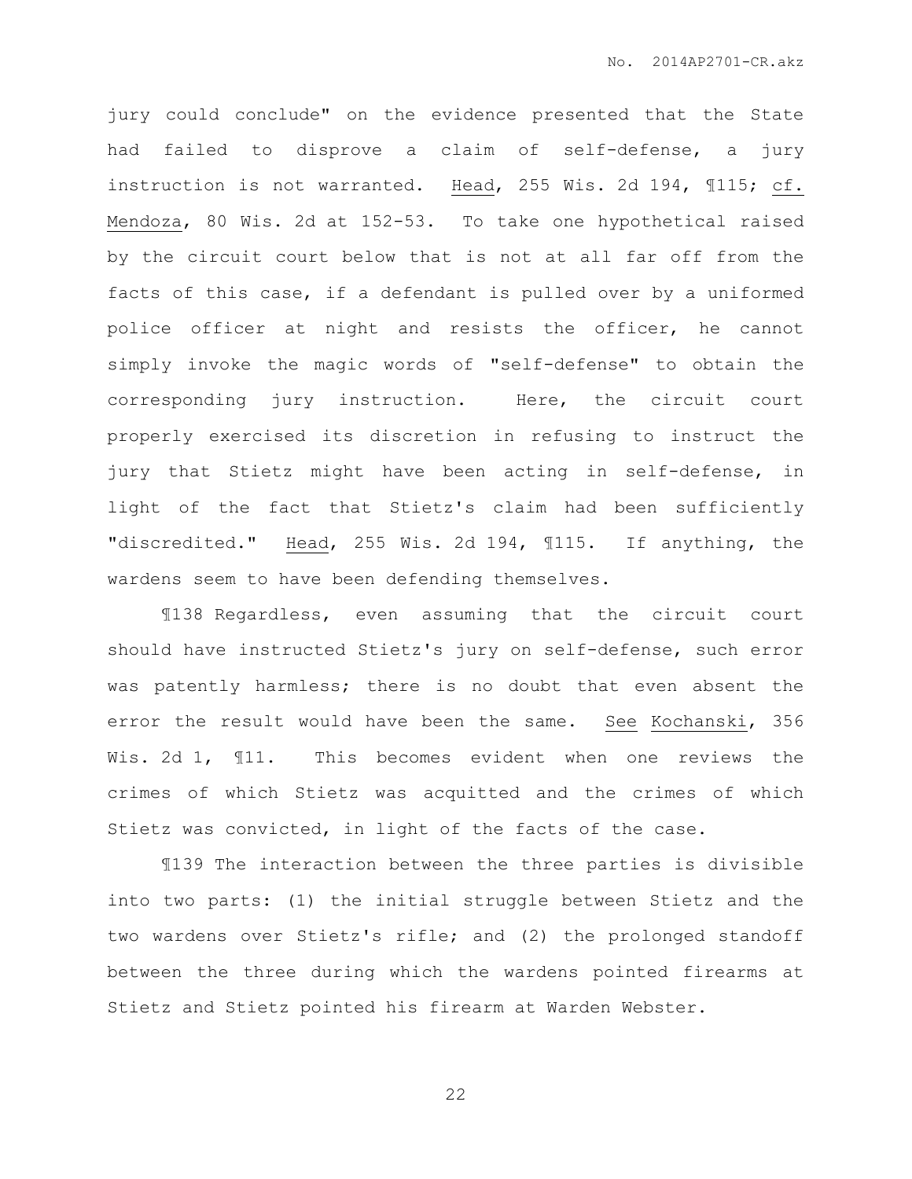jury could conclude" on the evidence presented that the State had failed to disprove a claim of self-defense, a jury instruction is not warranted. Head, 255 Wis. 2d 194, ¶115; cf. Mendoza, 80 Wis. 2d at 152-53. To take one hypothetical raised by the circuit court below that is not at all far off from the facts of this case, if a defendant is pulled over by a uniformed police officer at night and resists the officer, he cannot simply invoke the magic words of "self-defense" to obtain the corresponding jury instruction. Here, the circuit court properly exercised its discretion in refusing to instruct the jury that Stietz might have been acting in self-defense, in light of the fact that Stietz's claim had been sufficiently "discredited." Head, 255 Wis. 2d 194, ¶115. If anything, the wardens seem to have been defending themselves.

¶138 Regardless, even assuming that the circuit court should have instructed Stietz's jury on self-defense, such error was patently harmless; there is no doubt that even absent the error the result would have been the same. See Kochanski, 356 Wis. 2d 1, ¶11. This becomes evident when one reviews the crimes of which Stietz was acquitted and the crimes of which Stietz was convicted, in light of the facts of the case.

¶139 The interaction between the three parties is divisible into two parts: (1) the initial struggle between Stietz and the two wardens over Stietz's rifle; and (2) the prolonged standoff between the three during which the wardens pointed firearms at Stietz and Stietz pointed his firearm at Warden Webster.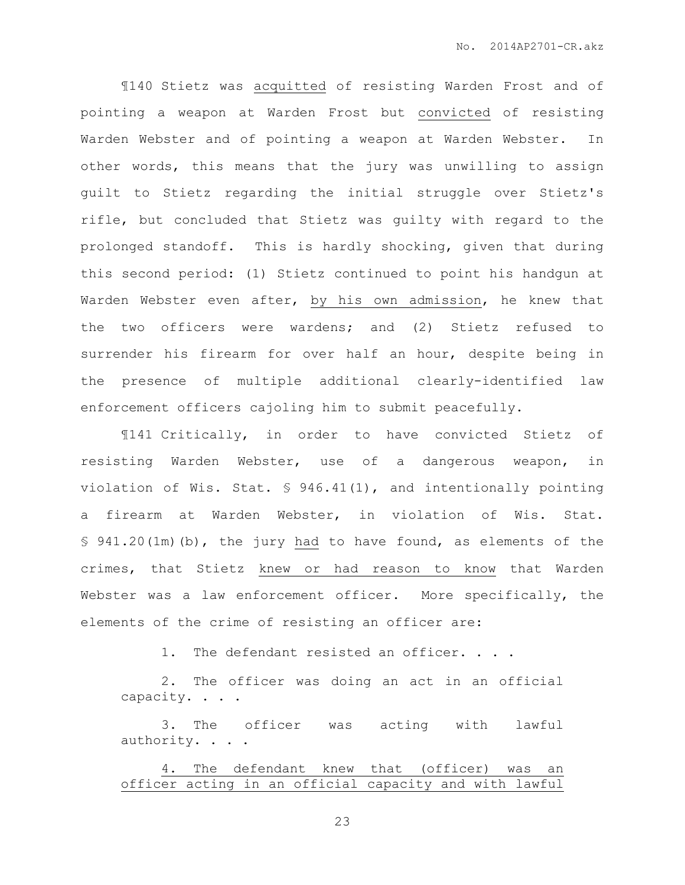¶140 Stietz was <u>acquitted</u> of resisting Warden Frost and of pointing a weapon at Warden Frost but <u>convicted</u> of resisting Warden Webster and of pointing a weapon at Warden Webster. In other words, this means that the jury was unwilling to assign guilt to Stietz regarding the initial struggle over Stietz's rifle, but concluded that Stietz was guilty with regard to the prolonged standoff. This is hardly shocking, given that during this second period: (1) Stietz continued to point his handgun at Warden Webster even after, <u>by his own admission</u>, he knew that the two officers were wardens; and (2) Stietz refused to surrender his firearm for over half an hour, despite being in the presence of multiple additional clearly-identified law enforcement officers cajoling him to submit peacefully.

¶141 Critically, in order to have convicted Stietz of resisting Warden Webster, use of a dangerous weapon, in violation of Wis. Stat. § 946.41(1), and intentionally pointing a firearm at Warden Webster, in violation of Wis. Stat. § 941.20(1m)(b), the jury <u>had</u> to have found, as elements of the crimes, that Stietz <u>knew or had reason to know</u> that Warden Webster was a law enforcement officer. More specifically, the elements of the crime of resisting an officer are:

> 1. The defendant resisted an officer. . . .
>
> 2. The officer was doing an act in an official capacity. . . .
>
> 3. The officer was acting with lawful authority. . . .
>
> <u>4. The defendant knew that (officer) was an officer acting in an official capacity and with lawful</u>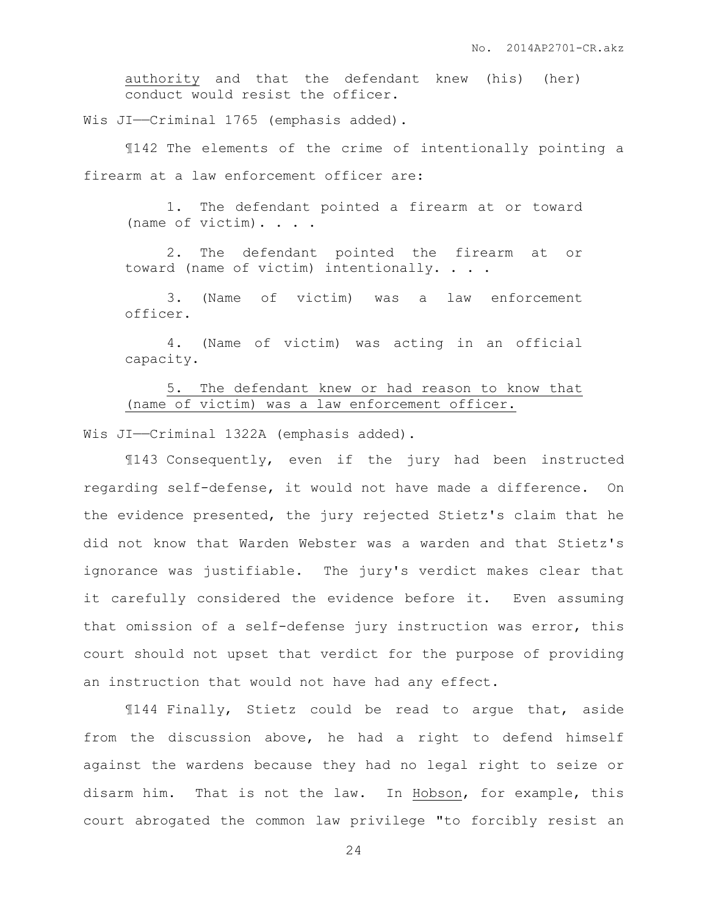authority and that the defendant knew (his) (her) conduct would resist the officer.

Wis JI——Criminal 1765 (emphasis added).

¶142 The elements of the crime of intentionally pointing a firearm at a law enforcement officer are:

> 1. The defendant pointed a firearm at or toward (name of victim). . . .
>
> 2. The defendant pointed the firearm at or toward (name of victim) intentionally. . . .
>
> 3. (Name of victim) was a law enforcement officer.
>
> 4. (Name of victim) was acting in an official capacity.
>
> 5. The defendant knew or had reason to know that (name of victim) was a law enforcement officer.

Wis JI——Criminal 1322A (emphasis added).

¶143 Consequently, even if the jury had been instructed regarding self-defense, it would not have made a difference. On the evidence presented, the jury rejected Stietz's claim that he did not know that Warden Webster was a warden and that Stietz's ignorance was justifiable. The jury's verdict makes clear that it carefully considered the evidence before it. Even assuming that omission of a self-defense jury instruction was error, this court should not upset that verdict for the purpose of providing an instruction that would not have had any effect.

¶144 Finally, Stietz could be read to argue that, aside from the discussion above, he had a right to defend himself against the wardens because they had no legal right to seize or disarm him. That is not the law. In Hobson, for example, this court abrogated the common law privilege "to forcibly resist an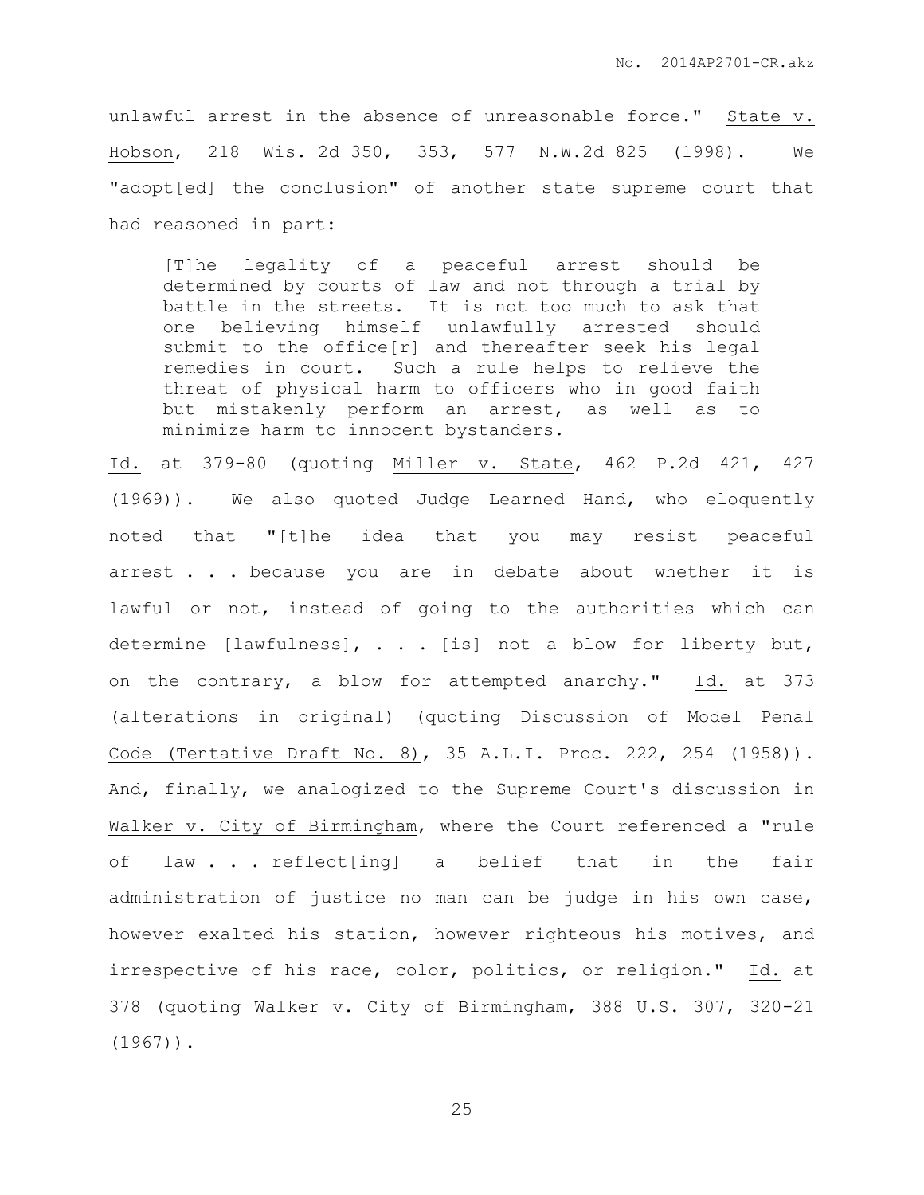unlawful arrest in the absence of unreasonable force." State v. Hobson, 218 Wis. 2d 350, 353, 577 N.W.2d 825 (1998). We "adopt[ed] the conclusion" of another state supreme court that had reasoned in part:

> [T]he legality of a peaceful arrest should be determined by courts of law and not through a trial by battle in the streets. It is not too much to ask that one believing himself unlawfully arrested should submit to the office[r] and thereafter seek his legal remedies in court. Such a rule helps to relieve the threat of physical harm to officers who in good faith but mistakenly perform an arrest, as well as to minimize harm to innocent bystanders.

Id. at 379-80 (quoting Miller v. State, 462 P.2d 421, 427 (1969)). We also quoted Judge Learned Hand, who eloquently noted that "[t]he idea that you may resist peaceful arrest . . . because you are in debate about whether it is lawful or not, instead of going to the authorities which can determine [lawfulness], . . . [is] not a blow for liberty but, on the contrary, a blow for attempted anarchy." Id. at 373 (alterations in original) (quoting Discussion of Model Penal Code (Tentative Draft No. 8), 35 A.L.I. Proc. 222, 254 (1958)). And, finally, we analogized to the Supreme Court's discussion in Walker v. City of Birmingham, where the Court referenced a "rule of law . . . reflect[ing] a belief that in the fair administration of justice no man can be judge in his own case, however exalted his station, however righteous his motives, and irrespective of his race, color, politics, or religion." Id. at 378 (quoting Walker v. City of Birmingham, 388 U.S. 307, 320-21 (1967)).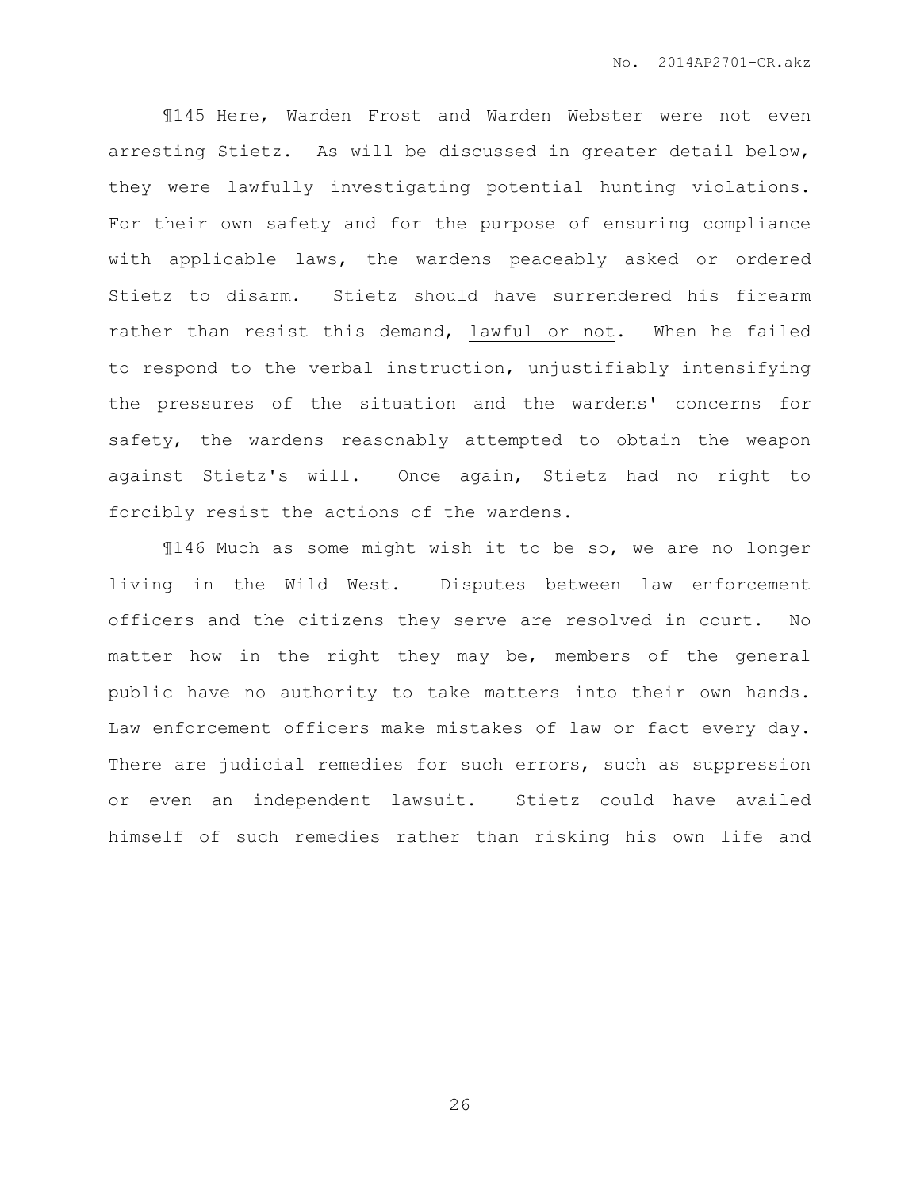¶145 Here, Warden Frost and Warden Webster were not even arresting Stietz. As will be discussed in greater detail below, they were lawfully investigating potential hunting violations. For their own safety and for the purpose of ensuring compliance with applicable laws, the wardens peaceably asked or ordered Stietz to disarm. Stietz should have surrendered his firearm rather than resist this demand, <u>lawful or not</u>. When he failed to respond to the verbal instruction, unjustifiably intensifying the pressures of the situation and the wardens' concerns for safety, the wardens reasonably attempted to obtain the weapon against Stietz's will. Once again, Stietz had no right to forcibly resist the actions of the wardens.

¶146 Much as some might wish it to be so, we are no longer living in the Wild West. Disputes between law enforcement officers and the citizens they serve are resolved in court. No matter how in the right they may be, members of the general public have no authority to take matters into their own hands. Law enforcement officers make mistakes of law or fact every day. There are judicial remedies for such errors, such as suppression or even an independent lawsuit. Stietz could have availed himself of such remedies rather than risking his own life and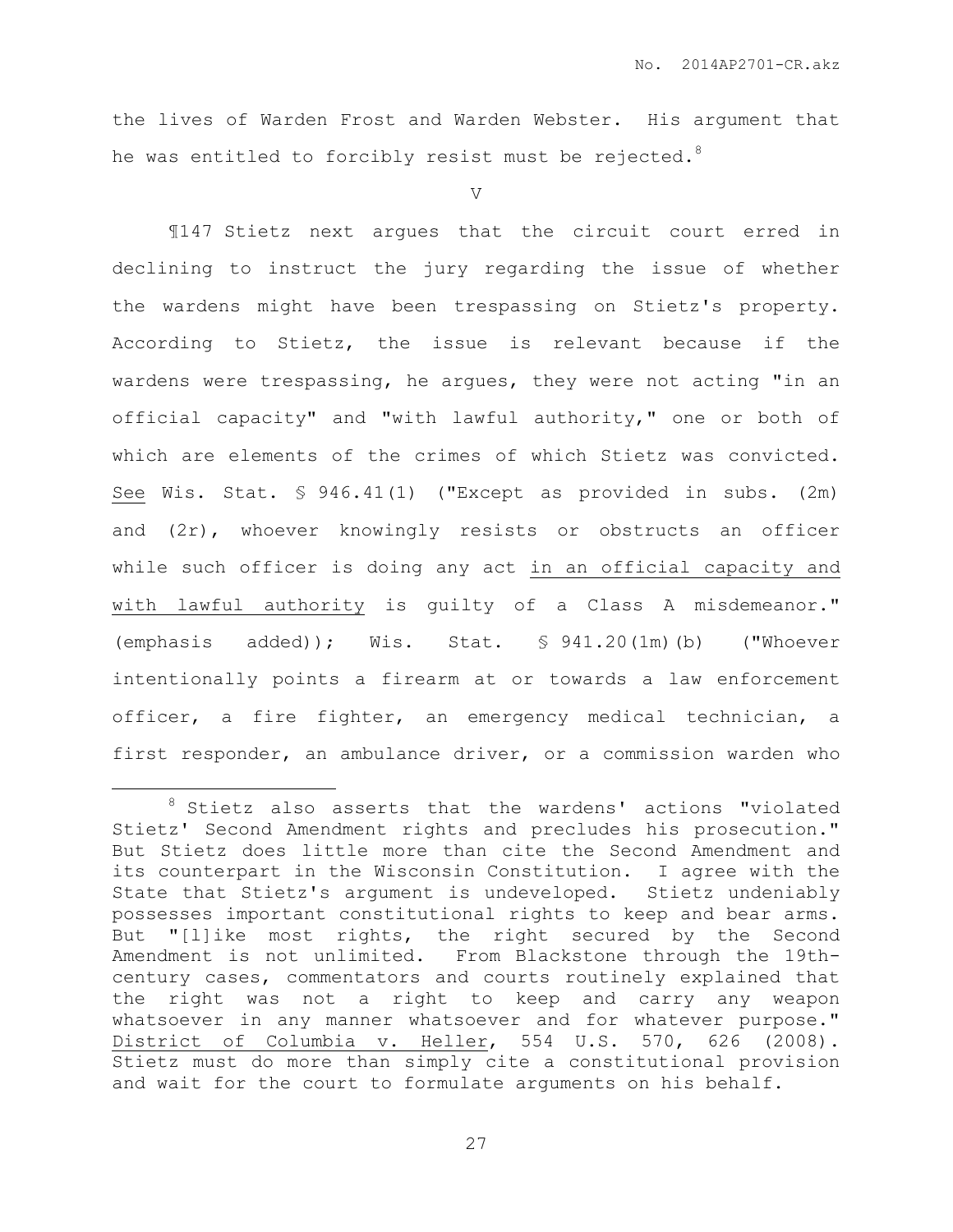the lives of Warden Frost and Warden Webster. His argument that he was entitled to forcibly resist must be rejected.[8]

V

¶147 Stietz next argues that the circuit court erred in declining to instruct the jury regarding the issue of whether the wardens might have been trespassing on Stietz's property. According to Stietz, the issue is relevant because if the wardens were trespassing, he argues, they were not acting "in an official capacity" and "with lawful authority," one or both of which are elements of the crimes of which Stietz was convicted. See Wis. Stat. § 946.41(1) ("Except as provided in subs. (2m) and (2r), whoever knowingly resists or obstructs an officer while such officer is doing any act in an official capacity and with lawful authority is guilty of a Class A misdemeanor." (emphasis added)); Wis. Stat. § 941.20(1m)(b) ("Whoever intentionally points a firearm at or towards a law enforcement officer, a fire fighter, an emergency medical technician, a first responder, an ambulance driver, or a commission warden who

---

[8] Stietz also asserts that the wardens' actions "violated Stietz' Second Amendment rights and precludes his prosecution." But Stietz does little more than cite the Second Amendment and its counterpart in the Wisconsin Constitution. I agree with the State that Stietz's argument is undeveloped. Stietz undeniably possesses important constitutional rights to keep and bear arms. But "[l]ike most rights, the right secured by the Second Amendment is not unlimited. From Blackstone through the 19th-century cases, commentators and courts routinely explained that the right was not a right to keep and carry any weapon whatsoever in any manner whatsoever and for whatever purpose." District of Columbia v. Heller, 554 U.S. 570, 626 (2008). Stietz must do more than simply cite a constitutional provision and wait for the court to formulate arguments on his behalf.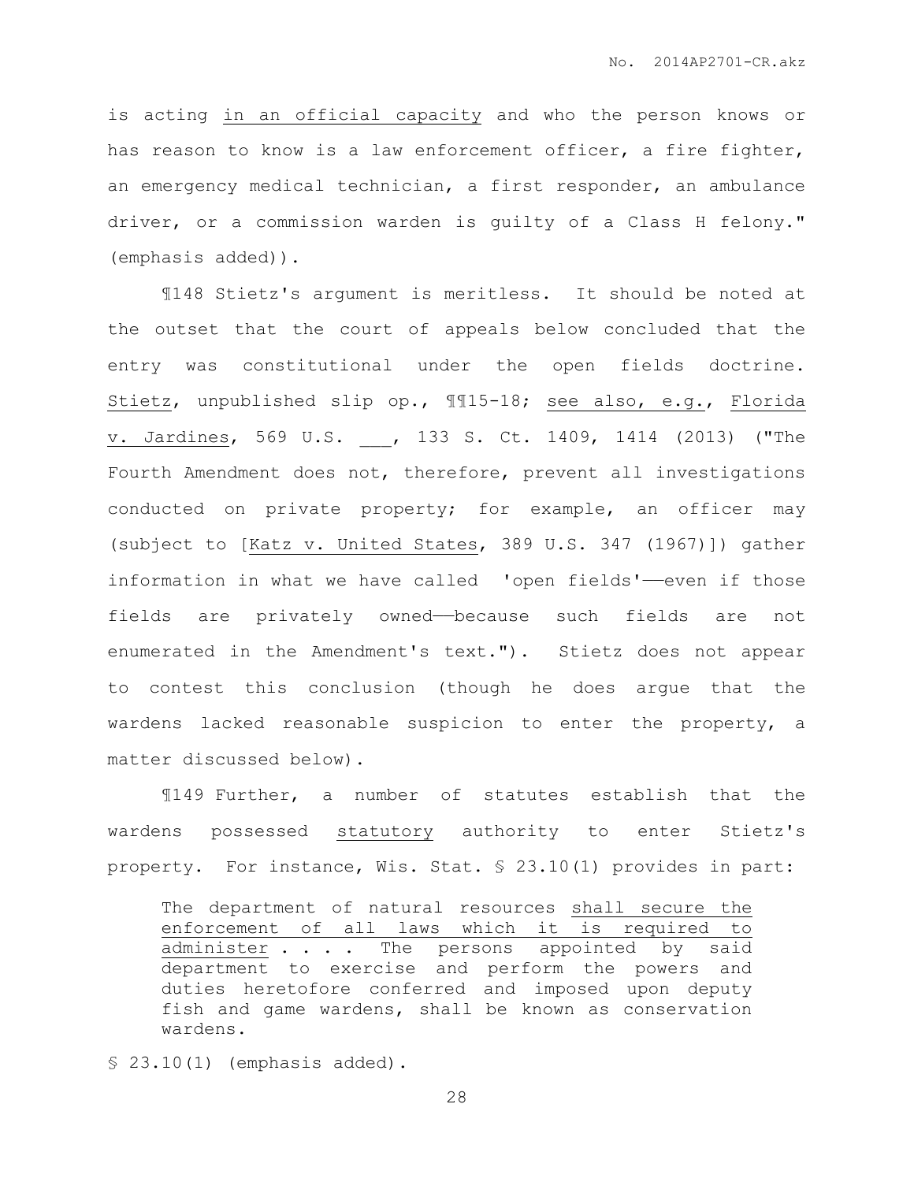is acting <u>in an official capacity</u> and who the person knows or has reason to know is a law enforcement officer, a fire fighter, an emergency medical technician, a first responder, an ambulance driver, or a commission warden is guilty of a Class H felony." (emphasis added)).

¶148 Stietz's argument is meritless. It should be noted at the outset that the court of appeals below concluded that the entry was constitutional under the open fields doctrine. <u>Stietz</u>, unpublished slip op., ¶¶15-18; <u>see also, e.g.</u>, <u>Florida v. Jardines</u>, 569 U.S. ___, 133 S. Ct. 1409, 1414 (2013) ("The Fourth Amendment does not, therefore, prevent all investigations conducted on private property; for example, an officer may (subject to [<u>Katz v. United States</u>, 389 U.S. 347 (1967)]) gather information in what we have called 'open fields'——even if those fields are privately owned——because such fields are not enumerated in the Amendment's text."). Stietz does not appear to contest this conclusion (though he does argue that the wardens lacked reasonable suspicion to enter the property, a matter discussed below).

¶149 Further, a number of statutes establish that the wardens possessed <u>statutory</u> authority to enter Stietz's property. For instance, Wis. Stat. § 23.10(1) provides in part:

> The department of natural resources <u>shall secure the enforcement of all laws which it is required to administer</u> . . . . The persons appointed by said department to exercise and perform the powers and duties heretofore conferred and imposed upon deputy fish and game wardens, shall be known as conservation wardens.

§ 23.10(1) (emphasis added).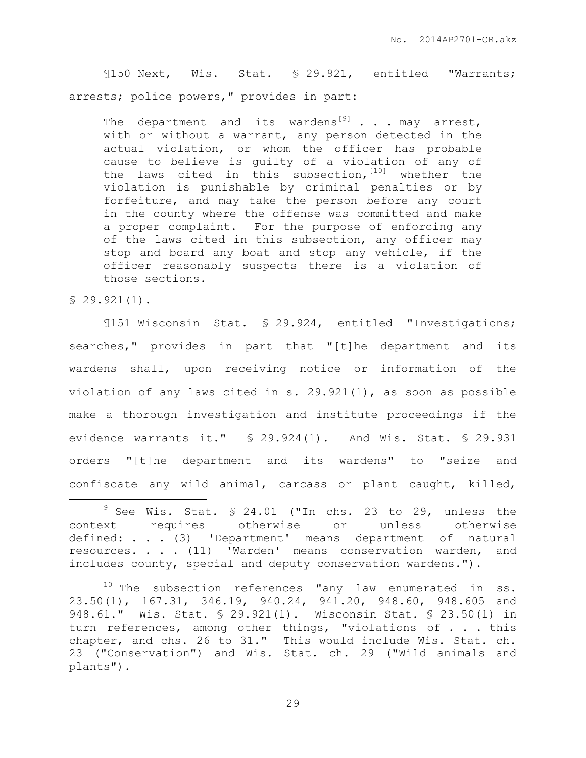¶150 Next, Wis. Stat. § 29.921, entitled "Warrants; arrests; police powers," provides in part:

> The department and its wardens[9] . . . may arrest, with or without a warrant, any person detected in the actual violation, or whom the officer has probable cause to believe is guilty of a violation of any of the laws cited in this subsection,[10] whether the violation is punishable by criminal penalties or by forfeiture, and may take the person before any court in the county where the offense was committed and make a proper complaint. For the purpose of enforcing any of the laws cited in this subsection, any officer may stop and board any boat and stop any vehicle, if the officer reasonably suspects there is a violation of those sections.

§ 29.921(1).

¶151 Wisconsin Stat. § 29.924, entitled "Investigations; searches," provides in part that "[t]he department and its wardens shall, upon receiving notice or information of the violation of any laws cited in s. 29.921(1), as soon as possible make a thorough investigation and institute proceedings if the evidence warrants it." § 29.924(1). And Wis. Stat. § 29.931 orders "[t]he department and its wardens" to "seize and confiscate any wild animal, carcass or plant caught, killed,

---

[9] See Wis. Stat. § 24.01 ("In chs. 23 to 29, unless the context requires otherwise or unless otherwise defined: . . . (3) 'Department' means department of natural resources. . . . (11) 'Warden' means conservation warden, and includes county, special and deputy conservation wardens.").

[10] The subsection references "any law enumerated in ss. 23.50(1), 167.31, 346.19, 940.24, 941.20, 948.60, 948.605 and 948.61." Wis. Stat. § 29.921(1). Wisconsin Stat. § 23.50(1) in turn references, among other things, "violations of . . . this chapter, and chs. 26 to 31." This would include Wis. Stat. ch. 23 ("Conservation") and Wis. Stat. ch. 29 ("Wild animals and plants").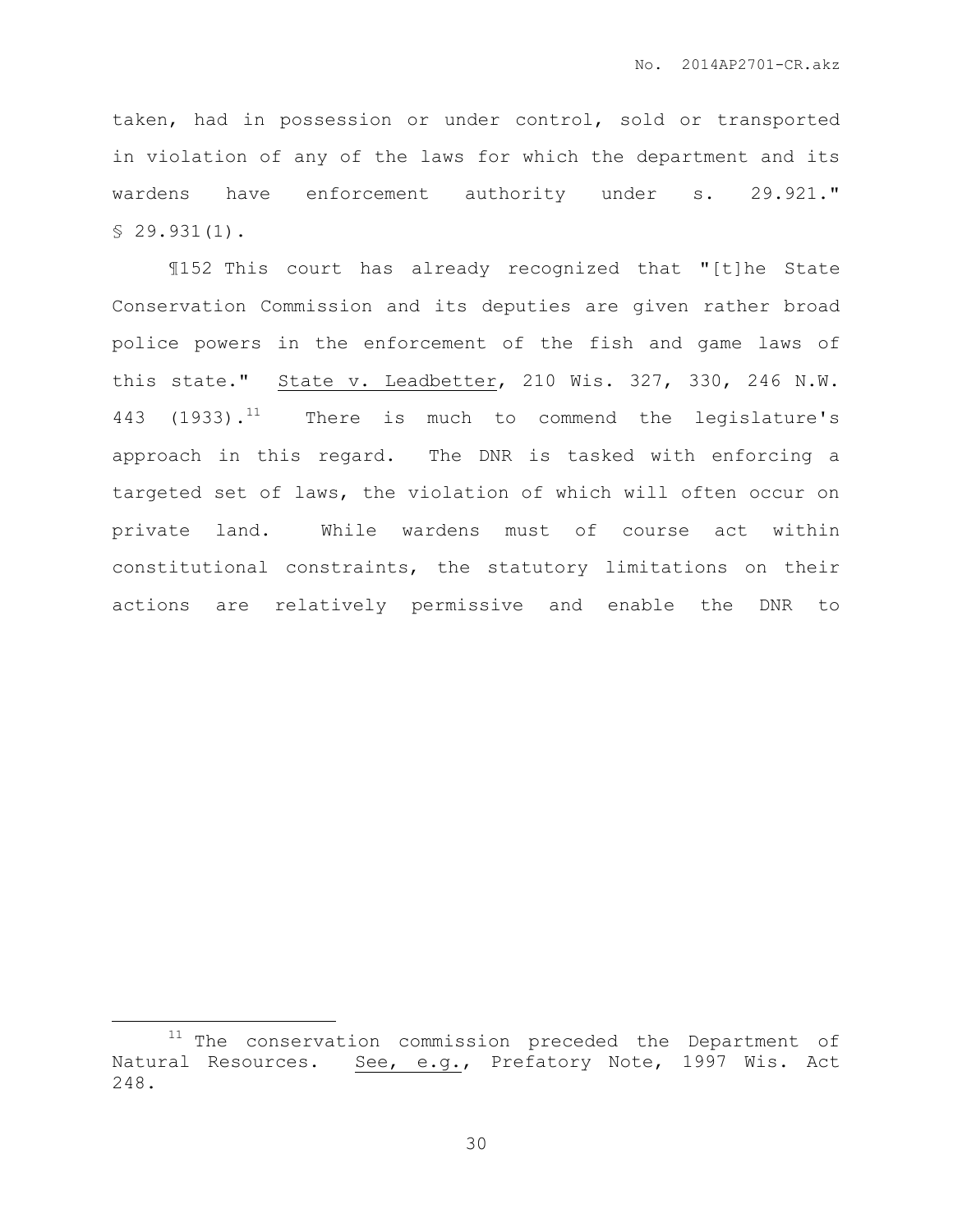taken, had in possession or under control, sold or transported in violation of any of the laws for which the department and its wardens have enforcement authority under s. 29.921." § 29.931(1).

¶152 This court has already recognized that "[t]he State Conservation Commission and its deputies are given rather broad police powers in the enforcement of the fish and game laws of this state." State v. Leadbetter, 210 Wis. 327, 330, 246 N.W. 443 (1933).[11] There is much to commend the legislature's approach in this regard. The DNR is tasked with enforcing a targeted set of laws, the violation of which will often occur on private land. While wardens must of course act within constitutional constraints, the statutory limitations on their actions are relatively permissive and enable the DNR to

---

[11] The conservation commission preceded the Department of Natural Resources. See, e.g., Prefatory Note, 1997 Wis. Act 248.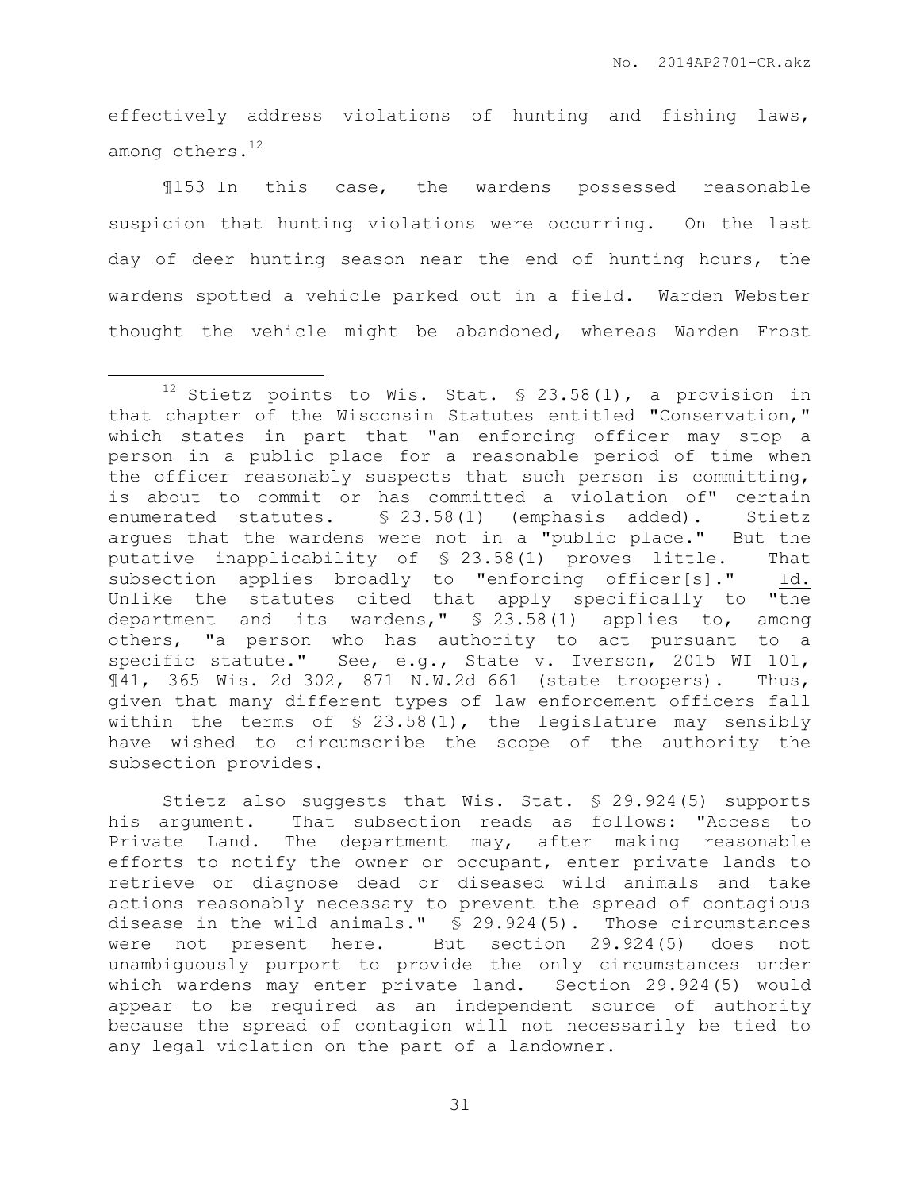effectively address violations of hunting and fishing laws, among others.[12]

¶153 In this case, the wardens possessed reasonable suspicion that hunting violations were occurring. On the last day of deer hunting season near the end of hunting hours, the wardens spotted a vehicle parked out in a field. Warden Webster thought the vehicle might be abandoned, whereas Warden Frost

---

[12] Stietz points to Wis. Stat. § 23.58(1), a provision in that chapter of the Wisconsin Statutes entitled "Conservation," which states in part that "an enforcing officer may stop a person in a public place for a reasonable period of time when the officer reasonably suspects that such person is committing, is about to commit or has committed a violation of" certain enumerated statutes. § 23.58(1) (emphasis added). Stietz argues that the wardens were not in a "public place." But the putative inapplicability of § 23.58(1) proves little. That subsection applies broadly to "enforcing officer[s]." Id. Unlike the statutes cited that apply specifically to "the department and its wardens," § 23.58(1) applies to, among others, "a person who has authority to act pursuant to a specific statute." See, e.g., State v. Iverson, 2015 WI 101, ¶41, 365 Wis. 2d 302, 871 N.W.2d 661 (state troopers). Thus, given that many different types of law enforcement officers fall within the terms of § 23.58(1), the legislature may sensibly have wished to circumscribe the scope of the authority the subsection provides.

Stietz also suggests that Wis. Stat. § 29.924(5) supports his argument. That subsection reads as follows: "Access to Private Land. The department may, after making reasonable efforts to notify the owner or occupant, enter private lands to retrieve or diagnose dead or diseased wild animals and take actions reasonably necessary to prevent the spread of contagious disease in the wild animals." § 29.924(5). Those circumstances were not present here. But section 29.924(5) does not unambiguously purport to provide the only circumstances under which wardens may enter private land. Section 29.924(5) would appear to be required as an independent source of authority because the spread of contagion will not necessarily be tied to any legal violation on the part of a landowner.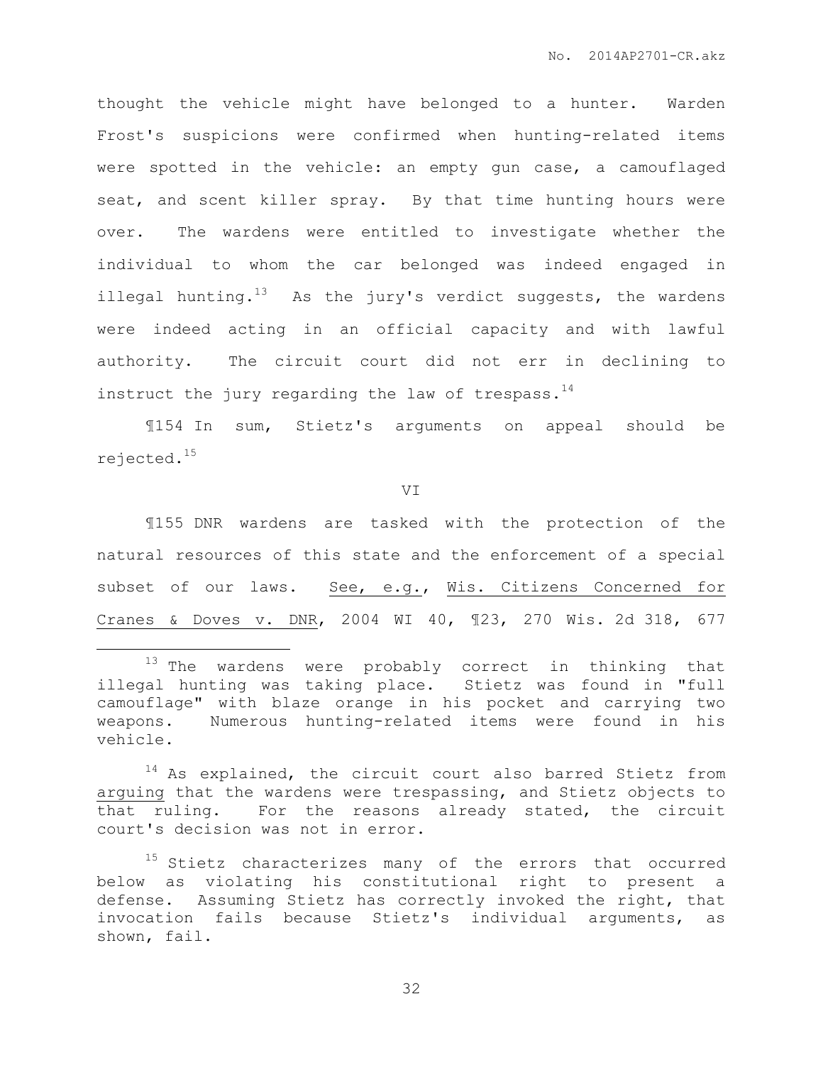thought the vehicle might have belonged to a hunter. Warden Frost's suspicions were confirmed when hunting-related items were spotted in the vehicle: an empty gun case, a camouflaged seat, and scent killer spray. By that time hunting hours were over. The wardens were entitled to investigate whether the individual to whom the car belonged was indeed engaged in illegal hunting.[13] As the jury's verdict suggests, the wardens were indeed acting in an official capacity and with lawful authority. The circuit court did not err in declining to instruct the jury regarding the law of trespass.[14]

¶154 In sum, Stietz's arguments on appeal should be rejected.[15]

VI

¶155 DNR wardens are tasked with the protection of the natural resources of this state and the enforcement of a special subset of our laws. See, e.g., Wis. Citizens Concerned for Cranes & Doves v. DNR, 2004 WI 40, ¶23, 270 Wis. 2d 318, 677

---

[13] The wardens were probably correct in thinking that illegal hunting was taking place. Stietz was found in "full camouflage" with blaze orange in his pocket and carrying two weapons. Numerous hunting-related items were found in his vehicle.

[14] As explained, the circuit court also barred Stietz from arguing that the wardens were trespassing, and Stietz objects to that ruling. For the reasons already stated, the circuit court's decision was not in error.

[15] Stietz characterizes many of the errors that occurred below as violating his constitutional right to present a defense. Assuming Stietz has correctly invoked the right, that invocation fails because Stietz's individual arguments, as shown, fail.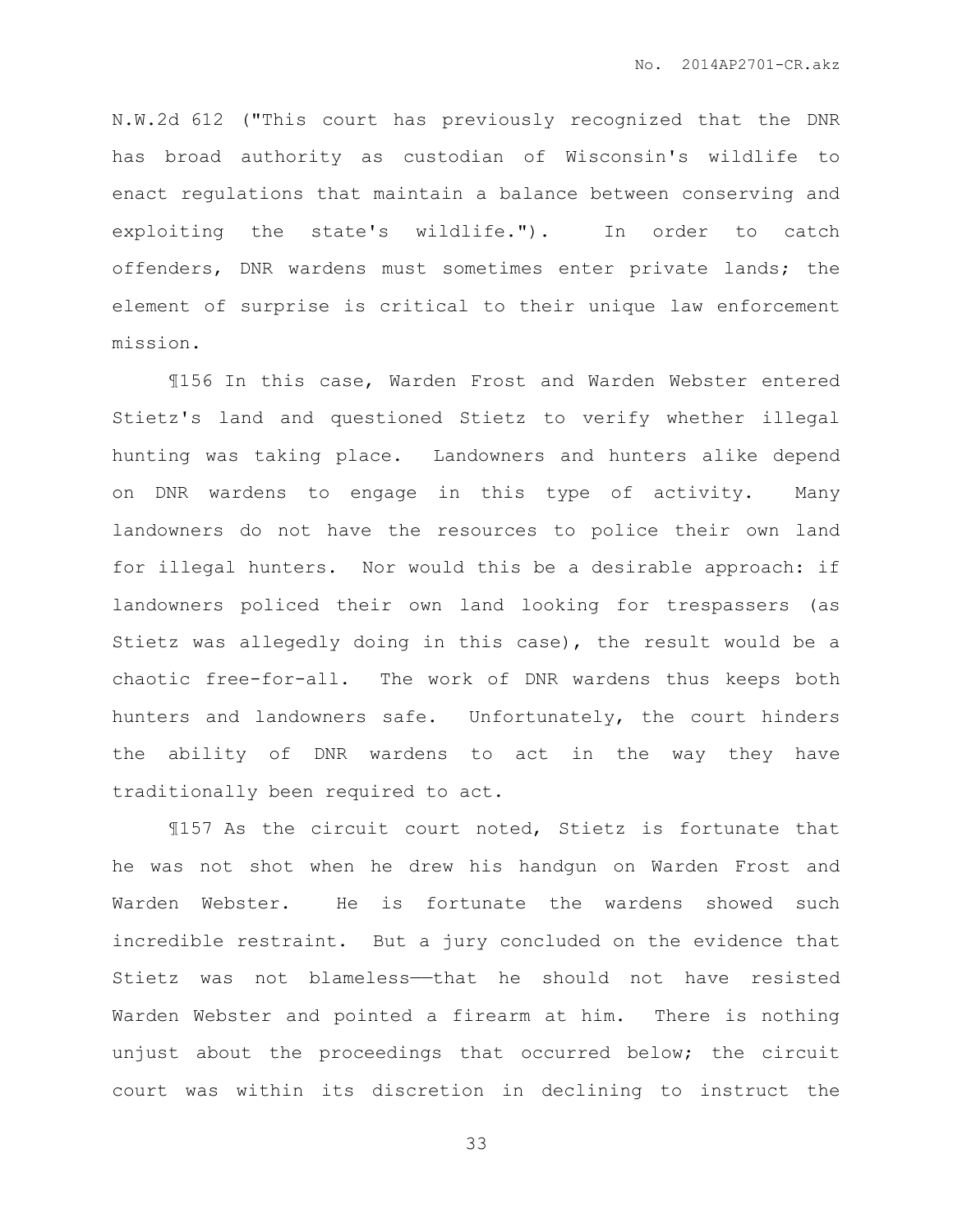N.W.2d 612 ("This court has previously recognized that the DNR has broad authority as custodian of Wisconsin's wildlife to enact regulations that maintain a balance between conserving and exploiting the state's wildlife."). In order to catch offenders, DNR wardens must sometimes enter private lands; the element of surprise is critical to their unique law enforcement mission.

¶156 In this case, Warden Frost and Warden Webster entered Stietz's land and questioned Stietz to verify whether illegal hunting was taking place. Landowners and hunters alike depend on DNR wardens to engage in this type of activity. Many landowners do not have the resources to police their own land for illegal hunters. Nor would this be a desirable approach: if landowners policed their own land looking for trespassers (as Stietz was allegedly doing in this case), the result would be a chaotic free-for-all. The work of DNR wardens thus keeps both hunters and landowners safe. Unfortunately, the court hinders the ability of DNR wardens to act in the way they have traditionally been required to act.

¶157 As the circuit court noted, Stietz is fortunate that he was not shot when he drew his handgun on Warden Frost and Warden Webster. He is fortunate the wardens showed such incredible restraint. But a jury concluded on the evidence that Stietz was not blameless——that he should not have resisted Warden Webster and pointed a firearm at him. There is nothing unjust about the proceedings that occurred below; the circuit court was within its discretion in declining to instruct the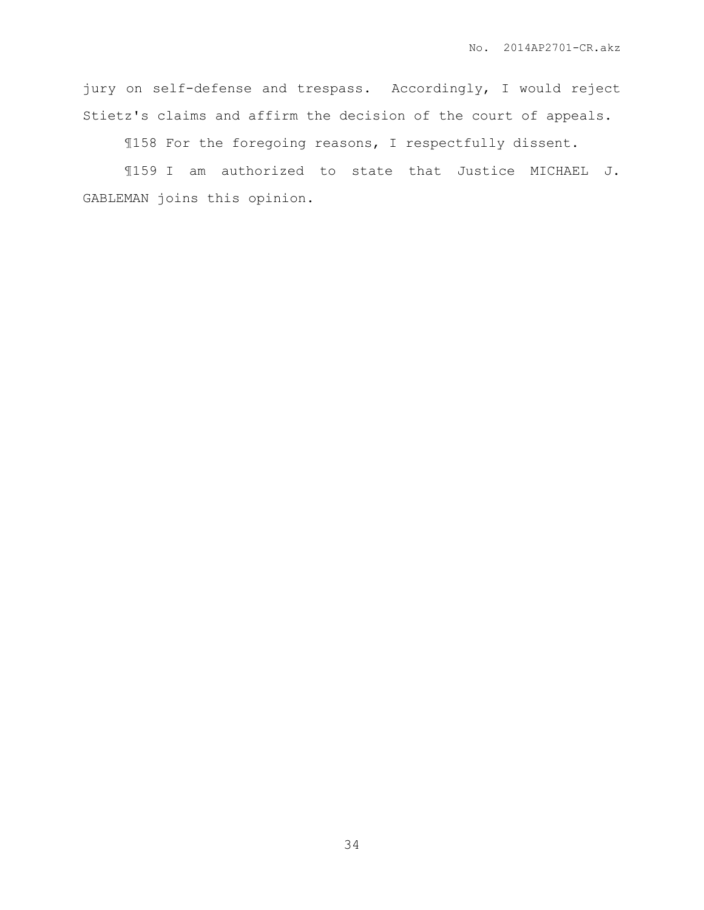jury on self-defense and trespass. Accordingly, I would reject Stietz's claims and affirm the decision of the court of appeals.

¶158 For the foregoing reasons, I respectfully dissent.

¶159 I am authorized to state that Justice MICHAEL J. GABLEMAN joins this opinion.